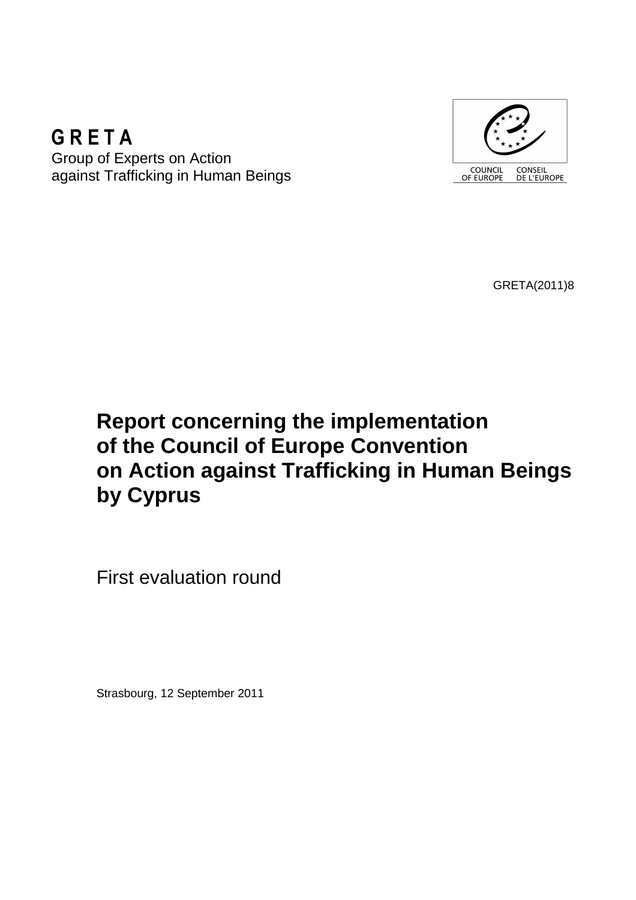**G R E T A**
Group of Experts on Action
against Trafficking in Human Beings

COUNCIL OF EUROPE CONSEIL DE L'EUROPE

GRETA(2011)8

# Report concerning the implementation of the Council of Europe Convention on Action against Trafficking in Human Beings by Cyprus

First evaluation round

Strasbourg, 12 September 2011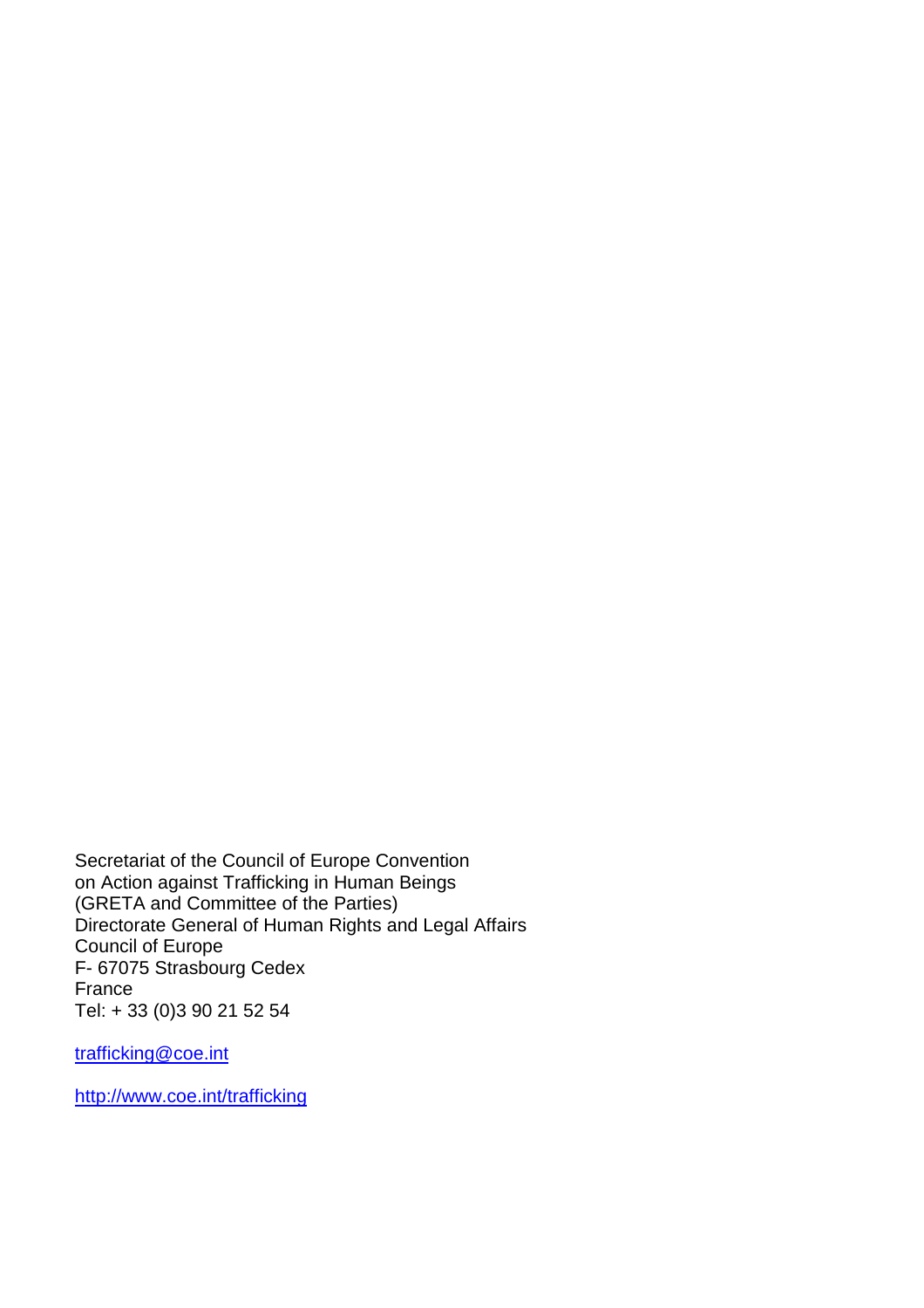Secretariat of the Council of Europe Convention
on Action against Trafficking in Human Beings
(GRETA and Committee of the Parties)
Directorate General of Human Rights and Legal Affairs
Council of Europe
F- 67075 Strasbourg Cedex
France
Tel: + 33 (0)3 90 21 52 54

trafficking@coe.int

http://www.coe.int/trafficking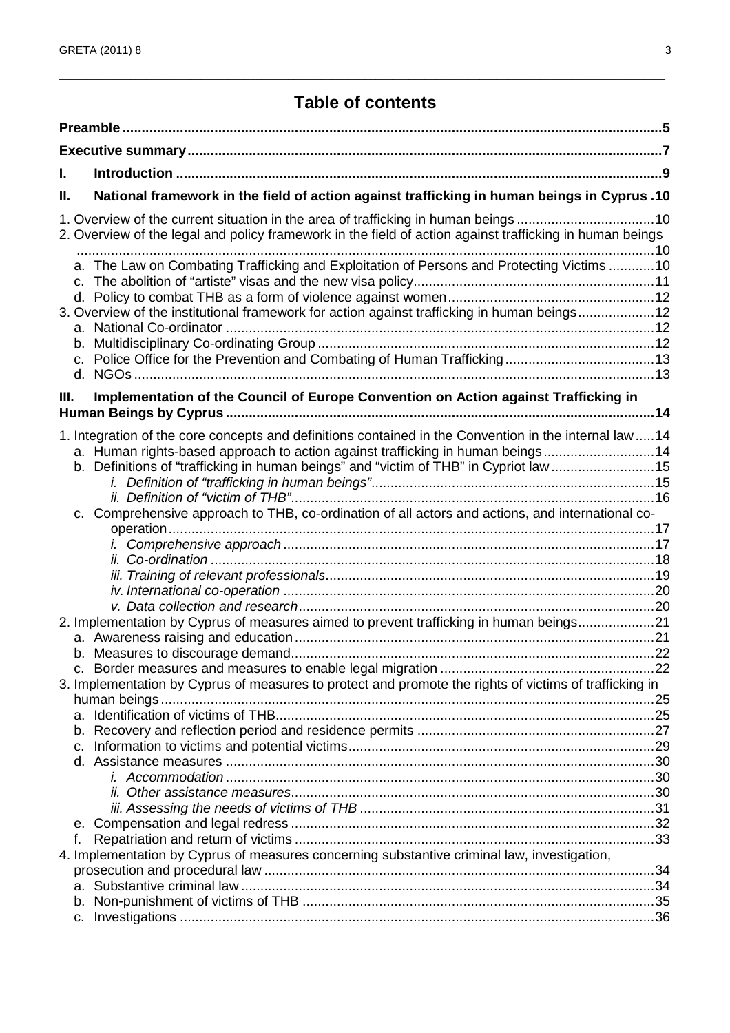# Table of contents

**Preamble** .....5

**Executive summary** .....7

**I. Introduction** .....9

**II. National framework in the field of action against trafficking in human beings in Cyprus** .....10

1. Overview of the current situation in the area of trafficking in human beings .....10
2. Overview of the legal and policy framework in the field of action against trafficking in human beings .....10
   - a. The Law on Combating Trafficking and Exploitation of Persons and Protecting Victims .....10
   - c. The abolition of "artiste" visas and the new visa policy .....11
   - d. Policy to combat THB as a form of violence against women .....12
3. Overview of the institutional framework for action against trafficking in human beings .....12
   - a. National Co-ordinator .....12
   - b. Multidisciplinary Co-ordinating Group .....12
   - c. Police Office for the Prevention and Combating of Human Trafficking .....13
   - d. NGOs .....13

**III. Implementation of the Council of Europe Convention on Action against Trafficking in Human Beings by Cyprus** .....14

1. Integration of the core concepts and definitions contained in the Convention in the internal law .....14
   - a. Human rights-based approach to action against trafficking in human beings .....14
   - b. Definitions of "trafficking in human beings" and "victim of THB" in Cypriot law .....15
     - *i. Definition of "trafficking in human beings"* .....15
     - *ii. Definition of "victim of THB"* .....16
   - c. Comprehensive approach to THB, co-ordination of all actors and actions, and international co-operation .....17
     - *i. Comprehensive approach* .....17
     - *ii. Co-ordination* .....18
     - *iii. Training of relevant professionals* .....19
     - *iv. International co-operation* .....20
     - *v. Data collection and research* .....20
2. Implementation by Cyprus of measures aimed to prevent trafficking in human beings .....21
   - a. Awareness raising and education .....21
   - b. Measures to discourage demand .....22
   - c. Border measures and measures to enable legal migration .....22
3. Implementation by Cyprus of measures to protect and promote the rights of victims of trafficking in human beings .....25
   - a. Identification of victims of THB .....25
   - b. Recovery and reflection period and residence permits .....27
   - c. Information to victims and potential victims .....29
   - d. Assistance measures .....30
     - *i. Accommodation* .....30
     - *ii. Other assistance measures* .....30
     - *iii. Assessing the needs of victims of THB* .....31
   - e. Compensation and legal redress .....32
   - f. Repatriation and return of victims .....33
4. Implementation by Cyprus of measures concerning substantive criminal law, investigation, prosecution and procedural law .....34
   - a. Substantive criminal law .....34
   - b. Non-punishment of victims of THB .....35
   - c. Investigations .....36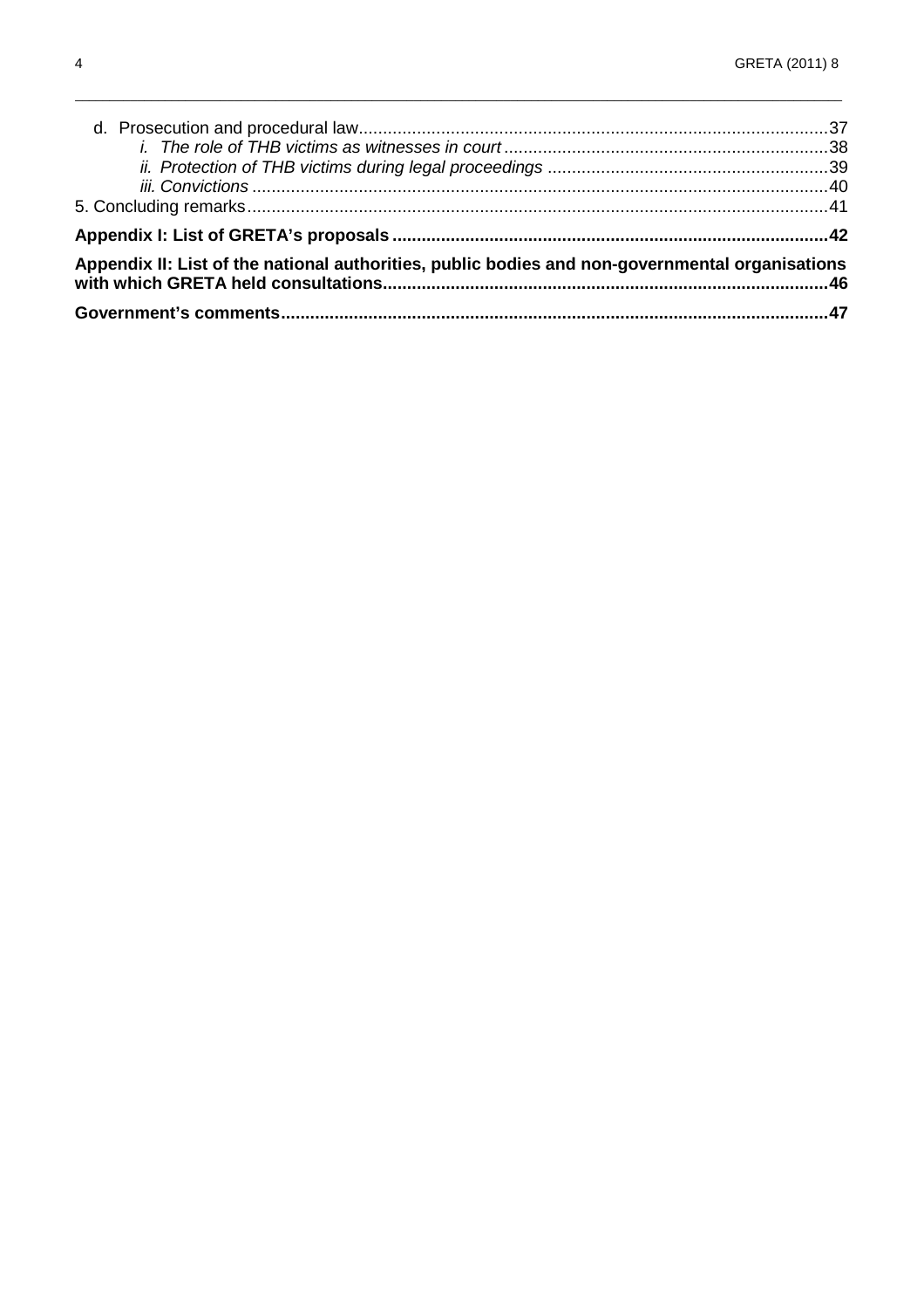d. Prosecution and procedural law ........................................................................................... 37

*i. The role of THB victims as witnesses in court* ................................................................... 38

*ii. Protection of THB victims during legal proceedings* .......................................................... 39

*iii. Convictions* ...................................................................................................................... 40

5. Concluding remarks ................................................................................................................. 41

**Appendix I: List of GRETA's proposals ....................................................................................... 42**

**Appendix II: List of the national authorities, public bodies and non-governmental organisations with which GRETA held consultations ......................................................................................... 46**

**Government's comments .............................................................................................................. 47**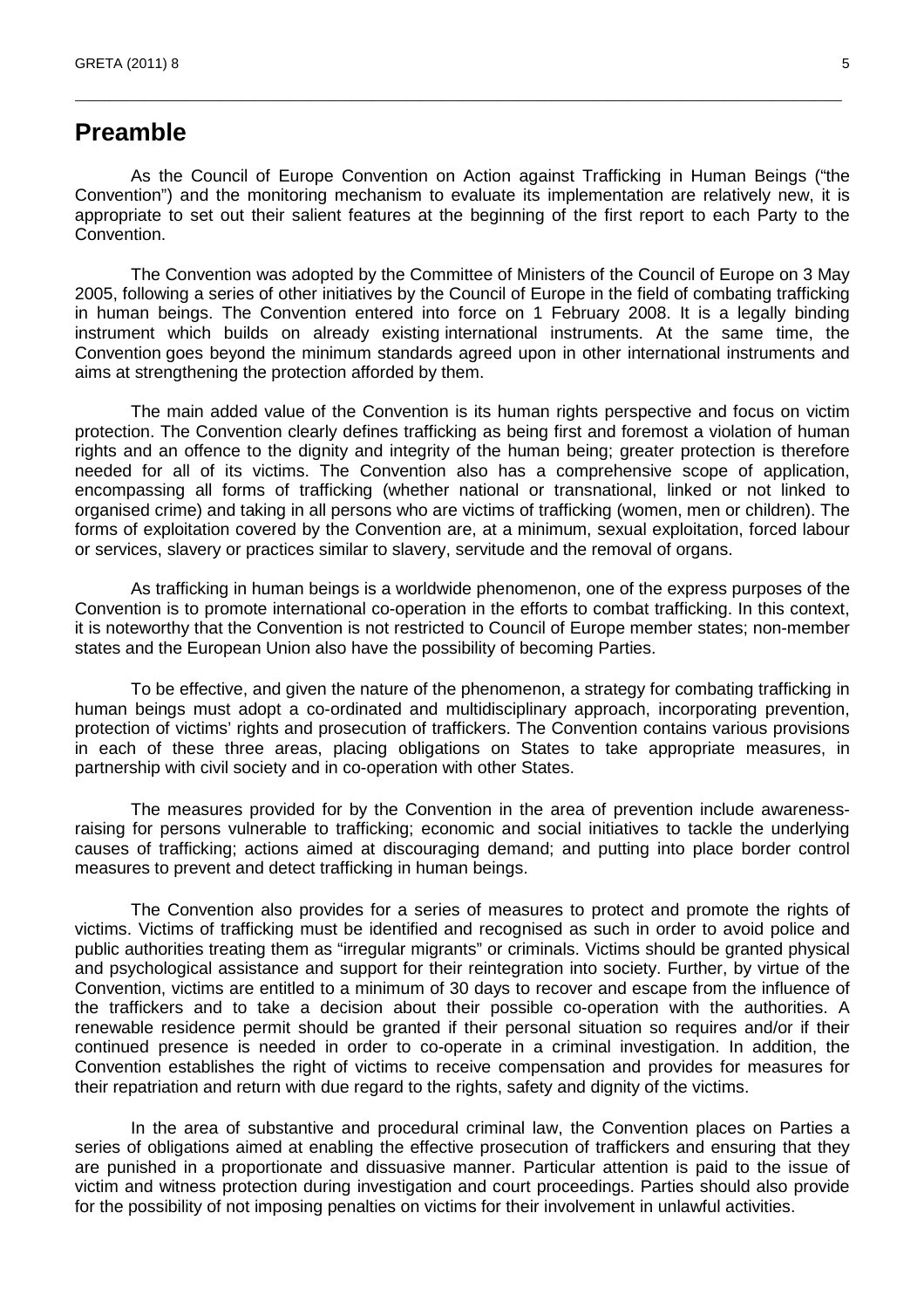# Preamble

As the Council of Europe Convention on Action against Trafficking in Human Beings ("the Convention") and the monitoring mechanism to evaluate its implementation are relatively new, it is appropriate to set out their salient features at the beginning of the first report to each Party to the Convention.

The Convention was adopted by the Committee of Ministers of the Council of Europe on 3 May 2005, following a series of other initiatives by the Council of Europe in the field of combating trafficking in human beings. The Convention entered into force on 1 February 2008. It is a legally binding instrument which builds on already existing international instruments. At the same time, the Convention goes beyond the minimum standards agreed upon in other international instruments and aims at strengthening the protection afforded by them.

The main added value of the Convention is its human rights perspective and focus on victim protection. The Convention clearly defines trafficking as being first and foremost a violation of human rights and an offence to the dignity and integrity of the human being; greater protection is therefore needed for all of its victims. The Convention also has a comprehensive scope of application, encompassing all forms of trafficking (whether national or transnational, linked or not linked to organised crime) and taking in all persons who are victims of trafficking (women, men or children). The forms of exploitation covered by the Convention are, at a minimum, sexual exploitation, forced labour or services, slavery or practices similar to slavery, servitude and the removal of organs.

As trafficking in human beings is a worldwide phenomenon, one of the express purposes of the Convention is to promote international co-operation in the efforts to combat trafficking. In this context, it is noteworthy that the Convention is not restricted to Council of Europe member states; non-member states and the European Union also have the possibility of becoming Parties.

To be effective, and given the nature of the phenomenon, a strategy for combating trafficking in human beings must adopt a co-ordinated and multidisciplinary approach, incorporating prevention, protection of victims' rights and prosecution of traffickers. The Convention contains various provisions in each of these three areas, placing obligations on States to take appropriate measures, in partnership with civil society and in co-operation with other States.

The measures provided for by the Convention in the area of prevention include awareness-raising for persons vulnerable to trafficking; economic and social initiatives to tackle the underlying causes of trafficking; actions aimed at discouraging demand; and putting into place border control measures to prevent and detect trafficking in human beings.

The Convention also provides for a series of measures to protect and promote the rights of victims. Victims of trafficking must be identified and recognised as such in order to avoid police and public authorities treating them as "irregular migrants" or criminals. Victims should be granted physical and psychological assistance and support for their reintegration into society. Further, by virtue of the Convention, victims are entitled to a minimum of 30 days to recover and escape from the influence of the traffickers and to take a decision about their possible co-operation with the authorities. A renewable residence permit should be granted if their personal situation so requires and/or if their continued presence is needed in order to co-operate in a criminal investigation. In addition, the Convention establishes the right of victims to receive compensation and provides for measures for their repatriation and return with due regard to the rights, safety and dignity of the victims.

In the area of substantive and procedural criminal law, the Convention places on Parties a series of obligations aimed at enabling the effective prosecution of traffickers and ensuring that they are punished in a proportionate and dissuasive manner. Particular attention is paid to the issue of victim and witness protection during investigation and court proceedings. Parties should also provide for the possibility of not imposing penalties on victims for their involvement in unlawful activities.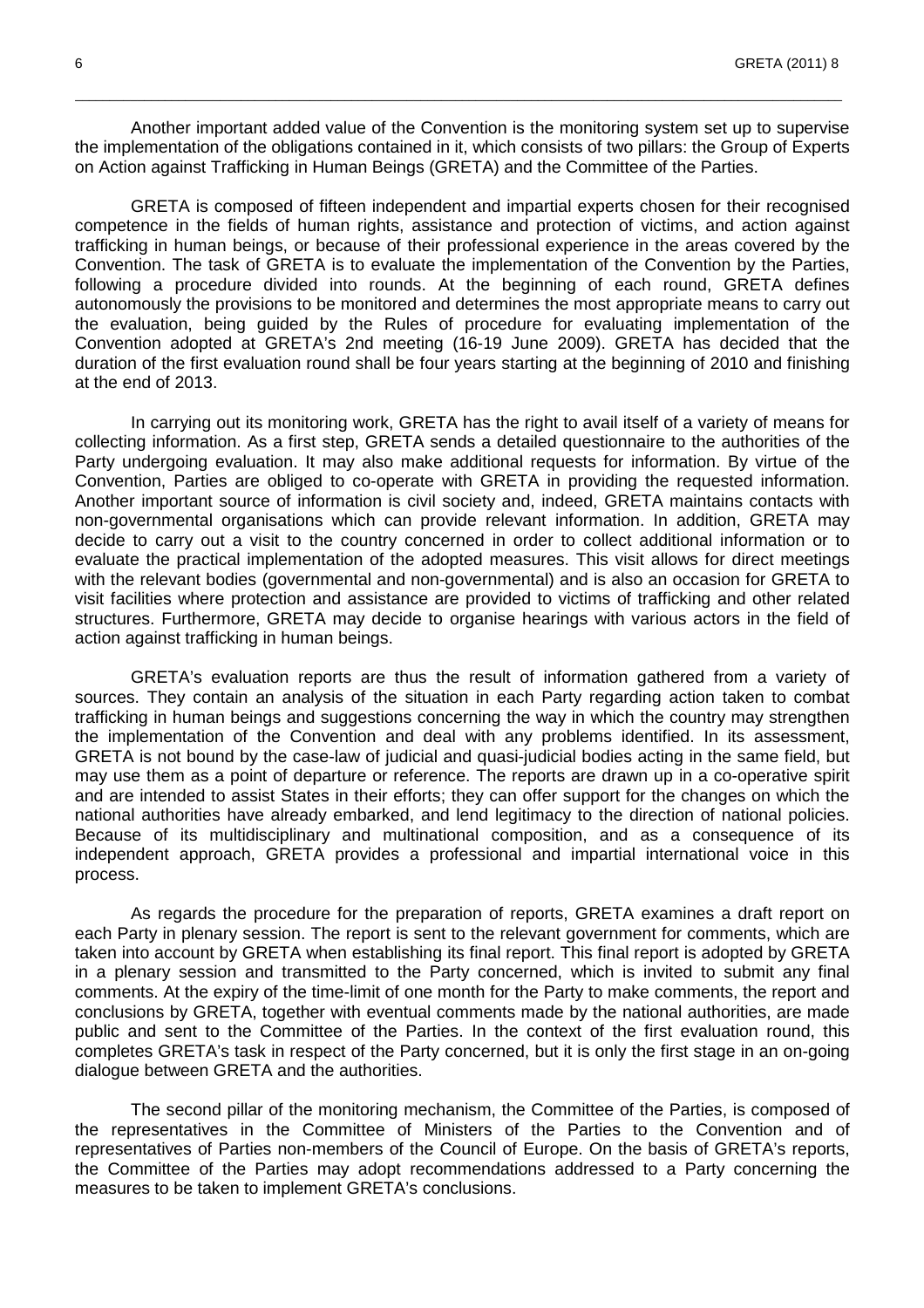Another important added value of the Convention is the monitoring system set up to supervise the implementation of the obligations contained in it, which consists of two pillars: the Group of Experts on Action against Trafficking in Human Beings (GRETA) and the Committee of the Parties.

GRETA is composed of fifteen independent and impartial experts chosen for their recognised competence in the fields of human rights, assistance and protection of victims, and action against trafficking in human beings, or because of their professional experience in the areas covered by the Convention. The task of GRETA is to evaluate the implementation of the Convention by the Parties, following a procedure divided into rounds. At the beginning of each round, GRETA defines autonomously the provisions to be monitored and determines the most appropriate means to carry out the evaluation, being guided by the Rules of procedure for evaluating implementation of the Convention adopted at GRETA's 2nd meeting (16-19 June 2009). GRETA has decided that the duration of the first evaluation round shall be four years starting at the beginning of 2010 and finishing at the end of 2013.

In carrying out its monitoring work, GRETA has the right to avail itself of a variety of means for collecting information. As a first step, GRETA sends a detailed questionnaire to the authorities of the Party undergoing evaluation. It may also make additional requests for information. By virtue of the Convention, Parties are obliged to co-operate with GRETA in providing the requested information. Another important source of information is civil society and, indeed, GRETA maintains contacts with non-governmental organisations which can provide relevant information. In addition, GRETA may decide to carry out a visit to the country concerned in order to collect additional information or to evaluate the practical implementation of the adopted measures. This visit allows for direct meetings with the relevant bodies (governmental and non-governmental) and is also an occasion for GRETA to visit facilities where protection and assistance are provided to victims of trafficking and other related structures. Furthermore, GRETA may decide to organise hearings with various actors in the field of action against trafficking in human beings.

GRETA's evaluation reports are thus the result of information gathered from a variety of sources. They contain an analysis of the situation in each Party regarding action taken to combat trafficking in human beings and suggestions concerning the way in which the country may strengthen the implementation of the Convention and deal with any problems identified. In its assessment, GRETA is not bound by the case-law of judicial and quasi-judicial bodies acting in the same field, but may use them as a point of departure or reference. The reports are drawn up in a co-operative spirit and are intended to assist States in their efforts; they can offer support for the changes on which the national authorities have already embarked, and lend legitimacy to the direction of national policies. Because of its multidisciplinary and multinational composition, and as a consequence of its independent approach, GRETA provides a professional and impartial international voice in this process.

As regards the procedure for the preparation of reports, GRETA examines a draft report on each Party in plenary session. The report is sent to the relevant government for comments, which are taken into account by GRETA when establishing its final report. This final report is adopted by GRETA in a plenary session and transmitted to the Party concerned, which is invited to submit any final comments. At the expiry of the time-limit of one month for the Party to make comments, the report and conclusions by GRETA, together with eventual comments made by the national authorities, are made public and sent to the Committee of the Parties. In the context of the first evaluation round, this completes GRETA's task in respect of the Party concerned, but it is only the first stage in an on-going dialogue between GRETA and the authorities.

The second pillar of the monitoring mechanism, the Committee of the Parties, is composed of the representatives in the Committee of Ministers of the Parties to the Convention and of representatives of Parties non-members of the Council of Europe. On the basis of GRETA's reports, the Committee of the Parties may adopt recommendations addressed to a Party concerning the measures to be taken to implement GRETA's conclusions.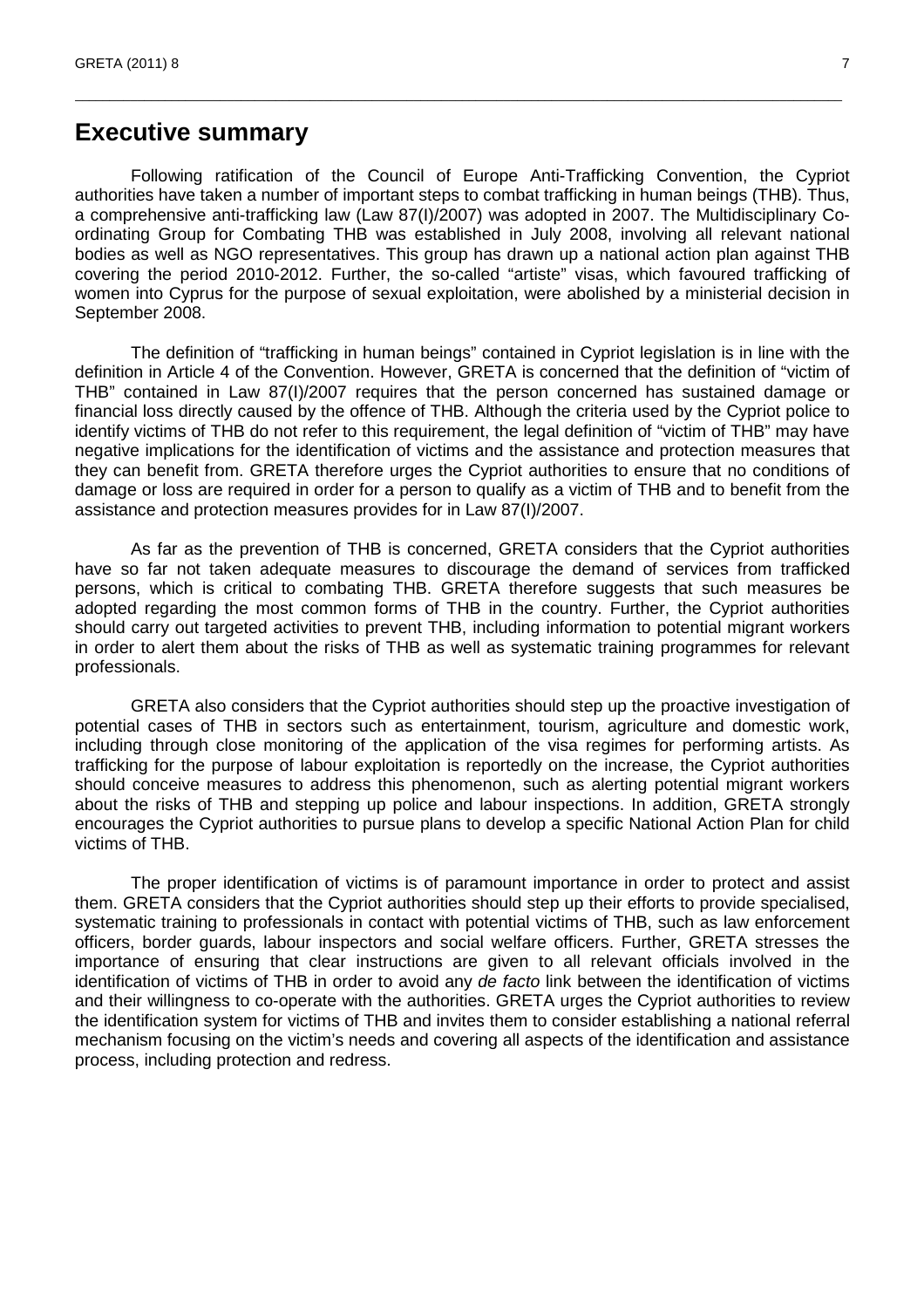## Executive summary

Following ratification of the Council of Europe Anti-Trafficking Convention, the Cypriot authorities have taken a number of important steps to combat trafficking in human beings (THB). Thus, a comprehensive anti-trafficking law (Law 87(I)/2007) was adopted in 2007. The Multidisciplinary Co-ordinating Group for Combating THB was established in July 2008, involving all relevant national bodies as well as NGO representatives. This group has drawn up a national action plan against THB covering the period 2010-2012. Further, the so-called "artiste" visas, which favoured trafficking of women into Cyprus for the purpose of sexual exploitation, were abolished by a ministerial decision in September 2008.

The definition of "trafficking in human beings" contained in Cypriot legislation is in line with the definition in Article 4 of the Convention. However, GRETA is concerned that the definition of "victim of THB" contained in Law 87(I)/2007 requires that the person concerned has sustained damage or financial loss directly caused by the offence of THB. Although the criteria used by the Cypriot police to identify victims of THB do not refer to this requirement, the legal definition of "victim of THB" may have negative implications for the identification of victims and the assistance and protection measures that they can benefit from. GRETA therefore urges the Cypriot authorities to ensure that no conditions of damage or loss are required in order for a person to qualify as a victim of THB and to benefit from the assistance and protection measures provides for in Law 87(I)/2007.

As far as the prevention of THB is concerned, GRETA considers that the Cypriot authorities have so far not taken adequate measures to discourage the demand of services from trafficked persons, which is critical to combating THB. GRETA therefore suggests that such measures be adopted regarding the most common forms of THB in the country. Further, the Cypriot authorities should carry out targeted activities to prevent THB, including information to potential migrant workers in order to alert them about the risks of THB as well as systematic training programmes for relevant professionals.

GRETA also considers that the Cypriot authorities should step up the proactive investigation of potential cases of THB in sectors such as entertainment, tourism, agriculture and domestic work, including through close monitoring of the application of the visa regimes for performing artists. As trafficking for the purpose of labour exploitation is reportedly on the increase, the Cypriot authorities should conceive measures to address this phenomenon, such as alerting potential migrant workers about the risks of THB and stepping up police and labour inspections. In addition, GRETA strongly encourages the Cypriot authorities to pursue plans to develop a specific National Action Plan for child victims of THB.

The proper identification of victims is of paramount importance in order to protect and assist them. GRETA considers that the Cypriot authorities should step up their efforts to provide specialised, systematic training to professionals in contact with potential victims of THB, such as law enforcement officers, border guards, labour inspectors and social welfare officers. Further, GRETA stresses the importance of ensuring that clear instructions are given to all relevant officials involved in the identification of victims of THB in order to avoid any *de facto* link between the identification of victims and their willingness to co-operate with the authorities. GRETA urges the Cypriot authorities to review the identification system for victims of THB and invites them to consider establishing a national referral mechanism focusing on the victim's needs and covering all aspects of the identification and assistance process, including protection and redress.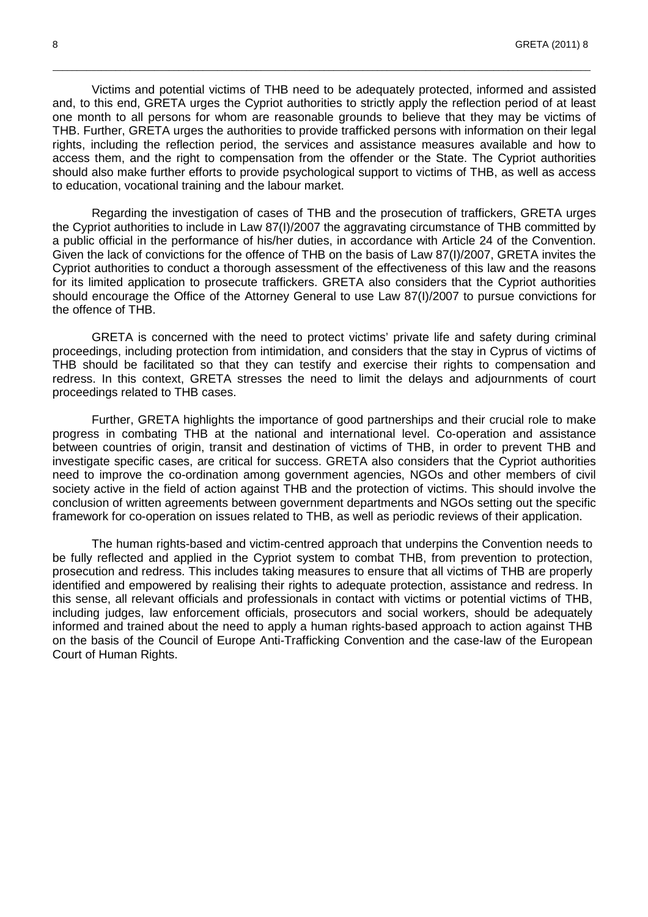Victims and potential victims of THB need to be adequately protected, informed and assisted and, to this end, GRETA urges the Cypriot authorities to strictly apply the reflection period of at least one month to all persons for whom are reasonable grounds to believe that they may be victims of THB. Further, GRETA urges the authorities to provide trafficked persons with information on their legal rights, including the reflection period, the services and assistance measures available and how to access them, and the right to compensation from the offender or the State. The Cypriot authorities should also make further efforts to provide psychological support to victims of THB, as well as access to education, vocational training and the labour market.

Regarding the investigation of cases of THB and the prosecution of traffickers, GRETA urges the Cypriot authorities to include in Law 87(I)/2007 the aggravating circumstance of THB committed by a public official in the performance of his/her duties, in accordance with Article 24 of the Convention. Given the lack of convictions for the offence of THB on the basis of Law 87(I)/2007, GRETA invites the Cypriot authorities to conduct a thorough assessment of the effectiveness of this law and the reasons for its limited application to prosecute traffickers. GRETA also considers that the Cypriot authorities should encourage the Office of the Attorney General to use Law 87(I)/2007 to pursue convictions for the offence of THB.

GRETA is concerned with the need to protect victims' private life and safety during criminal proceedings, including protection from intimidation, and considers that the stay in Cyprus of victims of THB should be facilitated so that they can testify and exercise their rights to compensation and redress. In this context, GRETA stresses the need to limit the delays and adjournments of court proceedings related to THB cases.

Further, GRETA highlights the importance of good partnerships and their crucial role to make progress in combating THB at the national and international level. Co-operation and assistance between countries of origin, transit and destination of victims of THB, in order to prevent THB and investigate specific cases, are critical for success. GRETA also considers that the Cypriot authorities need to improve the co-ordination among government agencies, NGOs and other members of civil society active in the field of action against THB and the protection of victims. This should involve the conclusion of written agreements between government departments and NGOs setting out the specific framework for co-operation on issues related to THB, as well as periodic reviews of their application.

The human rights-based and victim-centred approach that underpins the Convention needs to be fully reflected and applied in the Cypriot system to combat THB, from prevention to protection, prosecution and redress. This includes taking measures to ensure that all victims of THB are properly identified and empowered by realising their rights to adequate protection, assistance and redress. In this sense, all relevant officials and professionals in contact with victims or potential victims of THB, including judges, law enforcement officials, prosecutors and social workers, should be adequately informed and trained about the need to apply a human rights-based approach to action against THB on the basis of the Council of Europe Anti-Trafficking Convention and the case-law of the European Court of Human Rights.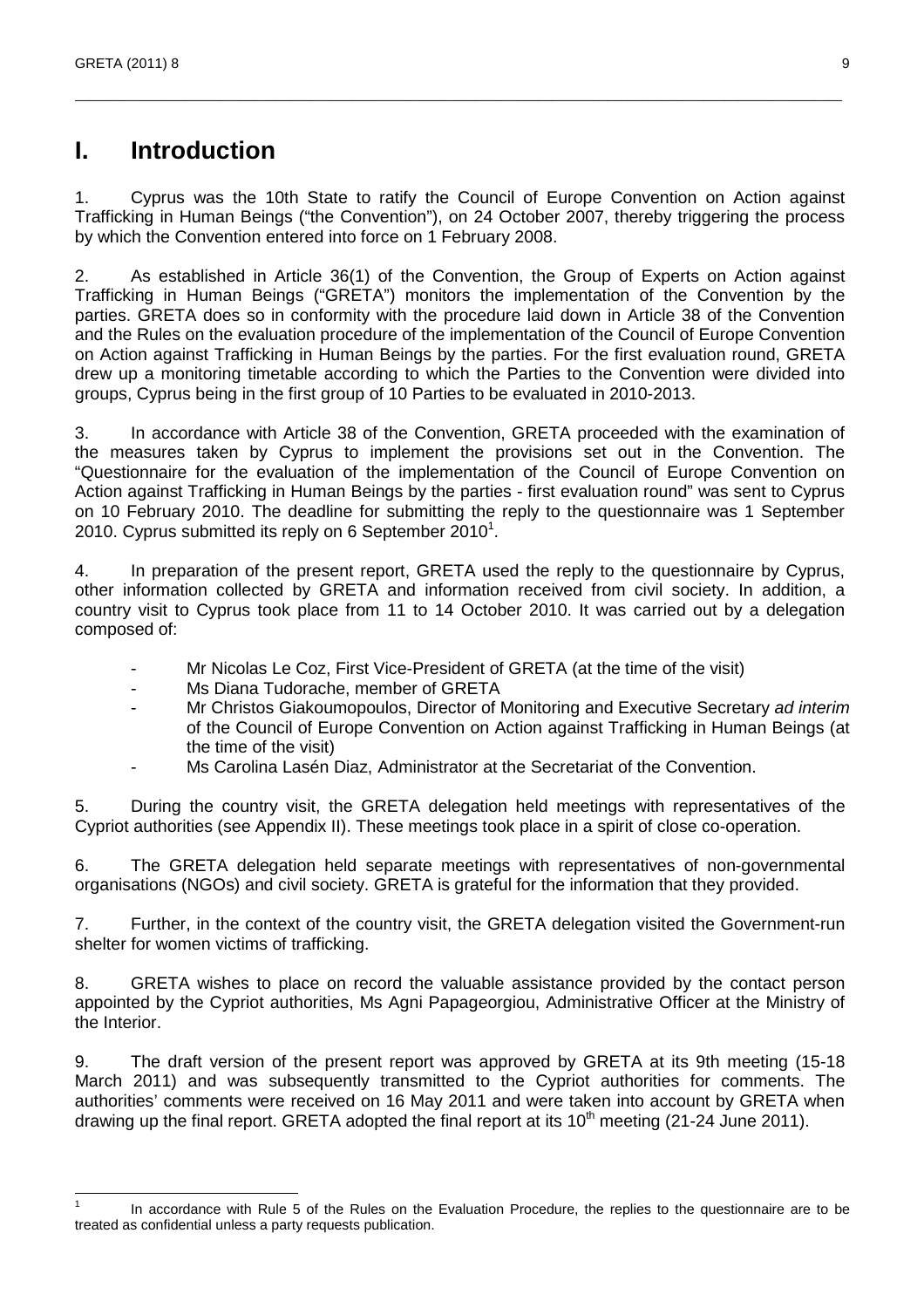# I. Introduction

1. Cyprus was the 10th State to ratify the Council of Europe Convention on Action against Trafficking in Human Beings ("the Convention"), on 24 October 2007, thereby triggering the process by which the Convention entered into force on 1 February 2008.

2. As established in Article 36(1) of the Convention, the Group of Experts on Action against Trafficking in Human Beings ("GRETA") monitors the implementation of the Convention by the parties. GRETA does so in conformity with the procedure laid down in Article 38 of the Convention and the Rules on the evaluation procedure of the implementation of the Council of Europe Convention on Action against Trafficking in Human Beings by the parties. For the first evaluation round, GRETA drew up a monitoring timetable according to which the Parties to the Convention were divided into groups, Cyprus being in the first group of 10 Parties to be evaluated in 2010-2013.

3. In accordance with Article 38 of the Convention, GRETA proceeded with the examination of the measures taken by Cyprus to implement the provisions set out in the Convention. The "Questionnaire for the evaluation of the implementation of the Council of Europe Convention on Action against Trafficking in Human Beings by the parties - first evaluation round" was sent to Cyprus on 10 February 2010. The deadline for submitting the reply to the questionnaire was 1 September 2010. Cyprus submitted its reply on 6 September 2010[1].

4. In preparation of the present report, GRETA used the reply to the questionnaire by Cyprus, other information collected by GRETA and information received from civil society. In addition, a country visit to Cyprus took place from 11 to 14 October 2010. It was carried out by a delegation composed of:

- Mr Nicolas Le Coz, First Vice-President of GRETA (at the time of the visit)
- Ms Diana Tudorache, member of GRETA
- Mr Christos Giakoumopoulos, Director of Monitoring and Executive Secretary *ad interim* of the Council of Europe Convention on Action against Trafficking in Human Beings (at the time of the visit)
- Ms Carolina Lasén Diaz, Administrator at the Secretariat of the Convention.

5. During the country visit, the GRETA delegation held meetings with representatives of the Cypriot authorities (see Appendix II). These meetings took place in a spirit of close co-operation.

6. The GRETA delegation held separate meetings with representatives of non-governmental organisations (NGOs) and civil society. GRETA is grateful for the information that they provided.

7. Further, in the context of the country visit, the GRETA delegation visited the Government-run shelter for women victims of trafficking.

8. GRETA wishes to place on record the valuable assistance provided by the contact person appointed by the Cypriot authorities, Ms Agni Papageorgiou, Administrative Officer at the Ministry of the Interior.

9. The draft version of the present report was approved by GRETA at its 9th meeting (15-18 March 2011) and was subsequently transmitted to the Cypriot authorities for comments. The authorities' comments were received on 16 May 2011 and were taken into account by GRETA when drawing up the final report. GRETA adopted the final report at its 10th meeting (21-24 June 2011).

---

[1] In accordance with Rule 5 of the Rules on the Evaluation Procedure, the replies to the questionnaire are to be treated as confidential unless a party requests publication.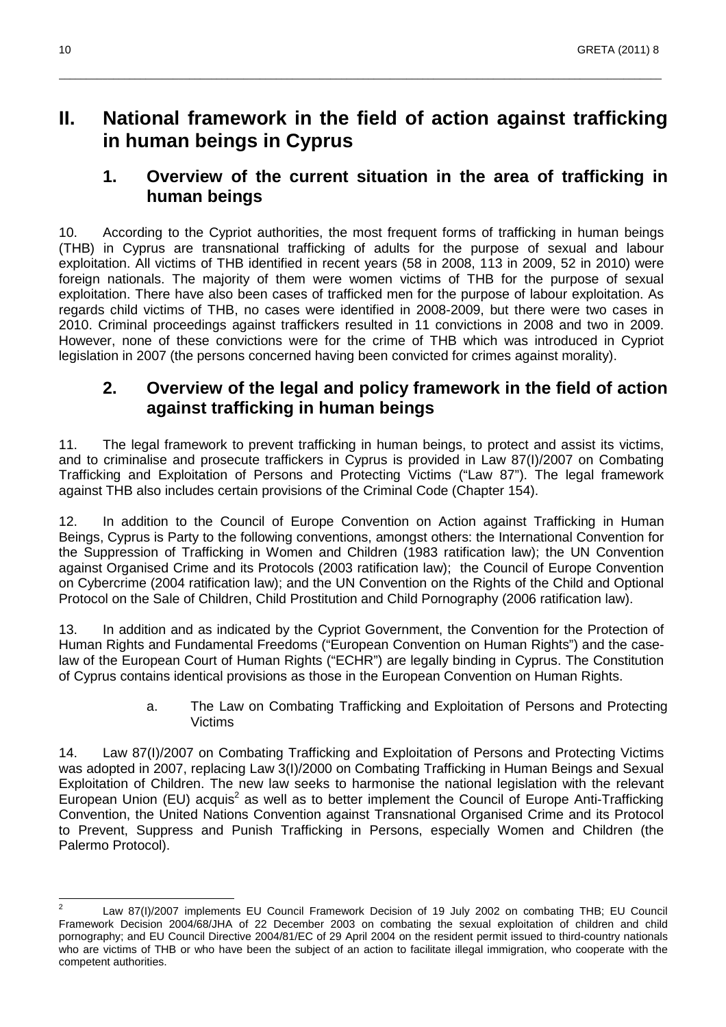# II. National framework in the field of action against trafficking in human beings in Cyprus

## 1. Overview of the current situation in the area of trafficking in human beings

10. According to the Cypriot authorities, the most frequent forms of trafficking in human beings (THB) in Cyprus are transnational trafficking of adults for the purpose of sexual and labour exploitation. All victims of THB identified in recent years (58 in 2008, 113 in 2009, 52 in 2010) were foreign nationals. The majority of them were women victims of THB for the purpose of sexual exploitation. There have also been cases of trafficked men for the purpose of labour exploitation. As regards child victims of THB, no cases were identified in 2008-2009, but there were two cases in 2010. Criminal proceedings against traffickers resulted in 11 convictions in 2008 and two in 2009. However, none of these convictions were for the crime of THB which was introduced in Cypriot legislation in 2007 (the persons concerned having been convicted for crimes against morality).

## 2. Overview of the legal and policy framework in the field of action against trafficking in human beings

11. The legal framework to prevent trafficking in human beings, to protect and assist its victims, and to criminalise and prosecute traffickers in Cyprus is provided in Law 87(I)/2007 on Combating Trafficking and Exploitation of Persons and Protecting Victims ("Law 87"). The legal framework against THB also includes certain provisions of the Criminal Code (Chapter 154).

12. In addition to the Council of Europe Convention on Action against Trafficking in Human Beings, Cyprus is Party to the following conventions, amongst others: the International Convention for the Suppression of Trafficking in Women and Children (1983 ratification law); the UN Convention against Organised Crime and its Protocols (2003 ratification law); the Council of Europe Convention on Cybercrime (2004 ratification law); and the UN Convention on the Rights of the Child and Optional Protocol on the Sale of Children, Child Prostitution and Child Pornography (2006 ratification law).

13. In addition and as indicated by the Cypriot Government, the Convention for the Protection of Human Rights and Fundamental Freedoms ("European Convention on Human Rights") and the case-law of the European Court of Human Rights ("ECHR") are legally binding in Cyprus. The Constitution of Cyprus contains identical provisions as those in the European Convention on Human Rights.

### a. The Law on Combating Trafficking and Exploitation of Persons and Protecting Victims

14. Law 87(I)/2007 on Combating Trafficking and Exploitation of Persons and Protecting Victims was adopted in 2007, replacing Law 3(I)/2000 on Combating Trafficking in Human Beings and Sexual Exploitation of Children. The new law seeks to harmonise the national legislation with the relevant European Union (EU) acquis[2] as well as to better implement the Council of Europe Anti-Trafficking Convention, the United Nations Convention against Transnational Organised Crime and its Protocol to Prevent, Suppress and Punish Trafficking in Persons, especially Women and Children (the Palermo Protocol).

---

[2] Law 87(I)/2007 implements EU Council Framework Decision of 19 July 2002 on combating THB; EU Council Framework Decision 2004/68/JHA of 22 December 2003 on combating the sexual exploitation of children and child pornography; and EU Council Directive 2004/81/EC of 29 April 2004 on the resident permit issued to third-country nationals who are victims of THB or who have been the subject of an action to facilitate illegal immigration, who cooperate with the competent authorities.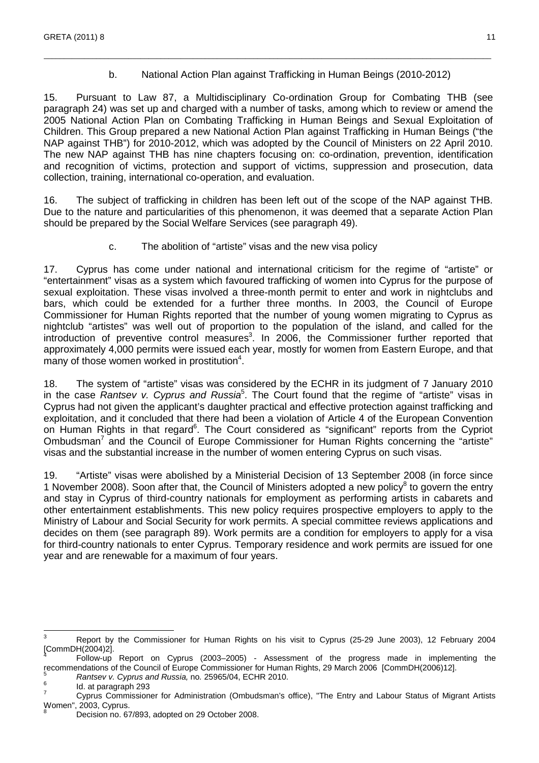### b. National Action Plan against Trafficking in Human Beings (2010-2012)

15. Pursuant to Law 87, a Multidisciplinary Co-ordination Group for Combating THB (see paragraph 24) was set up and charged with a number of tasks, among which to review or amend the 2005 National Action Plan on Combating Trafficking in Human Beings and Sexual Exploitation of Children. This Group prepared a new National Action Plan against Trafficking in Human Beings ("the NAP against THB") for 2010-2012, which was adopted by the Council of Ministers on 22 April 2010. The new NAP against THB has nine chapters focusing on: co-ordination, prevention, identification and recognition of victims, protection and support of victims, suppression and prosecution, data collection, training, international co-operation, and evaluation.

16. The subject of trafficking in children has been left out of the scope of the NAP against THB. Due to the nature and particularities of this phenomenon, it was deemed that a separate Action Plan should be prepared by the Social Welfare Services (see paragraph 49).

### c. The abolition of "artiste" visas and the new visa policy

17. Cyprus has come under national and international criticism for the regime of "artiste" or "entertainment" visas as a system which favoured trafficking of women into Cyprus for the purpose of sexual exploitation. These visas involved a three-month permit to enter and work in nightclubs and bars, which could be extended for a further three months. In 2003, the Council of Europe Commissioner for Human Rights reported that the number of young women migrating to Cyprus as nightclub "artistes" was well out of proportion to the population of the island, and called for the introduction of preventive control measures[3]. In 2006, the Commissioner further reported that approximately 4,000 permits were issued each year, mostly for women from Eastern Europe, and that many of those women worked in prostitution[4].

18. The system of "artiste" visas was considered by the ECHR in its judgment of 7 January 2010 in the case *Rantsev v. Cyprus and Russia*[5]. The Court found that the regime of "artiste" visas in Cyprus had not given the applicant's daughter practical and effective protection against trafficking and exploitation, and it concluded that there had been a violation of Article 4 of the European Convention on Human Rights in that regard[6]. The Court considered as "significant" reports from the Cypriot Ombudsman[7] and the Council of Europe Commissioner for Human Rights concerning the "artiste" visas and the substantial increase in the number of women entering Cyprus on such visas.

19. "Artiste" visas were abolished by a Ministerial Decision of 13 September 2008 (in force since 1 November 2008). Soon after that, the Council of Ministers adopted a new policy[8] to govern the entry and stay in Cyprus of third-country nationals for employment as performing artists in cabarets and other entertainment establishments. This new policy requires prospective employers to apply to the Ministry of Labour and Social Security for work permits. A special committee reviews applications and decides on them (see paragraph 89). Work permits are a condition for employers to apply for a visa for third-country nationals to enter Cyprus. Temporary residence and work permits are issued for one year and are renewable for a maximum of four years.

---

[3] Report by the Commissioner for Human Rights on his visit to Cyprus (25-29 June 2003), 12 February 2004 [CommDH(2004)2].

[4] Follow-up Report on Cyprus (2003–2005) - Assessment of the progress made in implementing the recommendations of the Council of Europe Commissioner for Human Rights, 29 March 2006 [CommDH(2006)12].

[5] *Rantsev v. Cyprus and Russia,* no. 25965/04, ECHR 2010.

[6] Id. at paragraph 293

[7] Cyprus Commissioner for Administration (Ombudsman's office), "The Entry and Labour Status of Migrant Artists Women", 2003, Cyprus.

[8] Decision no. 67/893, adopted on 29 October 2008.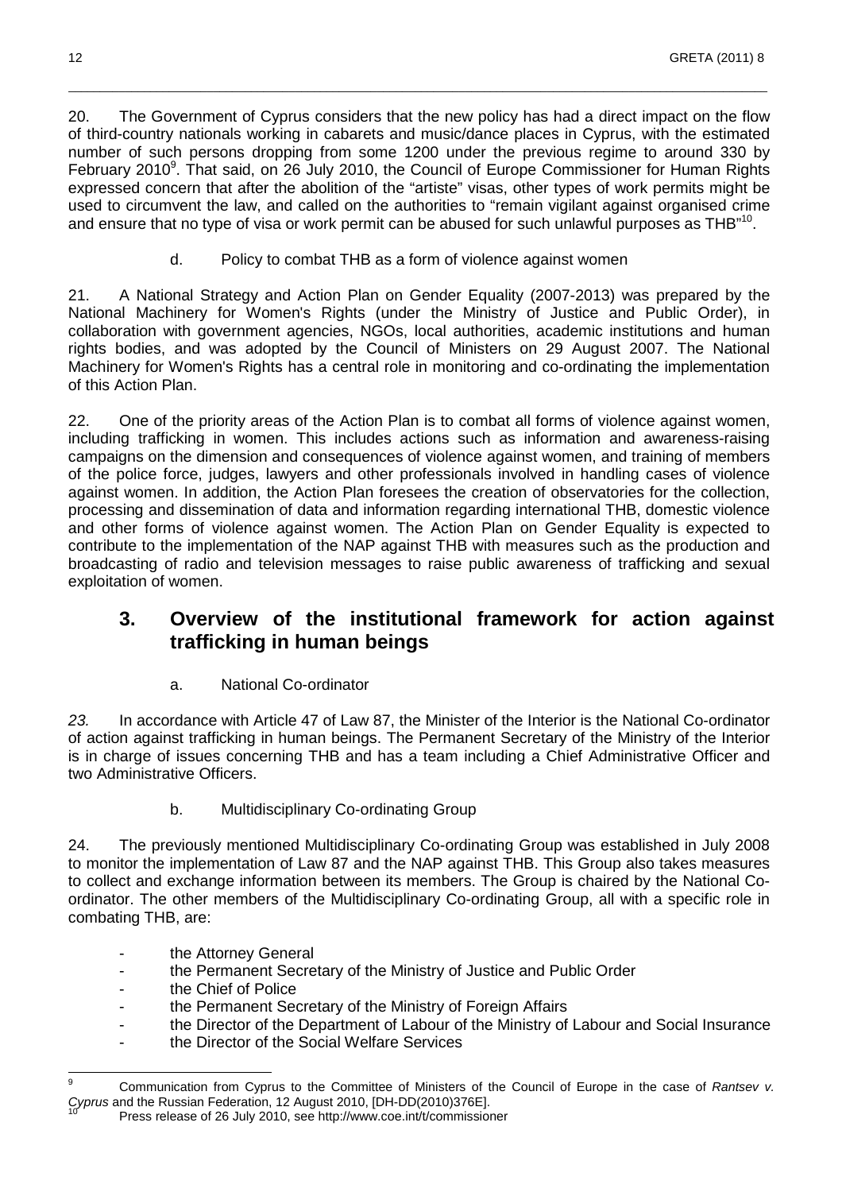20. The Government of Cyprus considers that the new policy has had a direct impact on the flow of third-country nationals working in cabarets and music/dance places in Cyprus, with the estimated number of such persons dropping from some 1200 under the previous regime to around 330 by February 2010[9]. That said, on 26 July 2010, the Council of Europe Commissioner for Human Rights expressed concern that after the abolition of the "artiste" visas, other types of work permits might be used to circumvent the law, and called on the authorities to "remain vigilant against organised crime and ensure that no type of visa or work permit can be abused for such unlawful purposes as THB"[10].

#### d. Policy to combat THB as a form of violence against women

21. A National Strategy and Action Plan on Gender Equality (2007-2013) was prepared by the National Machinery for Women's Rights (under the Ministry of Justice and Public Order), in collaboration with government agencies, NGOs, local authorities, academic institutions and human rights bodies, and was adopted by the Council of Ministers on 29 August 2007. The National Machinery for Women's Rights has a central role in monitoring and co-ordinating the implementation of this Action Plan.

22. One of the priority areas of the Action Plan is to combat all forms of violence against women, including trafficking in women. This includes actions such as information and awareness-raising campaigns on the dimension and consequences of violence against women, and training of members of the police force, judges, lawyers and other professionals involved in handling cases of violence against women. In addition, the Action Plan foresees the creation of observatories for the collection, processing and dissemination of data and information regarding international THB, domestic violence and other forms of violence against women. The Action Plan on Gender Equality is expected to contribute to the implementation of the NAP against THB with measures such as the production and broadcasting of radio and television messages to raise public awareness of trafficking and sexual exploitation of women.

## 3. Overview of the institutional framework for action against trafficking in human beings

#### a. National Co-ordinator

*23.* In accordance with Article 47 of Law 87, the Minister of the Interior is the National Co-ordinator of action against trafficking in human beings. The Permanent Secretary of the Ministry of the Interior is in charge of issues concerning THB and has a team including a Chief Administrative Officer and two Administrative Officers.

#### b. Multidisciplinary Co-ordinating Group

24. The previously mentioned Multidisciplinary Co-ordinating Group was established in July 2008 to monitor the implementation of Law 87 and the NAP against THB. This Group also takes measures to collect and exchange information between its members. The Group is chaired by the National Co-ordinator. The other members of the Multidisciplinary Co-ordinating Group, all with a specific role in combating THB, are:

- the Attorney General
- the Permanent Secretary of the Ministry of Justice and Public Order
- the Chief of Police
- the Permanent Secretary of the Ministry of Foreign Affairs
- the Director of the Department of Labour of the Ministry of Labour and Social Insurance
- the Director of the Social Welfare Services

---

[9] Communication from Cyprus to the Committee of Ministers of the Council of Europe in the case of *Rantsev v. Cyprus* and the Russian Federation, 12 August 2010, [DH-DD(2010)376E].

[10] Press release of 26 July 2010, see http://www.coe.int/t/commissioner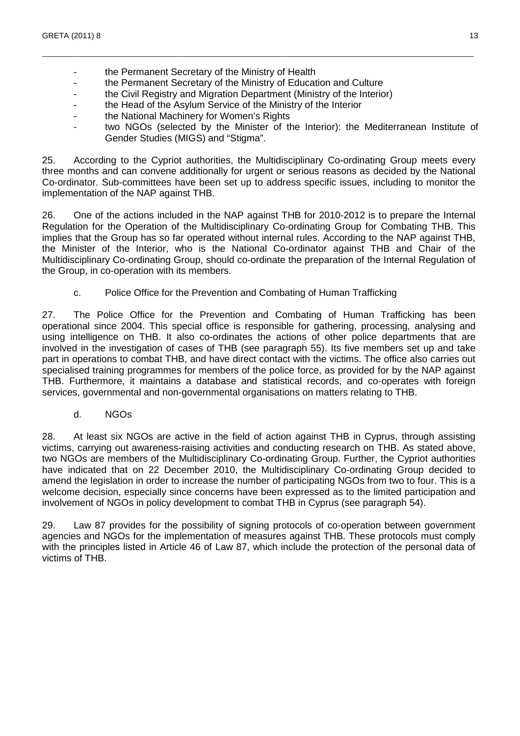- the Permanent Secretary of the Ministry of Health
- the Permanent Secretary of the Ministry of Education and Culture
- the Civil Registry and Migration Department (Ministry of the Interior)
- the Head of the Asylum Service of the Ministry of the Interior
- the National Machinery for Women's Rights
- two NGOs (selected by the Minister of the Interior): the Mediterranean Institute of Gender Studies (MIGS) and "Stigma".

25. According to the Cypriot authorities, the Multidisciplinary Co-ordinating Group meets every three months and can convene additionally for urgent or serious reasons as decided by the National Co-ordinator. Sub-committees have been set up to address specific issues, including to monitor the implementation of the NAP against THB.

26. One of the actions included in the NAP against THB for 2010-2012 is to prepare the Internal Regulation for the Operation of the Multidisciplinary Co-ordinating Group for Combating THB. This implies that the Group has so far operated without internal rules. According to the NAP against THB, the Minister of the Interior, who is the National Co-ordinator against THB and Chair of the Multidisciplinary Co-ordinating Group, should co-ordinate the preparation of the Internal Regulation of the Group, in co-operation with its members.

c. Police Office for the Prevention and Combating of Human Trafficking

27. The Police Office for the Prevention and Combating of Human Trafficking has been operational since 2004. This special office is responsible for gathering, processing, analysing and using intelligence on THB. It also co-ordinates the actions of other police departments that are involved in the investigation of cases of THB (see paragraph 55). Its five members set up and take part in operations to combat THB, and have direct contact with the victims. The office also carries out specialised training programmes for members of the police force, as provided for by the NAP against THB. Furthermore, it maintains a database and statistical records, and co-operates with foreign services, governmental and non-governmental organisations on matters relating to THB.

d. NGOs

28. At least six NGOs are active in the field of action against THB in Cyprus, through assisting victims, carrying out awareness-raising activities and conducting research on THB. As stated above, two NGOs are members of the Multidisciplinary Co-ordinating Group. Further, the Cypriot authorities have indicated that on 22 December 2010, the Multidisciplinary Co-ordinating Group decided to amend the legislation in order to increase the number of participating NGOs from two to four. This is a welcome decision, especially since concerns have been expressed as to the limited participation and involvement of NGOs in policy development to combat THB in Cyprus (see paragraph 54).

29. Law 87 provides for the possibility of signing protocols of co-operation between government agencies and NGOs for the implementation of measures against THB. These protocols must comply with the principles listed in Article 46 of Law 87, which include the protection of the personal data of victims of THB.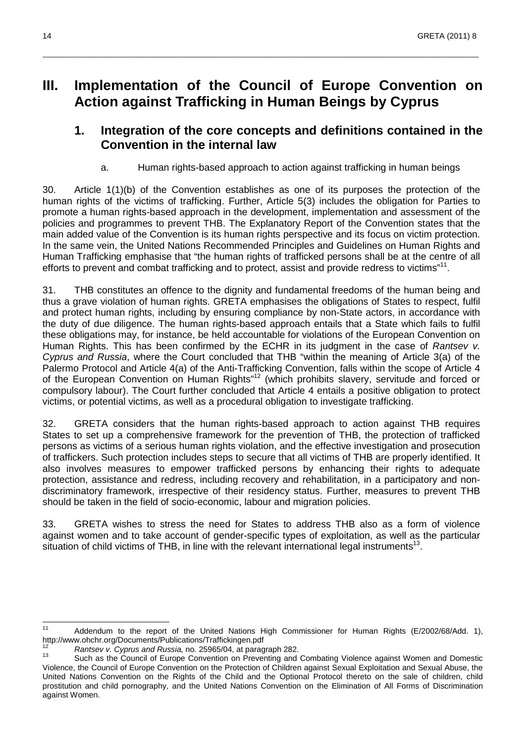# III. Implementation of the Council of Europe Convention on Action against Trafficking in Human Beings by Cyprus

## 1. Integration of the core concepts and definitions contained in the Convention in the internal law

### a. Human rights-based approach to action against trafficking in human beings

30. Article 1(1)(b) of the Convention establishes as one of its purposes the protection of the human rights of the victims of trafficking. Further, Article 5(3) includes the obligation for Parties to promote a human rights-based approach in the development, implementation and assessment of the policies and programmes to prevent THB. The Explanatory Report of the Convention states that the main added value of the Convention is its human rights perspective and its focus on victim protection. In the same vein, the United Nations Recommended Principles and Guidelines on Human Rights and Human Trafficking emphasise that "the human rights of trafficked persons shall be at the centre of all efforts to prevent and combat trafficking and to protect, assist and provide redress to victims"[11].

31. THB constitutes an offence to the dignity and fundamental freedoms of the human being and thus a grave violation of human rights. GRETA emphasises the obligations of States to respect, fulfil and protect human rights, including by ensuring compliance by non-State actors, in accordance with the duty of due diligence. The human rights-based approach entails that a State which fails to fulfil these obligations may, for instance, be held accountable for violations of the European Convention on Human Rights. This has been confirmed by the ECHR in its judgment in the case of *Rantsev v. Cyprus and Russia*, where the Court concluded that THB "within the meaning of Article 3(a) of the Palermo Protocol and Article 4(a) of the Anti-Trafficking Convention, falls within the scope of Article 4 of the European Convention on Human Rights"[12] (which prohibits slavery, servitude and forced or compulsory labour). The Court further concluded that Article 4 entails a positive obligation to protect victims, or potential victims, as well as a procedural obligation to investigate trafficking.

32. GRETA considers that the human rights-based approach to action against THB requires States to set up a comprehensive framework for the prevention of THB, the protection of trafficked persons as victims of a serious human rights violation, and the effective investigation and prosecution of traffickers. Such protection includes steps to secure that all victims of THB are properly identified. It also involves measures to empower trafficked persons by enhancing their rights to adequate protection, assistance and redress, including recovery and rehabilitation, in a participatory and non-discriminatory framework, irrespective of their residency status. Further, measures to prevent THB should be taken in the field of socio-economic, labour and migration policies.

33. GRETA wishes to stress the need for States to address THB also as a form of violence against women and to take account of gender-specific types of exploitation, as well as the particular situation of child victims of THB, in line with the relevant international legal instruments[13].

---

[11] Addendum to the report of the United Nations High Commissioner for Human Rights (E/2002/68/Add. 1), http://www.ohchr.org/Documents/Publications/Traffickingen.pdf

[12] *Rantsev v. Cyprus and Russia,* no. 25965/04, at paragraph 282.

[13] Such as the Council of Europe Convention on Preventing and Combating Violence against Women and Domestic Violence, the Council of Europe Convention on the Protection of Children against Sexual Exploitation and Sexual Abuse, the United Nations Convention on the Rights of the Child and the Optional Protocol thereto on the sale of children, child prostitution and child pornography, and the United Nations Convention on the Elimination of All Forms of Discrimination against Women.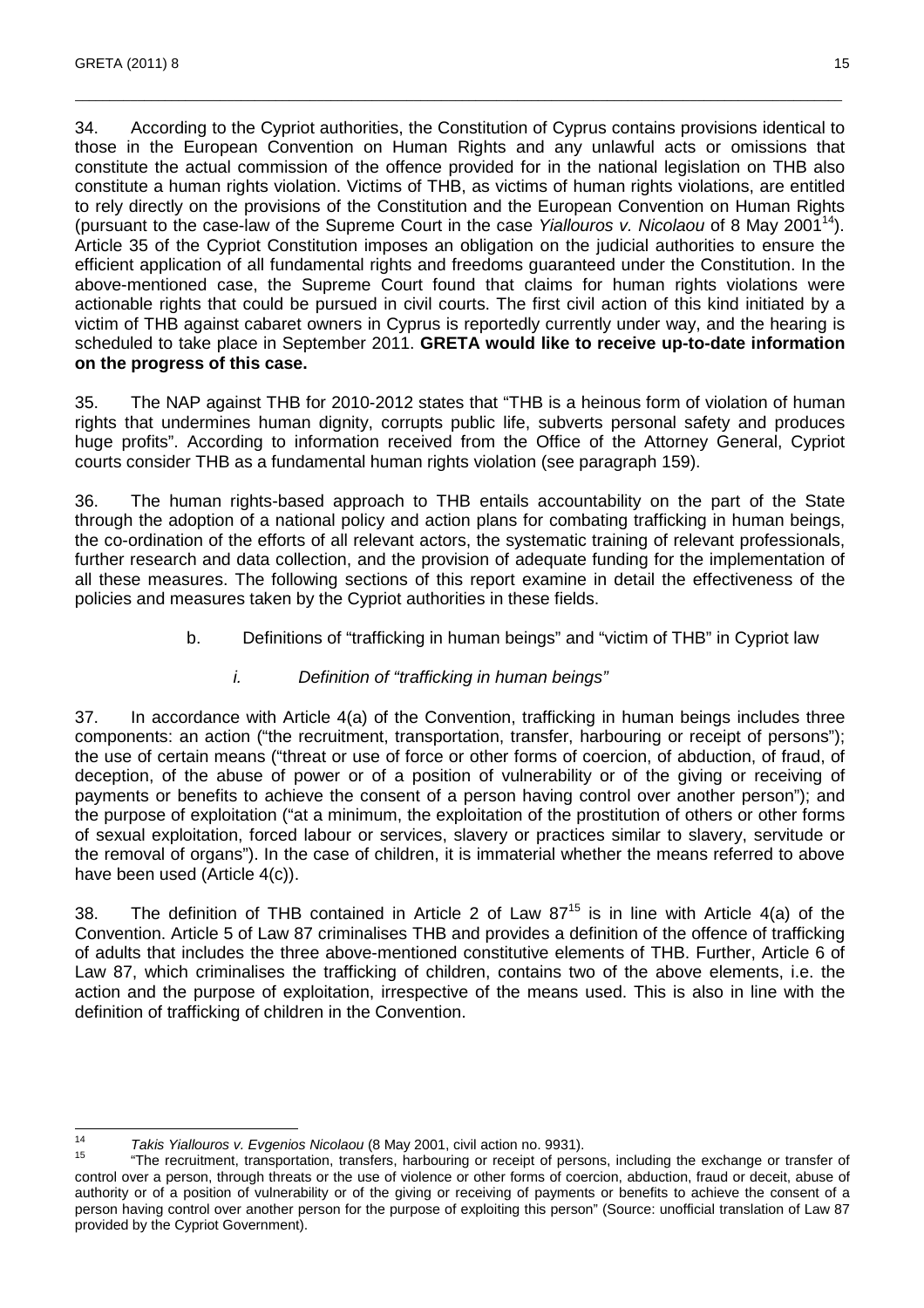34. According to the Cypriot authorities, the Constitution of Cyprus contains provisions identical to those in the European Convention on Human Rights and any unlawful acts or omissions that constitute the actual commission of the offence provided for in the national legislation on THB also constitute a human rights violation. Victims of THB, as victims of human rights violations, are entitled to rely directly on the provisions of the Constitution and the European Convention on Human Rights (pursuant to the case-law of the Supreme Court in the case *Yiallouros v. Nicolaou* of 8 May 2001[14]). Article 35 of the Cypriot Constitution imposes an obligation on the judicial authorities to ensure the efficient application of all fundamental rights and freedoms guaranteed under the Constitution. In the above-mentioned case, the Supreme Court found that claims for human rights violations were actionable rights that could be pursued in civil courts. The first civil action of this kind initiated by a victim of THB against cabaret owners in Cyprus is reportedly currently under way, and the hearing is scheduled to take place in September 2011. **GRETA would like to receive up-to-date information on the progress of this case.**

35. The NAP against THB for 2010-2012 states that "THB is a heinous form of violation of human rights that undermines human dignity, corrupts public life, subverts personal safety and produces huge profits". According to information received from the Office of the Attorney General, Cypriot courts consider THB as a fundamental human rights violation (see paragraph 159).

36. The human rights-based approach to THB entails accountability on the part of the State through the adoption of a national policy and action plans for combating trafficking in human beings, the co-ordination of the efforts of all relevant actors, the systematic training of relevant professionals, further research and data collection, and the provision of adequate funding for the implementation of all these measures. The following sections of this report examine in detail the effectiveness of the policies and measures taken by the Cypriot authorities in these fields.

### b. Definitions of "trafficking in human beings" and "victim of THB" in Cypriot law

#### *i. Definition of "trafficking in human beings"*

37. In accordance with Article 4(a) of the Convention, trafficking in human beings includes three components: an action ("the recruitment, transportation, transfer, harbouring or receipt of persons"); the use of certain means ("threat or use of force or other forms of coercion, of abduction, of fraud, of deception, of the abuse of power or of a position of vulnerability or of the giving or receiving of payments or benefits to achieve the consent of a person having control over another person"); and the purpose of exploitation ("at a minimum, the exploitation of the prostitution of others or other forms of sexual exploitation, forced labour or services, slavery or practices similar to slavery, servitude or the removal of organs"). In the case of children, it is immaterial whether the means referred to above have been used (Article 4(c)).

38. The definition of THB contained in Article 2 of Law 87[15] is in line with Article 4(a) of the Convention. Article 5 of Law 87 criminalises THB and provides a definition of the offence of trafficking of adults that includes the three above-mentioned constitutive elements of THB. Further, Article 6 of Law 87, which criminalises the trafficking of children, contains two of the above elements, i.e. the action and the purpose of exploitation, irrespective of the means used. This is also in line with the definition of trafficking of children in the Convention.

---

[14] *Takis Yiallouros v. Evgenios Nicolaou* (8 May 2001, civil action no. 9931).

[15] "The recruitment, transportation, transfers, harbouring or receipt of persons, including the exchange or transfer of control over a person, through threats or the use of violence or other forms of coercion, abduction, fraud or deceit, abuse of authority or of a position of vulnerability or of the giving or receiving of payments or benefits to achieve the consent of a person having control over another person for the purpose of exploiting this person" (Source: unofficial translation of Law 87 provided by the Cypriot Government).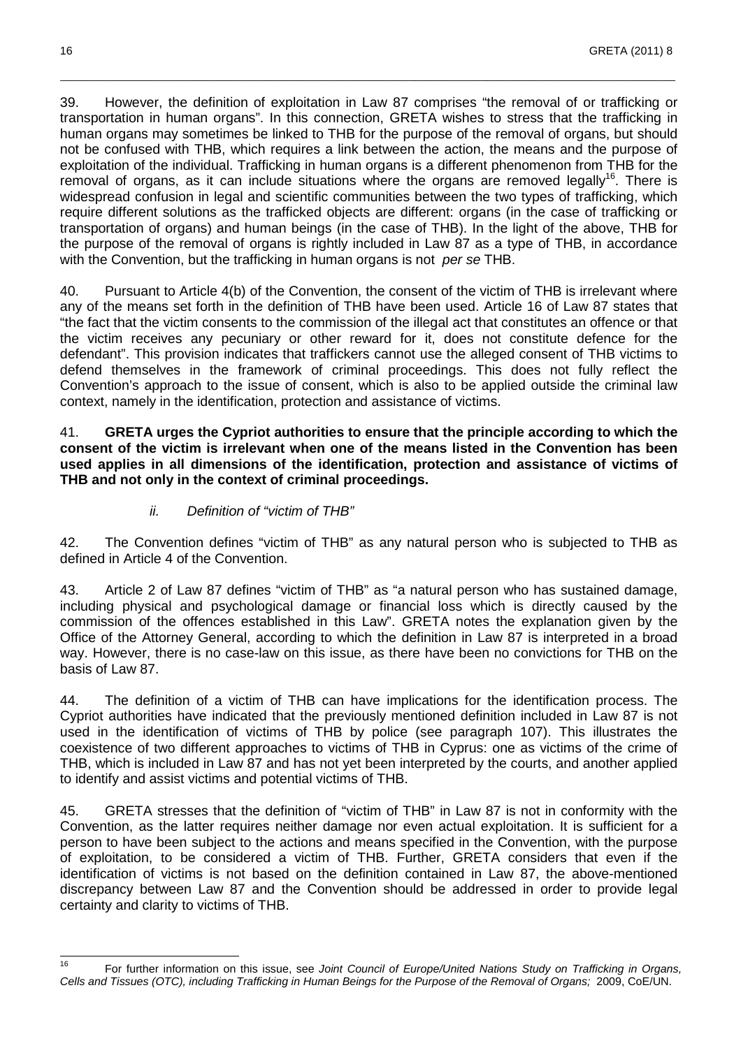39. However, the definition of exploitation in Law 87 comprises "the removal of or trafficking or transportation in human organs". In this connection, GRETA wishes to stress that the trafficking in human organs may sometimes be linked to THB for the purpose of the removal of organs, but should not be confused with THB, which requires a link between the action, the means and the purpose of exploitation of the individual. Trafficking in human organs is a different phenomenon from THB for the removal of organs, as it can include situations where the organs are removed legally[16]. There is widespread confusion in legal and scientific communities between the two types of trafficking, which require different solutions as the trafficked objects are different: organs (in the case of trafficking or transportation of organs) and human beings (in the case of THB). In the light of the above, THB for the purpose of the removal of organs is rightly included in Law 87 as a type of THB, in accordance with the Convention, but the trafficking in human organs is not *per se* THB.

40. Pursuant to Article 4(b) of the Convention, the consent of the victim of THB is irrelevant where any of the means set forth in the definition of THB have been used. Article 16 of Law 87 states that "the fact that the victim consents to the commission of the illegal act that constitutes an offence or that the victim receives any pecuniary or other reward for it, does not constitute defence for the defendant". This provision indicates that traffickers cannot use the alleged consent of THB victims to defend themselves in the framework of criminal proceedings. This does not fully reflect the Convention's approach to the issue of consent, which is also to be applied outside the criminal law context, namely in the identification, protection and assistance of victims.

41. **GRETA urges the Cypriot authorities to ensure that the principle according to which the consent of the victim is irrelevant when one of the means listed in the Convention has been used applies in all dimensions of the identification, protection and assistance of victims of THB and not only in the context of criminal proceedings.**

*ii. Definition of "victim of THB"*

42. The Convention defines "victim of THB" as any natural person who is subjected to THB as defined in Article 4 of the Convention.

43. Article 2 of Law 87 defines "victim of THB" as "a natural person who has sustained damage, including physical and psychological damage or financial loss which is directly caused by the commission of the offences established in this Law". GRETA notes the explanation given by the Office of the Attorney General, according to which the definition in Law 87 is interpreted in a broad way. However, there is no case-law on this issue, as there have been no convictions for THB on the basis of Law 87.

44. The definition of a victim of THB can have implications for the identification process. The Cypriot authorities have indicated that the previously mentioned definition included in Law 87 is not used in the identification of victims of THB by police (see paragraph 107). This illustrates the coexistence of two different approaches to victims of THB in Cyprus: one as victims of the crime of THB, which is included in Law 87 and has not yet been interpreted by the courts, and another applied to identify and assist victims and potential victims of THB.

45. GRETA stresses that the definition of "victim of THB" in Law 87 is not in conformity with the Convention, as the latter requires neither damage nor even actual exploitation. It is sufficient for a person to have been subject to the actions and means specified in the Convention, with the purpose of exploitation, to be considered a victim of THB. Further, GRETA considers that even if the identification of victims is not based on the definition contained in Law 87, the above-mentioned discrepancy between Law 87 and the Convention should be addressed in order to provide legal certainty and clarity to victims of THB.

---

[16] For further information on this issue, see *Joint Council of Europe/United Nations Study on Trafficking in Organs, Cells and Tissues (OTC), including Trafficking in Human Beings for the Purpose of the Removal of Organs;* 2009, CoE/UN.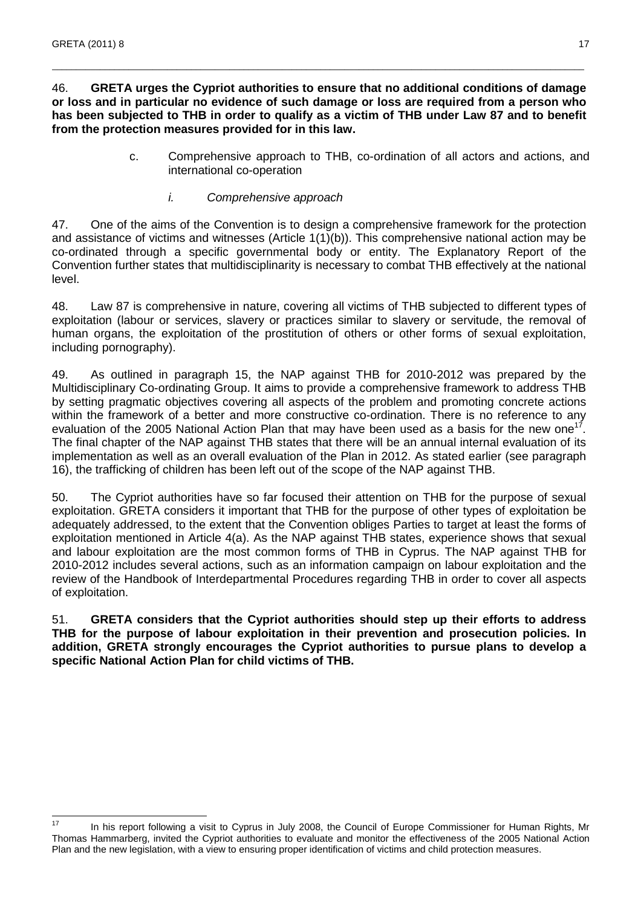46. **GRETA urges the Cypriot authorities to ensure that no additional conditions of damage or loss and in particular no evidence of such damage or loss are required from a person who has been subjected to THB in order to qualify as a victim of THB under Law 87 and to benefit from the protection measures provided for in this law.**

### c. Comprehensive approach to THB, co-ordination of all actors and actions, and international co-operation

#### *i. Comprehensive approach*

47. One of the aims of the Convention is to design a comprehensive framework for the protection and assistance of victims and witnesses (Article 1(1)(b)). This comprehensive national action may be co-ordinated through a specific governmental body or entity. The Explanatory Report of the Convention further states that multidisciplinarity is necessary to combat THB effectively at the national level.

48. Law 87 is comprehensive in nature, covering all victims of THB subjected to different types of exploitation (labour or services, slavery or practices similar to slavery or servitude, the removal of human organs, the exploitation of the prostitution of others or other forms of sexual exploitation, including pornography).

49. As outlined in paragraph 15, the NAP against THB for 2010-2012 was prepared by the Multidisciplinary Co-ordinating Group. It aims to provide a comprehensive framework to address THB by setting pragmatic objectives covering all aspects of the problem and promoting concrete actions within the framework of a better and more constructive co-ordination. There is no reference to any evaluation of the 2005 National Action Plan that may have been used as a basis for the new one[17]. The final chapter of the NAP against THB states that there will be an annual internal evaluation of its implementation as well as an overall evaluation of the Plan in 2012. As stated earlier (see paragraph 16), the trafficking of children has been left out of the scope of the NAP against THB.

50. The Cypriot authorities have so far focused their attention on THB for the purpose of sexual exploitation. GRETA considers it important that THB for the purpose of other types of exploitation be adequately addressed, to the extent that the Convention obliges Parties to target at least the forms of exploitation mentioned in Article 4(a). As the NAP against THB states, experience shows that sexual and labour exploitation are the most common forms of THB in Cyprus. The NAP against THB for 2010-2012 includes several actions, such as an information campaign on labour exploitation and the review of the Handbook of Interdepartmental Procedures regarding THB in order to cover all aspects of exploitation.

51. **GRETA considers that the Cypriot authorities should step up their efforts to address THB for the purpose of labour exploitation in their prevention and prosecution policies. In addition, GRETA strongly encourages the Cypriot authorities to pursue plans to develop a specific National Action Plan for child victims of THB.**

---

[17] In his report following a visit to Cyprus in July 2008, the Council of Europe Commissioner for Human Rights, Mr Thomas Hammarberg, invited the Cypriot authorities to evaluate and monitor the effectiveness of the 2005 National Action Plan and the new legislation, with a view to ensuring proper identification of victims and child protection measures.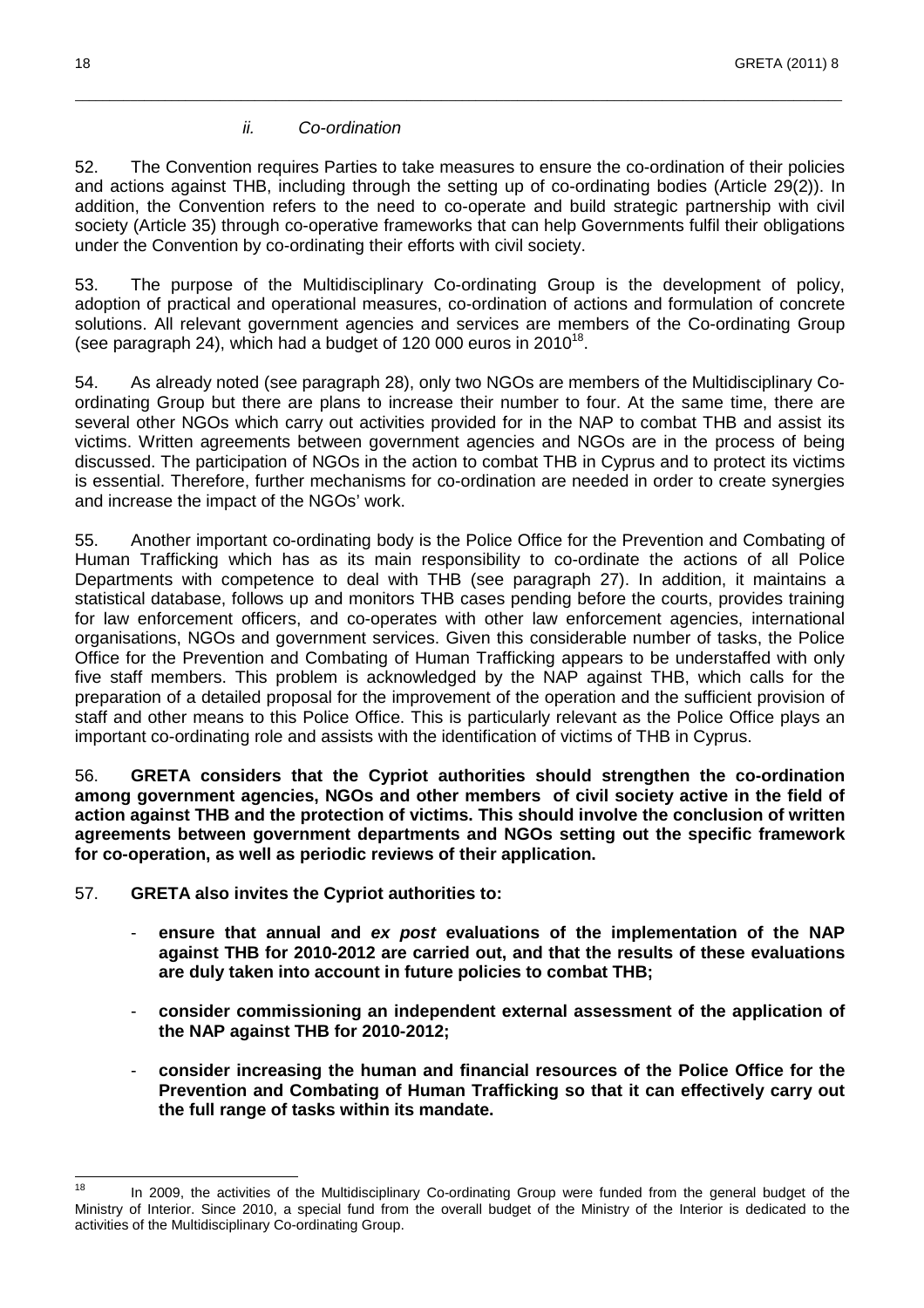### *ii. Co-ordination*

52. The Convention requires Parties to take measures to ensure the co-ordination of their policies and actions against THB, including through the setting up of co-ordinating bodies (Article 29(2)). In addition, the Convention refers to the need to co-operate and build strategic partnership with civil society (Article 35) through co-operative frameworks that can help Governments fulfil their obligations under the Convention by co-ordinating their efforts with civil society.

53. The purpose of the Multidisciplinary Co-ordinating Group is the development of policy, adoption of practical and operational measures, co-ordination of actions and formulation of concrete solutions. All relevant government agencies and services are members of the Co-ordinating Group (see paragraph 24), which had a budget of 120 000 euros in 2010[18].

54. As already noted (see paragraph 28), only two NGOs are members of the Multidisciplinary Co-ordinating Group but there are plans to increase their number to four. At the same time, there are several other NGOs which carry out activities provided for in the NAP to combat THB and assist its victims. Written agreements between government agencies and NGOs are in the process of being discussed. The participation of NGOs in the action to combat THB in Cyprus and to protect its victims is essential. Therefore, further mechanisms for co-ordination are needed in order to create synergies and increase the impact of the NGOs' work.

55. Another important co-ordinating body is the Police Office for the Prevention and Combating of Human Trafficking which has as its main responsibility to co-ordinate the actions of all Police Departments with competence to deal with THB (see paragraph 27). In addition, it maintains a statistical database, follows up and monitors THB cases pending before the courts, provides training for law enforcement officers, and co-operates with other law enforcement agencies, international organisations, NGOs and government services. Given this considerable number of tasks, the Police Office for the Prevention and Combating of Human Trafficking appears to be understaffed with only five staff members. This problem is acknowledged by the NAP against THB, which calls for the preparation of a detailed proposal for the improvement of the operation and the sufficient provision of staff and other means to this Police Office. This is particularly relevant as the Police Office plays an important co-ordinating role and assists with the identification of victims of THB in Cyprus.

56. **GRETA considers that the Cypriot authorities should strengthen the co-ordination among government agencies, NGOs and other members of civil society active in the field of action against THB and the protection of victims. This should involve the conclusion of written agreements between government departments and NGOs setting out the specific framework for co-operation, as well as periodic reviews of their application.**

57. **GRETA also invites the Cypriot authorities to:**

- **ensure that annual and *ex post* evaluations of the implementation of the NAP against THB for 2010-2012 are carried out, and that the results of these evaluations are duly taken into account in future policies to combat THB;**
- **consider commissioning an independent external assessment of the application of the NAP against THB for 2010-2012;**
- **consider increasing the human and financial resources of the Police Office for the Prevention and Combating of Human Trafficking so that it can effectively carry out the full range of tasks within its mandate.**

---

[18] In 2009, the activities of the Multidisciplinary Co-ordinating Group were funded from the general budget of the Ministry of Interior. Since 2010, a special fund from the overall budget of the Ministry of the Interior is dedicated to the activities of the Multidisciplinary Co-ordinating Group.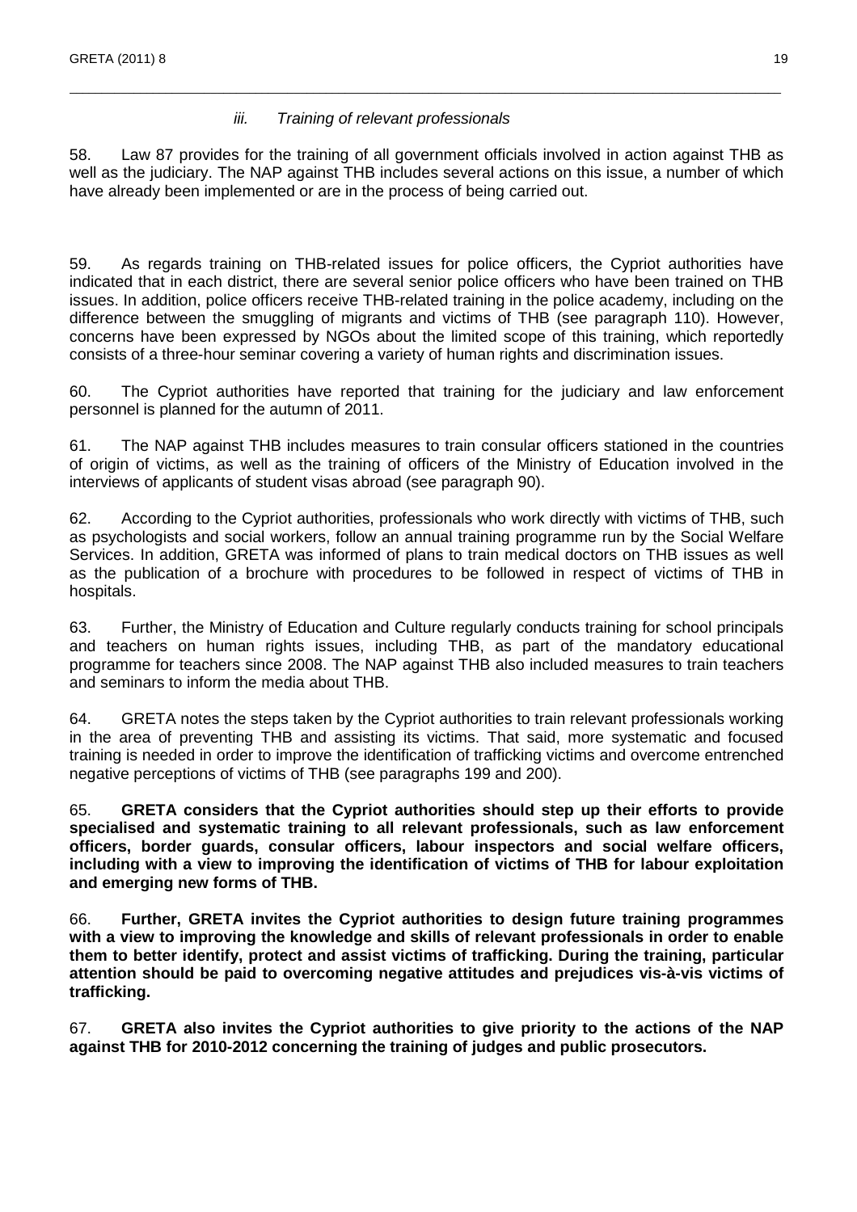### *iii. Training of relevant professionals*

58. Law 87 provides for the training of all government officials involved in action against THB as well as the judiciary. The NAP against THB includes several actions on this issue, a number of which have already been implemented or are in the process of being carried out.

59. As regards training on THB-related issues for police officers, the Cypriot authorities have indicated that in each district, there are several senior police officers who have been trained on THB issues. In addition, police officers receive THB-related training in the police academy, including on the difference between the smuggling of migrants and victims of THB (see paragraph 110). However, concerns have been expressed by NGOs about the limited scope of this training, which reportedly consists of a three-hour seminar covering a variety of human rights and discrimination issues.

60. The Cypriot authorities have reported that training for the judiciary and law enforcement personnel is planned for the autumn of 2011.

61. The NAP against THB includes measures to train consular officers stationed in the countries of origin of victims, as well as the training of officers of the Ministry of Education involved in the interviews of applicants of student visas abroad (see paragraph 90).

62. According to the Cypriot authorities, professionals who work directly with victims of THB, such as psychologists and social workers, follow an annual training programme run by the Social Welfare Services. In addition, GRETA was informed of plans to train medical doctors on THB issues as well as the publication of a brochure with procedures to be followed in respect of victims of THB in hospitals.

63. Further, the Ministry of Education and Culture regularly conducts training for school principals and teachers on human rights issues, including THB, as part of the mandatory educational programme for teachers since 2008. The NAP against THB also included measures to train teachers and seminars to inform the media about THB.

64. GRETA notes the steps taken by the Cypriot authorities to train relevant professionals working in the area of preventing THB and assisting its victims. That said, more systematic and focused training is needed in order to improve the identification of trafficking victims and overcome entrenched negative perceptions of victims of THB (see paragraphs 199 and 200).

65. **GRETA considers that the Cypriot authorities should step up their efforts to provide specialised and systematic training to all relevant professionals, such as law enforcement officers, border guards, consular officers, labour inspectors and social welfare officers, including with a view to improving the identification of victims of THB for labour exploitation and emerging new forms of THB.**

66. **Further, GRETA invites the Cypriot authorities to design future training programmes with a view to improving the knowledge and skills of relevant professionals in order to enable them to better identify, protect and assist victims of trafficking. During the training, particular attention should be paid to overcoming negative attitudes and prejudices vis-à-vis victims of trafficking.**

67. **GRETA also invites the Cypriot authorities to give priority to the actions of the NAP against THB for 2010-2012 concerning the training of judges and public prosecutors.**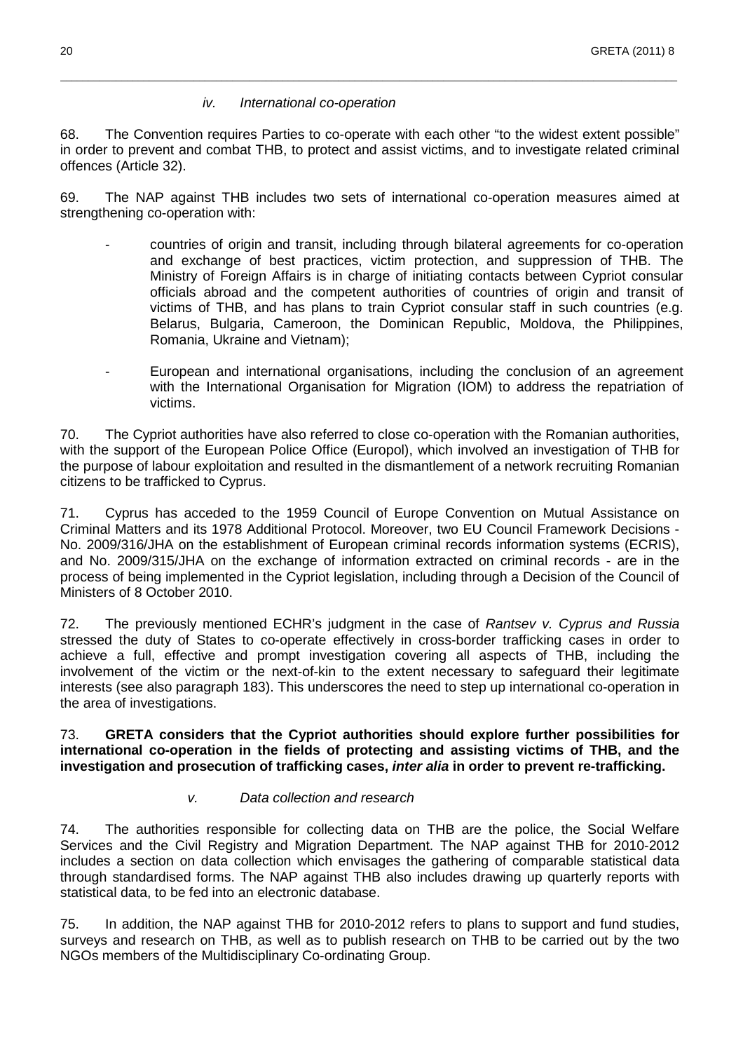#### *iv. International co-operation*

68. The Convention requires Parties to co-operate with each other "to the widest extent possible" in order to prevent and combat THB, to protect and assist victims, and to investigate related criminal offences (Article 32).

69. The NAP against THB includes two sets of international co-operation measures aimed at strengthening co-operation with:

- countries of origin and transit, including through bilateral agreements for co-operation and exchange of best practices, victim protection, and suppression of THB. The Ministry of Foreign Affairs is in charge of initiating contacts between Cypriot consular officials abroad and the competent authorities of countries of origin and transit of victims of THB, and has plans to train Cypriot consular staff in such countries (e.g. Belarus, Bulgaria, Cameroon, the Dominican Republic, Moldova, the Philippines, Romania, Ukraine and Vietnam);

- European and international organisations, including the conclusion of an agreement with the International Organisation for Migration (IOM) to address the repatriation of victims.

70. The Cypriot authorities have also referred to close co-operation with the Romanian authorities, with the support of the European Police Office (Europol), which involved an investigation of THB for the purpose of labour exploitation and resulted in the dismantlement of a network recruiting Romanian citizens to be trafficked to Cyprus.

71. Cyprus has acceded to the 1959 Council of Europe Convention on Mutual Assistance on Criminal Matters and its 1978 Additional Protocol. Moreover, two EU Council Framework Decisions - No. 2009/316/JHA on the establishment of European criminal records information systems (ECRIS), and No. 2009/315/JHA on the exchange of information extracted on criminal records - are in the process of being implemented in the Cypriot legislation, including through a Decision of the Council of Ministers of 8 October 2010.

72. The previously mentioned ECHR's judgment in the case of *Rantsev v. Cyprus and Russia* stressed the duty of States to co-operate effectively in cross-border trafficking cases in order to achieve a full, effective and prompt investigation covering all aspects of THB, including the involvement of the victim or the next-of-kin to the extent necessary to safeguard their legitimate interests (see also paragraph 183). This underscores the need to step up international co-operation in the area of investigations.

73. **GRETA considers that the Cypriot authorities should explore further possibilities for international co-operation in the fields of protecting and assisting victims of THB, and the investigation and prosecution of trafficking cases, *inter alia* in order to prevent re-trafficking.**

#### *v. Data collection and research*

74. The authorities responsible for collecting data on THB are the police, the Social Welfare Services and the Civil Registry and Migration Department. The NAP against THB for 2010-2012 includes a section on data collection which envisages the gathering of comparable statistical data through standardised forms. The NAP against THB also includes drawing up quarterly reports with statistical data, to be fed into an electronic database.

75. In addition, the NAP against THB for 2010-2012 refers to plans to support and fund studies, surveys and research on THB, as well as to publish research on THB to be carried out by the two NGOs members of the Multidisciplinary Co-ordinating Group.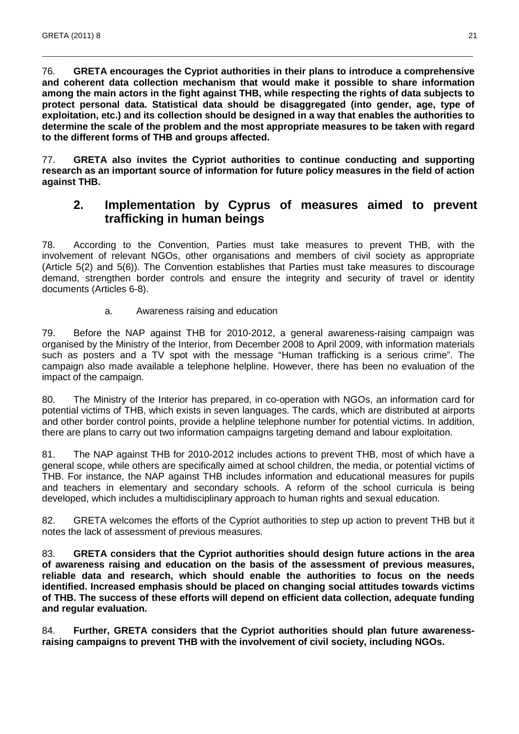76. **GRETA encourages the Cypriot authorities in their plans to introduce a comprehensive and coherent data collection mechanism that would make it possible to share information among the main actors in the fight against THB, while respecting the rights of data subjects to protect personal data. Statistical data should be disaggregated (into gender, age, type of exploitation, etc.) and its collection should be designed in a way that enables the authorities to determine the scale of the problem and the most appropriate measures to be taken with regard to the different forms of THB and groups affected.**

77. **GRETA also invites the Cypriot authorities to continue conducting and supporting research as an important source of information for future policy measures in the field of action against THB.**

## 2. Implementation by Cyprus of measures aimed to prevent trafficking in human beings

78. According to the Convention, Parties must take measures to prevent THB, with the involvement of relevant NGOs, other organisations and members of civil society as appropriate (Article 5(2) and 5(6)). The Convention establishes that Parties must take measures to discourage demand, strengthen border controls and ensure the integrity and security of travel or identity documents (Articles 6-8).

### a. Awareness raising and education

79. Before the NAP against THB for 2010-2012, a general awareness-raising campaign was organised by the Ministry of the Interior, from December 2008 to April 2009, with information materials such as posters and a TV spot with the message "Human trafficking is a serious crime". The campaign also made available a telephone helpline. However, there has been no evaluation of the impact of the campaign.

80. The Ministry of the Interior has prepared, in co-operation with NGOs, an information card for potential victims of THB, which exists in seven languages. The cards, which are distributed at airports and other border control points, provide a helpline telephone number for potential victims. In addition, there are plans to carry out two information campaigns targeting demand and labour exploitation.

81. The NAP against THB for 2010-2012 includes actions to prevent THB, most of which have a general scope, while others are specifically aimed at school children, the media, or potential victims of THB. For instance, the NAP against THB includes information and educational measures for pupils and teachers in elementary and secondary schools. A reform of the school curricula is being developed, which includes a multidisciplinary approach to human rights and sexual education.

82. GRETA welcomes the efforts of the Cypriot authorities to step up action to prevent THB but it notes the lack of assessment of previous measures.

83. **GRETA considers that the Cypriot authorities should design future actions in the area of awareness raising and education on the basis of the assessment of previous measures, reliable data and research, which should enable the authorities to focus on the needs identified. Increased emphasis should be placed on changing social attitudes towards victims of THB. The success of these efforts will depend on efficient data collection, adequate funding and regular evaluation.**

84. **Further, GRETA considers that the Cypriot authorities should plan future awareness-raising campaigns to prevent THB with the involvement of civil society, including NGOs.**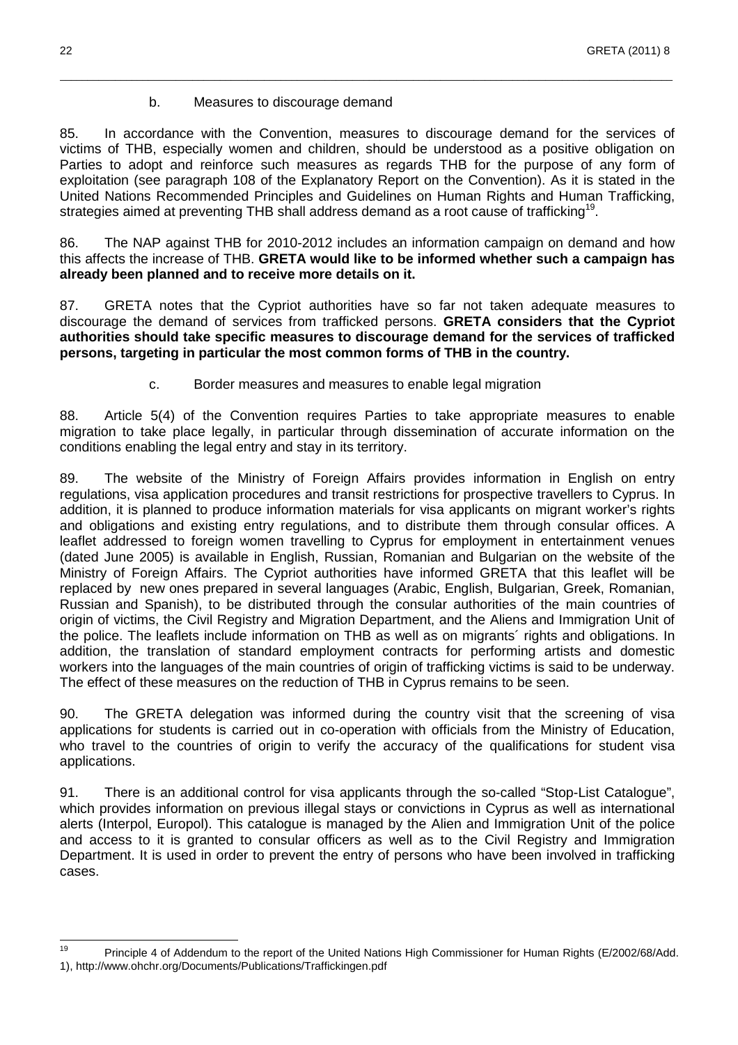### b. Measures to discourage demand

85. In accordance with the Convention, measures to discourage demand for the services of victims of THB, especially women and children, should be understood as a positive obligation on Parties to adopt and reinforce such measures as regards THB for the purpose of any form of exploitation (see paragraph 108 of the Explanatory Report on the Convention). As it is stated in the United Nations Recommended Principles and Guidelines on Human Rights and Human Trafficking, strategies aimed at preventing THB shall address demand as a root cause of trafficking[19].

86. The NAP against THB for 2010-2012 includes an information campaign on demand and how this affects the increase of THB. **GRETA would like to be informed whether such a campaign has already been planned and to receive more details on it.**

87. GRETA notes that the Cypriot authorities have so far not taken adequate measures to discourage the demand of services from trafficked persons. **GRETA considers that the Cypriot authorities should take specific measures to discourage demand for the services of trafficked persons, targeting in particular the most common forms of THB in the country.**

### c. Border measures and measures to enable legal migration

88. Article 5(4) of the Convention requires Parties to take appropriate measures to enable migration to take place legally, in particular through dissemination of accurate information on the conditions enabling the legal entry and stay in its territory.

89. The website of the Ministry of Foreign Affairs provides information in English on entry regulations, visa application procedures and transit restrictions for prospective travellers to Cyprus. In addition, it is planned to produce information materials for visa applicants on migrant worker's rights and obligations and existing entry regulations, and to distribute them through consular offices. A leaflet addressed to foreign women travelling to Cyprus for employment in entertainment venues (dated June 2005) is available in English, Russian, Romanian and Bulgarian on the website of the Ministry of Foreign Affairs. The Cypriot authorities have informed GRETA that this leaflet will be replaced by new ones prepared in several languages (Arabic, English, Bulgarian, Greek, Romanian, Russian and Spanish), to be distributed through the consular authorities of the main countries of origin of victims, the Civil Registry and Migration Department, and the Aliens and Immigration Unit of the police. The leaflets include information on THB as well as on migrants´ rights and obligations. In addition, the translation of standard employment contracts for performing artists and domestic workers into the languages of the main countries of origin of trafficking victims is said to be underway. The effect of these measures on the reduction of THB in Cyprus remains to be seen.

90. The GRETA delegation was informed during the country visit that the screening of visa applications for students is carried out in co-operation with officials from the Ministry of Education, who travel to the countries of origin to verify the accuracy of the qualifications for student visa applications.

91. There is an additional control for visa applicants through the so-called "Stop-List Catalogue", which provides information on previous illegal stays or convictions in Cyprus as well as international alerts (Interpol, Europol). This catalogue is managed by the Alien and Immigration Unit of the police and access to it is granted to consular officers as well as to the Civil Registry and Immigration Department. It is used in order to prevent the entry of persons who have been involved in trafficking cases.

---

[19] Principle 4 of Addendum to the report of the United Nations High Commissioner for Human Rights (E/2002/68/Add. 1), http://www.ohchr.org/Documents/Publications/Traffickingen.pdf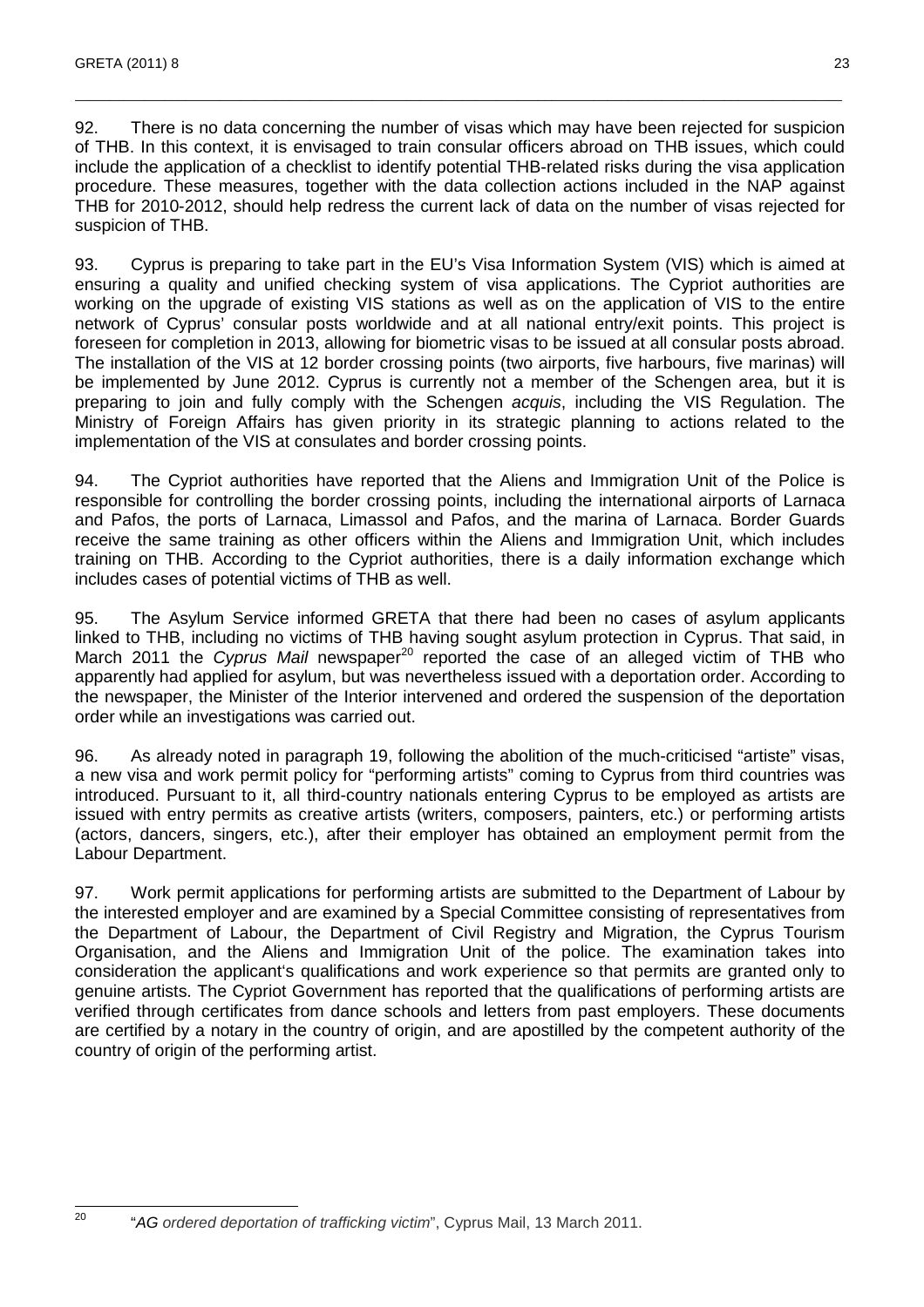92. There is no data concerning the number of visas which may have been rejected for suspicion of THB. In this context, it is envisaged to train consular officers abroad on THB issues, which could include the application of a checklist to identify potential THB-related risks during the visa application procedure. These measures, together with the data collection actions included in the NAP against THB for 2010-2012, should help redress the current lack of data on the number of visas rejected for suspicion of THB.

93. Cyprus is preparing to take part in the EU's Visa Information System (VIS) which is aimed at ensuring a quality and unified checking system of visa applications. The Cypriot authorities are working on the upgrade of existing VIS stations as well as on the application of VIS to the entire network of Cyprus' consular posts worldwide and at all national entry/exit points. This project is foreseen for completion in 2013, allowing for biometric visas to be issued at all consular posts abroad. The installation of the VIS at 12 border crossing points (two airports, five harbours, five marinas) will be implemented by June 2012. Cyprus is currently not a member of the Schengen area, but it is preparing to join and fully comply with the Schengen *acquis*, including the VIS Regulation. The Ministry of Foreign Affairs has given priority in its strategic planning to actions related to the implementation of the VIS at consulates and border crossing points.

94. The Cypriot authorities have reported that the Aliens and Immigration Unit of the Police is responsible for controlling the border crossing points, including the international airports of Larnaca and Pafos, the ports of Larnaca, Limassol and Pafos, and the marina of Larnaca. Border Guards receive the same training as other officers within the Aliens and Immigration Unit, which includes training on THB. According to the Cypriot authorities, there is a daily information exchange which includes cases of potential victims of THB as well.

95. The Asylum Service informed GRETA that there had been no cases of asylum applicants linked to THB, including no victims of THB having sought asylum protection in Cyprus. That said, in March 2011 the *Cyprus Mail* newspaper[20] reported the case of an alleged victim of THB who apparently had applied for asylum, but was nevertheless issued with a deportation order. According to the newspaper, the Minister of the Interior intervened and ordered the suspension of the deportation order while an investigations was carried out.

96. As already noted in paragraph 19, following the abolition of the much-criticised "artiste" visas, a new visa and work permit policy for "performing artists" coming to Cyprus from third countries was introduced. Pursuant to it, all third-country nationals entering Cyprus to be employed as artists are issued with entry permits as creative artists (writers, composers, painters, etc.) or performing artists (actors, dancers, singers, etc.), after their employer has obtained an employment permit from the Labour Department.

97. Work permit applications for performing artists are submitted to the Department of Labour by the interested employer and are examined by a Special Committee consisting of representatives from the Department of Labour, the Department of Civil Registry and Migration, the Cyprus Tourism Organisation, and the Aliens and Immigration Unit of the police. The examination takes into consideration the applicant's qualifications and work experience so that permits are granted only to genuine artists. The Cypriot Government has reported that the qualifications of performing artists are verified through certificates from dance schools and letters from past employers. These documents are certified by a notary in the country of origin, and are apostilled by the competent authority of the country of origin of the performing artist.

---

[20] "*AG ordered deportation of trafficking victim*", Cyprus Mail, 13 March 2011.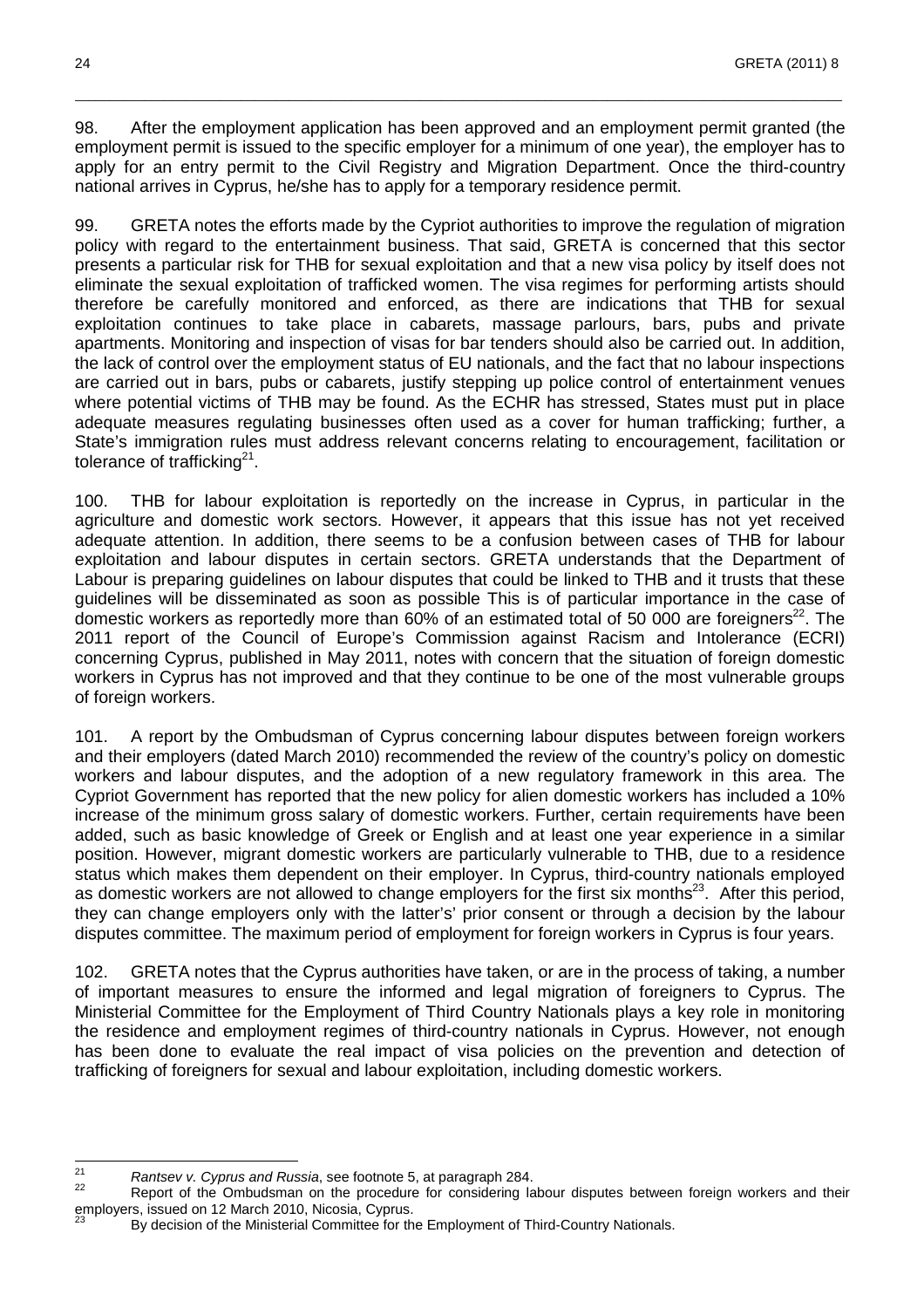98. After the employment application has been approved and an employment permit granted (the employment permit is issued to the specific employer for a minimum of one year), the employer has to apply for an entry permit to the Civil Registry and Migration Department. Once the third-country national arrives in Cyprus, he/she has to apply for a temporary residence permit.

99. GRETA notes the efforts made by the Cypriot authorities to improve the regulation of migration policy with regard to the entertainment business. That said, GRETA is concerned that this sector presents a particular risk for THB for sexual exploitation and that a new visa policy by itself does not eliminate the sexual exploitation of trafficked women. The visa regimes for performing artists should therefore be carefully monitored and enforced, as there are indications that THB for sexual exploitation continues to take place in cabarets, massage parlours, bars, pubs and private apartments. Monitoring and inspection of visas for bar tenders should also be carried out. In addition, the lack of control over the employment status of EU nationals, and the fact that no labour inspections are carried out in bars, pubs or cabarets, justify stepping up police control of entertainment venues where potential victims of THB may be found. As the ECHR has stressed, States must put in place adequate measures regulating businesses often used as a cover for human trafficking; further, a State's immigration rules must address relevant concerns relating to encouragement, facilitation or tolerance of trafficking[21].

100. THB for labour exploitation is reportedly on the increase in Cyprus, in particular in the agriculture and domestic work sectors. However, it appears that this issue has not yet received adequate attention. In addition, there seems to be a confusion between cases of THB for labour exploitation and labour disputes in certain sectors. GRETA understands that the Department of Labour is preparing guidelines on labour disputes that could be linked to THB and it trusts that these guidelines will be disseminated as soon as possible This is of particular importance in the case of domestic workers as reportedly more than 60% of an estimated total of 50 000 are foreigners[22]. The 2011 report of the Council of Europe's Commission against Racism and Intolerance (ECRI) concerning Cyprus, published in May 2011, notes with concern that the situation of foreign domestic workers in Cyprus has not improved and that they continue to be one of the most vulnerable groups of foreign workers.

101. A report by the Ombudsman of Cyprus concerning labour disputes between foreign workers and their employers (dated March 2010) recommended the review of the country's policy on domestic workers and labour disputes, and the adoption of a new regulatory framework in this area. The Cypriot Government has reported that the new policy for alien domestic workers has included a 10% increase of the minimum gross salary of domestic workers. Further, certain requirements have been added, such as basic knowledge of Greek or English and at least one year experience in a similar position. However, migrant domestic workers are particularly vulnerable to THB, due to a residence status which makes them dependent on their employer. In Cyprus, third-country nationals employed as domestic workers are not allowed to change employers for the first six months[23]. After this period, they can change employers only with the latter's' prior consent or through a decision by the labour disputes committee. The maximum period of employment for foreign workers in Cyprus is four years.

102. GRETA notes that the Cyprus authorities have taken, or are in the process of taking, a number of important measures to ensure the informed and legal migration of foreigners to Cyprus. The Ministerial Committee for the Employment of Third Country Nationals plays a key role in monitoring the residence and employment regimes of third-country nationals in Cyprus. However, not enough has been done to evaluate the real impact of visa policies on the prevention and detection of trafficking of foreigners for sexual and labour exploitation, including domestic workers.

---

[21] *Rantsev v. Cyprus and Russia*, see footnote 5, at paragraph 284.

[22] Report of the Ombudsman on the procedure for considering labour disputes between foreign workers and their employers, issued on 12 March 2010, Nicosia, Cyprus.

[23] By decision of the Ministerial Committee for the Employment of Third-Country Nationals.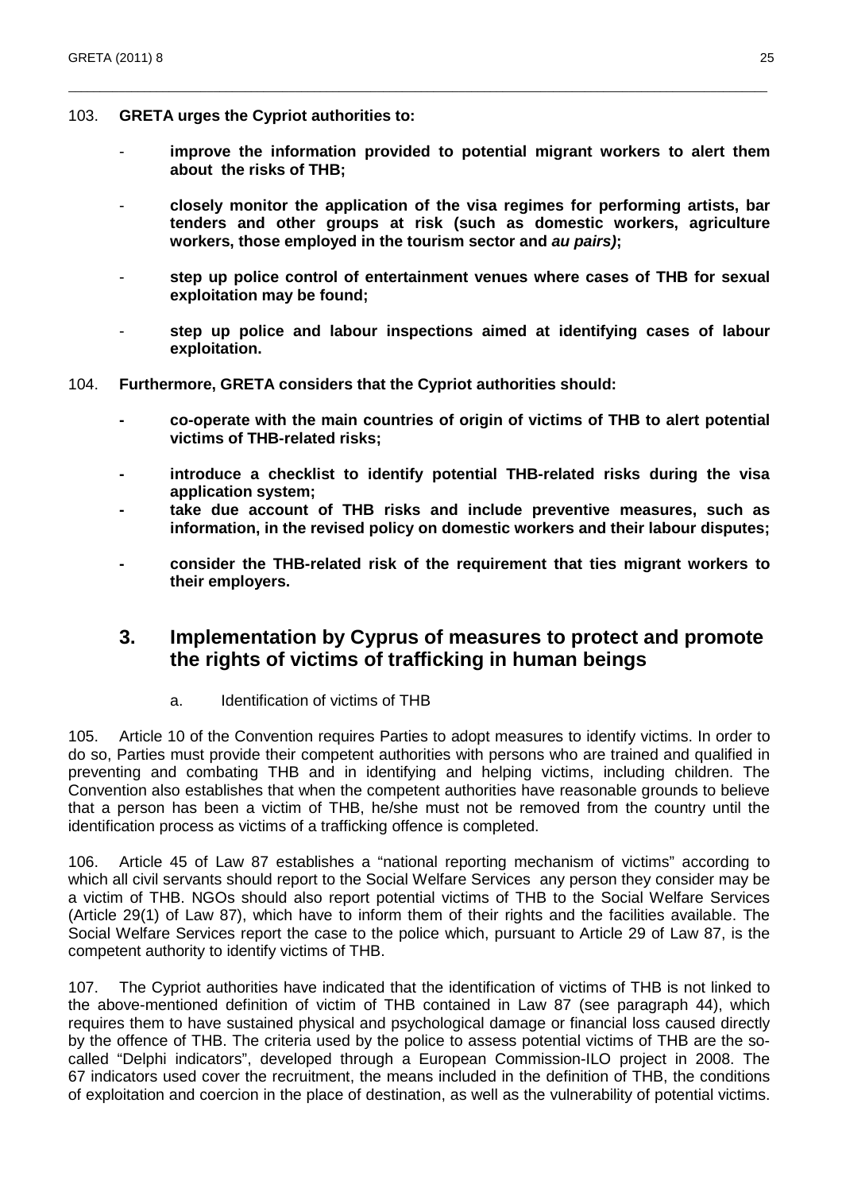103. **GRETA urges the Cypriot authorities to:**

- **improve the information provided to potential migrant workers to alert them about the risks of THB;**
- **closely monitor the application of the visa regimes for performing artists, bar tenders and other groups at risk (such as domestic workers, agriculture workers, those employed in the tourism sector and *au pairs*);**
- **step up police control of entertainment venues where cases of THB for sexual exploitation may be found;**
- **step up police and labour inspections aimed at identifying cases of labour exploitation.**

104. **Furthermore, GRETA considers that the Cypriot authorities should:**

- **co-operate with the main countries of origin of victims of THB to alert potential victims of THB-related risks;**
- **introduce a checklist to identify potential THB-related risks during the visa application system;**
- **take due account of THB risks and include preventive measures, such as information, in the revised policy on domestic workers and their labour disputes;**
- **consider the THB-related risk of the requirement that ties migrant workers to their employers.**

## 3. Implementation by Cyprus of measures to protect and promote the rights of victims of trafficking in human beings

### a. Identification of victims of THB

105. Article 10 of the Convention requires Parties to adopt measures to identify victims. In order to do so, Parties must provide their competent authorities with persons who are trained and qualified in preventing and combating THB and in identifying and helping victims, including children. The Convention also establishes that when the competent authorities have reasonable grounds to believe that a person has been a victim of THB, he/she must not be removed from the country until the identification process as victims of a trafficking offence is completed.

106. Article 45 of Law 87 establishes a "national reporting mechanism of victims" according to which all civil servants should report to the Social Welfare Services any person they consider may be a victim of THB. NGOs should also report potential victims of THB to the Social Welfare Services (Article 29(1) of Law 87), which have to inform them of their rights and the facilities available. The Social Welfare Services report the case to the police which, pursuant to Article 29 of Law 87, is the competent authority to identify victims of THB.

107. The Cypriot authorities have indicated that the identification of victims of THB is not linked to the above-mentioned definition of victim of THB contained in Law 87 (see paragraph 44), which requires them to have sustained physical and psychological damage or financial loss caused directly by the offence of THB. The criteria used by the police to assess potential victims of THB are the so-called "Delphi indicators", developed through a European Commission-ILO project in 2008. The 67 indicators used cover the recruitment, the means included in the definition of THB, the conditions of exploitation and coercion in the place of destination, as well as the vulnerability of potential victims.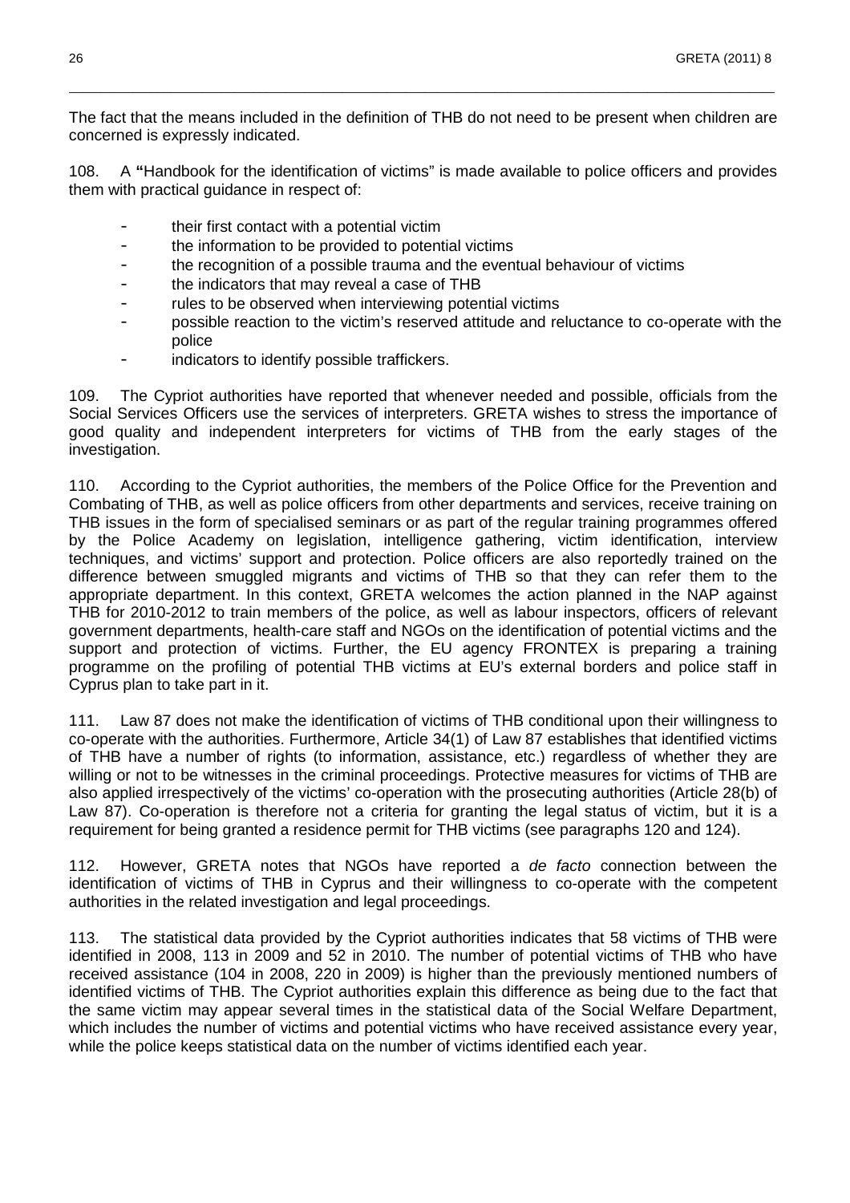The fact that the means included in the definition of THB do not need to be present when children are concerned is expressly indicated.

108. A **"**Handbook for the identification of victims" is made available to police officers and provides them with practical guidance in respect of:

- their first contact with a potential victim
- the information to be provided to potential victims
- the recognition of a possible trauma and the eventual behaviour of victims
- the indicators that may reveal a case of THB
- rules to be observed when interviewing potential victims
- possible reaction to the victim's reserved attitude and reluctance to co-operate with the police
- indicators to identify possible traffickers.

109. The Cypriot authorities have reported that whenever needed and possible, officials from the Social Services Officers use the services of interpreters. GRETA wishes to stress the importance of good quality and independent interpreters for victims of THB from the early stages of the investigation.

110. According to the Cypriot authorities, the members of the Police Office for the Prevention and Combating of THB, as well as police officers from other departments and services, receive training on THB issues in the form of specialised seminars or as part of the regular training programmes offered by the Police Academy on legislation, intelligence gathering, victim identification, interview techniques, and victims' support and protection. Police officers are also reportedly trained on the difference between smuggled migrants and victims of THB so that they can refer them to the appropriate department. In this context, GRETA welcomes the action planned in the NAP against THB for 2010-2012 to train members of the police, as well as labour inspectors, officers of relevant government departments, health-care staff and NGOs on the identification of potential victims and the support and protection of victims. Further, the EU agency FRONTEX is preparing a training programme on the profiling of potential THB victims at EU's external borders and police staff in Cyprus plan to take part in it.

111. Law 87 does not make the identification of victims of THB conditional upon their willingness to co-operate with the authorities. Furthermore, Article 34(1) of Law 87 establishes that identified victims of THB have a number of rights (to information, assistance, etc.) regardless of whether they are willing or not to be witnesses in the criminal proceedings. Protective measures for victims of THB are also applied irrespectively of the victims' co-operation with the prosecuting authorities (Article 28(b) of Law 87). Co-operation is therefore not a criteria for granting the legal status of victim, but it is a requirement for being granted a residence permit for THB victims (see paragraphs 120 and 124).

112. However, GRETA notes that NGOs have reported a *de facto* connection between the identification of victims of THB in Cyprus and their willingness to co-operate with the competent authorities in the related investigation and legal proceedings.

113. The statistical data provided by the Cypriot authorities indicates that 58 victims of THB were identified in 2008, 113 in 2009 and 52 in 2010. The number of potential victims of THB who have received assistance (104 in 2008, 220 in 2009) is higher than the previously mentioned numbers of identified victims of THB. The Cypriot authorities explain this difference as being due to the fact that the same victim may appear several times in the statistical data of the Social Welfare Department, which includes the number of victims and potential victims who have received assistance every year, while the police keeps statistical data on the number of victims identified each year.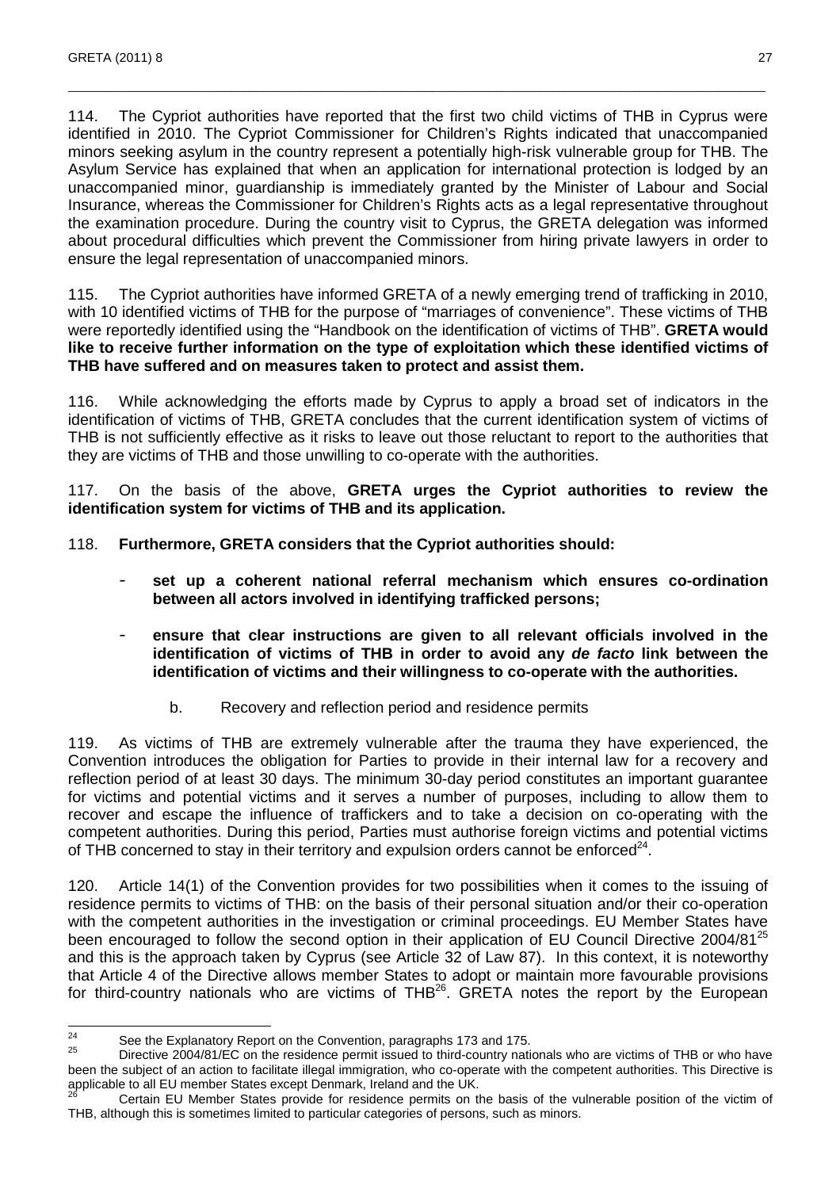114. The Cypriot authorities have reported that the first two child victims of THB in Cyprus were identified in 2010. The Cypriot Commissioner for Children's Rights indicated that unaccompanied minors seeking asylum in the country represent a potentially high-risk vulnerable group for THB. The Asylum Service has explained that when an application for international protection is lodged by an unaccompanied minor, guardianship is immediately granted by the Minister of Labour and Social Insurance, whereas the Commissioner for Children's Rights acts as a legal representative throughout the examination procedure. During the country visit to Cyprus, the GRETA delegation was informed about procedural difficulties which prevent the Commissioner from hiring private lawyers in order to ensure the legal representation of unaccompanied minors.

115. The Cypriot authorities have informed GRETA of a newly emerging trend of trafficking in 2010, with 10 identified victims of THB for the purpose of "marriages of convenience". These victims of THB were reportedly identified using the "Handbook on the identification of victims of THB". **GRETA would like to receive further information on the type of exploitation which these identified victims of THB have suffered and on measures taken to protect and assist them.**

116. While acknowledging the efforts made by Cyprus to apply a broad set of indicators in the identification of victims of THB, GRETA concludes that the current identification system of victims of THB is not sufficiently effective as it risks to leave out those reluctant to report to the authorities that they are victims of THB and those unwilling to co-operate with the authorities.

117. On the basis of the above, **GRETA urges the Cypriot authorities to review the identification system for victims of THB and its application.**

118. **Furthermore, GRETA considers that the Cypriot authorities should:**

- **set up a coherent national referral mechanism which ensures co-ordination between all actors involved in identifying trafficked persons;**
- **ensure that clear instructions are given to all relevant officials involved in the identification of victims of THB in order to avoid any *de facto* link between the identification of victims and their willingness to co-operate with the authorities.**

b. Recovery and reflection period and residence permits

119. As victims of THB are extremely vulnerable after the trauma they have experienced, the Convention introduces the obligation for Parties to provide in their internal law for a recovery and reflection period of at least 30 days. The minimum 30-day period constitutes an important guarantee for victims and potential victims and it serves a number of purposes, including to allow them to recover and escape the influence of traffickers and to take a decision on co-operating with the competent authorities. During this period, Parties must authorise foreign victims and potential victims of THB concerned to stay in their territory and expulsion orders cannot be enforced[24].

120. Article 14(1) of the Convention provides for two possibilities when it comes to the issuing of residence permits to victims of THB: on the basis of their personal situation and/or their co-operation with the competent authorities in the investigation or criminal proceedings. EU Member States have been encouraged to follow the second option in their application of EU Council Directive 2004/81[25] and this is the approach taken by Cyprus (see Article 32 of Law 87). In this context, it is noteworthy that Article 4 of the Directive allows member States to adopt or maintain more favourable provisions for third-country nationals who are victims of THB[26]. GRETA notes the report by the European

---

[24] See the Explanatory Report on the Convention, paragraphs 173 and 175.

[25] Directive 2004/81/EC on the residence permit issued to third-country nationals who are victims of THB or who have been the subject of an action to facilitate illegal immigration, who co-operate with the competent authorities. This Directive is applicable to all EU member States except Denmark, Ireland and the UK.

[26] Certain EU Member States provide for residence permits on the basis of the vulnerable position of the victim of THB, although this is sometimes limited to particular categories of persons, such as minors.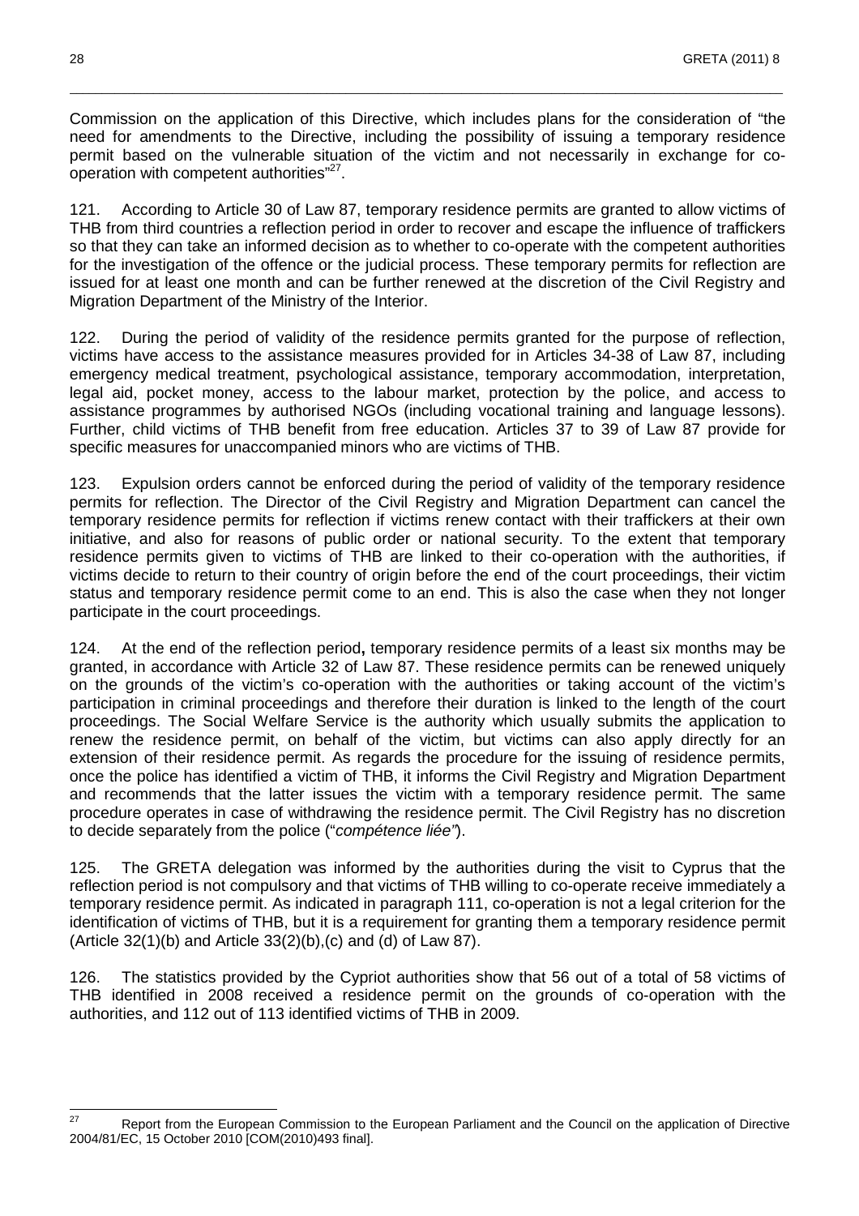Commission on the application of this Directive, which includes plans for the consideration of "the need for amendments to the Directive, including the possibility of issuing a temporary residence permit based on the vulnerable situation of the victim and not necessarily in exchange for co-operation with competent authorities"[27].

121. According to Article 30 of Law 87, temporary residence permits are granted to allow victims of THB from third countries a reflection period in order to recover and escape the influence of traffickers so that they can take an informed decision as to whether to co-operate with the competent authorities for the investigation of the offence or the judicial process. These temporary permits for reflection are issued for at least one month and can be further renewed at the discretion of the Civil Registry and Migration Department of the Ministry of the Interior.

122. During the period of validity of the residence permits granted for the purpose of reflection, victims have access to the assistance measures provided for in Articles 34-38 of Law 87, including emergency medical treatment, psychological assistance, temporary accommodation, interpretation, legal aid, pocket money, access to the labour market, protection by the police, and access to assistance programmes by authorised NGOs (including vocational training and language lessons). Further, child victims of THB benefit from free education. Articles 37 to 39 of Law 87 provide for specific measures for unaccompanied minors who are victims of THB.

123. Expulsion orders cannot be enforced during the period of validity of the temporary residence permits for reflection. The Director of the Civil Registry and Migration Department can cancel the temporary residence permits for reflection if victims renew contact with their traffickers at their own initiative, and also for reasons of public order or national security. To the extent that temporary residence permits given to victims of THB are linked to their co-operation with the authorities, if victims decide to return to their country of origin before the end of the court proceedings, their victim status and temporary residence permit come to an end. This is also the case when they not longer participate in the court proceedings.

124. At the end of the reflection period**,** temporary residence permits of a least six months may be granted, in accordance with Article 32 of Law 87. These residence permits can be renewed uniquely on the grounds of the victim's co-operation with the authorities or taking account of the victim's participation in criminal proceedings and therefore their duration is linked to the length of the court proceedings. The Social Welfare Service is the authority which usually submits the application to renew the residence permit, on behalf of the victim, but victims can also apply directly for an extension of their residence permit. As regards the procedure for the issuing of residence permits, once the police has identified a victim of THB, it informs the Civil Registry and Migration Department and recommends that the latter issues the victim with a temporary residence permit. The same procedure operates in case of withdrawing the residence permit. The Civil Registry has no discretion to decide separately from the police ("*compétence liée"*).

125. The GRETA delegation was informed by the authorities during the visit to Cyprus that the reflection period is not compulsory and that victims of THB willing to co-operate receive immediately a temporary residence permit. As indicated in paragraph 111, co-operation is not a legal criterion for the identification of victims of THB, but it is a requirement for granting them a temporary residence permit (Article 32(1)(b) and Article 33(2)(b),(c) and (d) of Law 87).

126. The statistics provided by the Cypriot authorities show that 56 out of a total of 58 victims of THB identified in 2008 received a residence permit on the grounds of co-operation with the authorities, and 112 out of 113 identified victims of THB in 2009.

---

[27] Report from the European Commission to the European Parliament and the Council on the application of Directive 2004/81/EC, 15 October 2010 [COM(2010)493 final].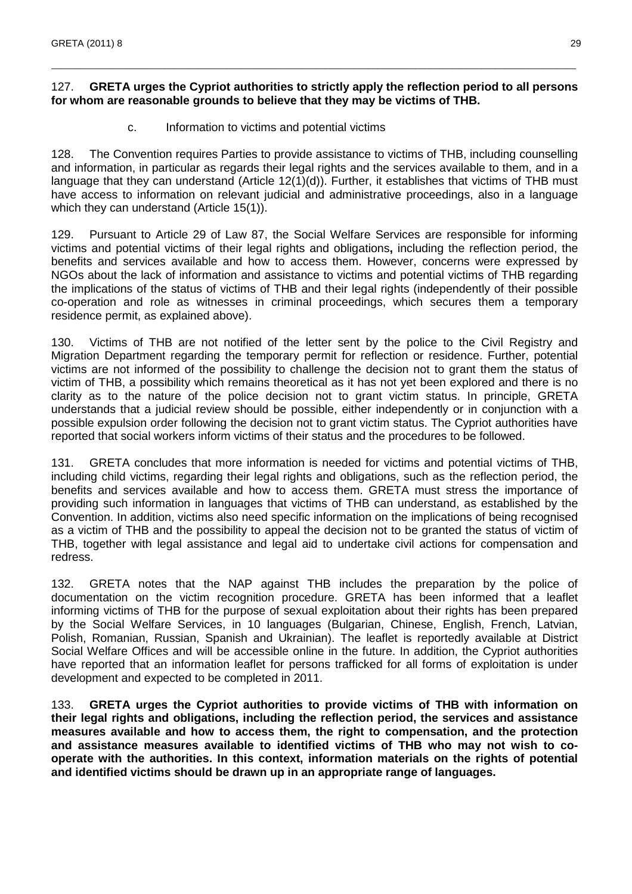127. **GRETA urges the Cypriot authorities to strictly apply the reflection period to all persons for whom are reasonable grounds to believe that they may be victims of THB.**

c. Information to victims and potential victims

128. The Convention requires Parties to provide assistance to victims of THB, including counselling and information, in particular as regards their legal rights and the services available to them, and in a language that they can understand (Article 12(1)(d)). Further, it establishes that victims of THB must have access to information on relevant judicial and administrative proceedings, also in a language which they can understand (Article 15(1)).

129. Pursuant to Article 29 of Law 87, the Social Welfare Services are responsible for informing victims and potential victims of their legal rights and obligations**,** including the reflection period, the benefits and services available and how to access them. However, concerns were expressed by NGOs about the lack of information and assistance to victims and potential victims of THB regarding the implications of the status of victims of THB and their legal rights (independently of their possible co-operation and role as witnesses in criminal proceedings, which secures them a temporary residence permit, as explained above).

130. Victims of THB are not notified of the letter sent by the police to the Civil Registry and Migration Department regarding the temporary permit for reflection or residence. Further, potential victims are not informed of the possibility to challenge the decision not to grant them the status of victim of THB, a possibility which remains theoretical as it has not yet been explored and there is no clarity as to the nature of the police decision not to grant victim status. In principle, GRETA understands that a judicial review should be possible, either independently or in conjunction with a possible expulsion order following the decision not to grant victim status. The Cypriot authorities have reported that social workers inform victims of their status and the procedures to be followed.

131. GRETA concludes that more information is needed for victims and potential victims of THB, including child victims, regarding their legal rights and obligations, such as the reflection period, the benefits and services available and how to access them. GRETA must stress the importance of providing such information in languages that victims of THB can understand, as established by the Convention. In addition, victims also need specific information on the implications of being recognised as a victim of THB and the possibility to appeal the decision not to be granted the status of victim of THB, together with legal assistance and legal aid to undertake civil actions for compensation and redress.

132. GRETA notes that the NAP against THB includes the preparation by the police of documentation on the victim recognition procedure. GRETA has been informed that a leaflet informing victims of THB for the purpose of sexual exploitation about their rights has been prepared by the Social Welfare Services, in 10 languages (Bulgarian, Chinese, English, French, Latvian, Polish, Romanian, Russian, Spanish and Ukrainian). The leaflet is reportedly available at District Social Welfare Offices and will be accessible online in the future. In addition, the Cypriot authorities have reported that an information leaflet for persons trafficked for all forms of exploitation is under development and expected to be completed in 2011.

133. **GRETA urges the Cypriot authorities to provide victims of THB with information on their legal rights and obligations, including the reflection period, the services and assistance measures available and how to access them, the right to compensation, and the protection and assistance measures available to identified victims of THB who may not wish to co-operate with the authorities. In this context, information materials on the rights of potential and identified victims should be drawn up in an appropriate range of languages.**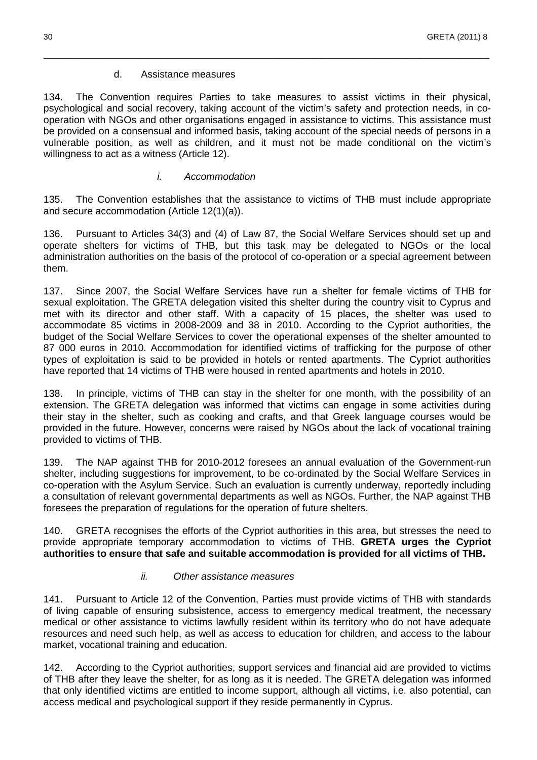### d. Assistance measures

134. The Convention requires Parties to take measures to assist victims in their physical, psychological and social recovery, taking account of the victim's safety and protection needs, in co-operation with NGOs and other organisations engaged in assistance to victims. This assistance must be provided on a consensual and informed basis, taking account of the special needs of persons in a vulnerable position, as well as children, and it must not be made conditional on the victim's willingness to act as a witness (Article 12).

#### *i. Accommodation*

135. The Convention establishes that the assistance to victims of THB must include appropriate and secure accommodation (Article 12(1)(a)).

136. Pursuant to Articles 34(3) and (4) of Law 87, the Social Welfare Services should set up and operate shelters for victims of THB, but this task may be delegated to NGOs or the local administration authorities on the basis of the protocol of co-operation or a special agreement between them.

137. Since 2007, the Social Welfare Services have run a shelter for female victims of THB for sexual exploitation. The GRETA delegation visited this shelter during the country visit to Cyprus and met with its director and other staff. With a capacity of 15 places, the shelter was used to accommodate 85 victims in 2008-2009 and 38 in 2010. According to the Cypriot authorities, the budget of the Social Welfare Services to cover the operational expenses of the shelter amounted to 87 000 euros in 2010. Accommodation for identified victims of trafficking for the purpose of other types of exploitation is said to be provided in hotels or rented apartments. The Cypriot authorities have reported that 14 victims of THB were housed in rented apartments and hotels in 2010.

138. In principle, victims of THB can stay in the shelter for one month, with the possibility of an extension. The GRETA delegation was informed that victims can engage in some activities during their stay in the shelter, such as cooking and crafts, and that Greek language courses would be provided in the future. However, concerns were raised by NGOs about the lack of vocational training provided to victims of THB.

139. The NAP against THB for 2010-2012 foresees an annual evaluation of the Government-run shelter, including suggestions for improvement, to be co-ordinated by the Social Welfare Services in co-operation with the Asylum Service. Such an evaluation is currently underway, reportedly including a consultation of relevant governmental departments as well as NGOs. Further, the NAP against THB foresees the preparation of regulations for the operation of future shelters.

140. GRETA recognises the efforts of the Cypriot authorities in this area, but stresses the need to provide appropriate temporary accommodation to victims of THB. **GRETA urges the Cypriot authorities to ensure that safe and suitable accommodation is provided for all victims of THB.**

#### *ii. Other assistance measures*

141. Pursuant to Article 12 of the Convention, Parties must provide victims of THB with standards of living capable of ensuring subsistence, access to emergency medical treatment, the necessary medical or other assistance to victims lawfully resident within its territory who do not have adequate resources and need such help, as well as access to education for children, and access to the labour market, vocational training and education.

142. According to the Cypriot authorities, support services and financial aid are provided to victims of THB after they leave the shelter, for as long as it is needed. The GRETA delegation was informed that only identified victims are entitled to income support, although all victims, i.e. also potential, can access medical and psychological support if they reside permanently in Cyprus.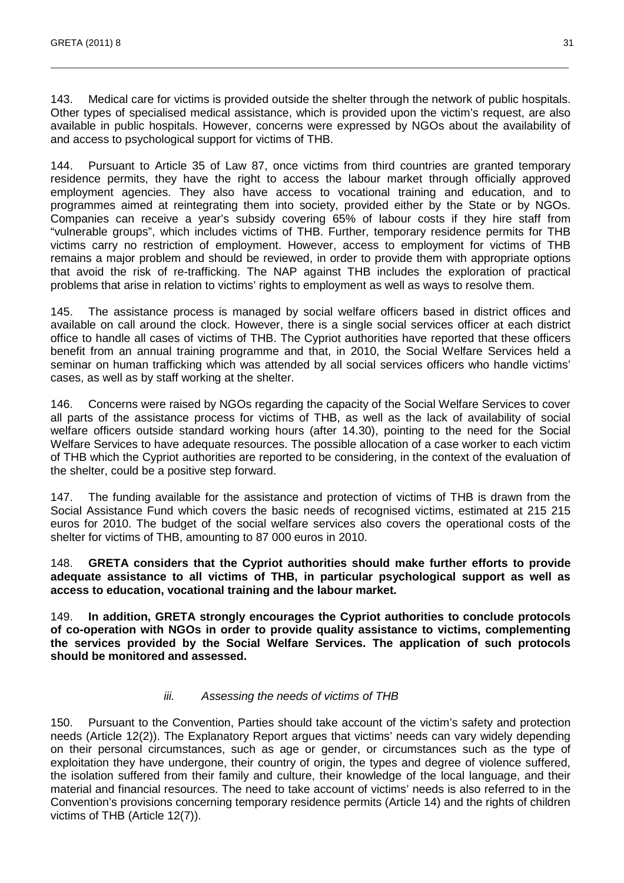143. Medical care for victims is provided outside the shelter through the network of public hospitals. Other types of specialised medical assistance, which is provided upon the victim's request, are also available in public hospitals. However, concerns were expressed by NGOs about the availability of and access to psychological support for victims of THB.

144. Pursuant to Article 35 of Law 87, once victims from third countries are granted temporary residence permits, they have the right to access the labour market through officially approved employment agencies. They also have access to vocational training and education, and to programmes aimed at reintegrating them into society, provided either by the State or by NGOs. Companies can receive a year's subsidy covering 65% of labour costs if they hire staff from "vulnerable groups", which includes victims of THB. Further, temporary residence permits for THB victims carry no restriction of employment. However, access to employment for victims of THB remains a major problem and should be reviewed, in order to provide them with appropriate options that avoid the risk of re-trafficking. The NAP against THB includes the exploration of practical problems that arise in relation to victims' rights to employment as well as ways to resolve them.

145. The assistance process is managed by social welfare officers based in district offices and available on call around the clock. However, there is a single social services officer at each district office to handle all cases of victims of THB. The Cypriot authorities have reported that these officers benefit from an annual training programme and that, in 2010, the Social Welfare Services held a seminar on human trafficking which was attended by all social services officers who handle victims' cases, as well as by staff working at the shelter.

146. Concerns were raised by NGOs regarding the capacity of the Social Welfare Services to cover all parts of the assistance process for victims of THB, as well as the lack of availability of social welfare officers outside standard working hours (after 14.30), pointing to the need for the Social Welfare Services to have adequate resources. The possible allocation of a case worker to each victim of THB which the Cypriot authorities are reported to be considering, in the context of the evaluation of the shelter, could be a positive step forward.

147. The funding available for the assistance and protection of victims of THB is drawn from the Social Assistance Fund which covers the basic needs of recognised victims, estimated at 215 215 euros for 2010. The budget of the social welfare services also covers the operational costs of the shelter for victims of THB, amounting to 87 000 euros in 2010.

148. **GRETA considers that the Cypriot authorities should make further efforts to provide adequate assistance to all victims of THB, in particular psychological support as well as access to education, vocational training and the labour market.**

149. **In addition, GRETA strongly encourages the Cypriot authorities to conclude protocols of co-operation with NGOs in order to provide quality assistance to victims, complementing the services provided by the Social Welfare Services. The application of such protocols should be monitored and assessed.**

*iii. Assessing the needs of victims of THB*

150. Pursuant to the Convention, Parties should take account of the victim's safety and protection needs (Article 12(2)). The Explanatory Report argues that victims' needs can vary widely depending on their personal circumstances, such as age or gender, or circumstances such as the type of exploitation they have undergone, their country of origin, the types and degree of violence suffered, the isolation suffered from their family and culture, their knowledge of the local language, and their material and financial resources. The need to take account of victims' needs is also referred to in the Convention's provisions concerning temporary residence permits (Article 14) and the rights of children victims of THB (Article 12(7)).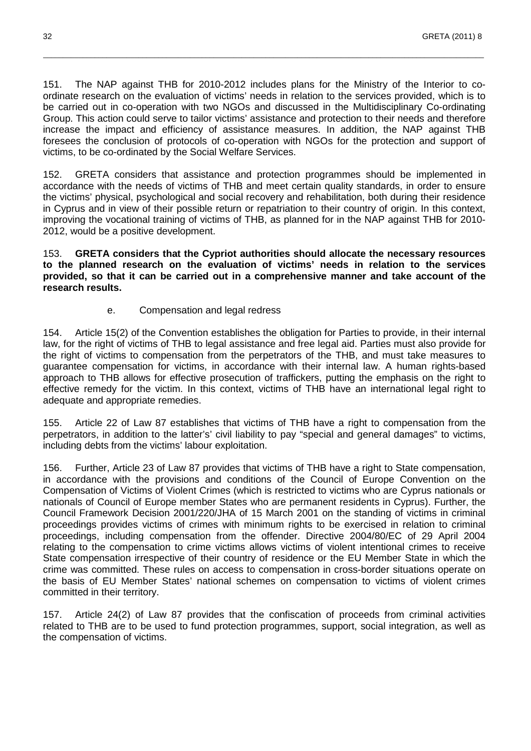151. The NAP against THB for 2010-2012 includes plans for the Ministry of the Interior to co-ordinate research on the evaluation of victims' needs in relation to the services provided, which is to be carried out in co-operation with two NGOs and discussed in the Multidisciplinary Co-ordinating Group. This action could serve to tailor victims' assistance and protection to their needs and therefore increase the impact and efficiency of assistance measures. In addition, the NAP against THB foresees the conclusion of protocols of co-operation with NGOs for the protection and support of victims, to be co-ordinated by the Social Welfare Services.

152. GRETA considers that assistance and protection programmes should be implemented in accordance with the needs of victims of THB and meet certain quality standards, in order to ensure the victims' physical, psychological and social recovery and rehabilitation, both during their residence in Cyprus and in view of their possible return or repatriation to their country of origin. In this context, improving the vocational training of victims of THB, as planned for in the NAP against THB for 2010-2012, would be a positive development.

153. **GRETA considers that the Cypriot authorities should allocate the necessary resources to the planned research on the evaluation of victims' needs in relation to the services provided, so that it can be carried out in a comprehensive manner and take account of the research results.**

### e. Compensation and legal redress

154. Article 15(2) of the Convention establishes the obligation for Parties to provide, in their internal law, for the right of victims of THB to legal assistance and free legal aid. Parties must also provide for the right of victims to compensation from the perpetrators of the THB, and must take measures to guarantee compensation for victims, in accordance with their internal law. A human rights-based approach to THB allows for effective prosecution of traffickers, putting the emphasis on the right to effective remedy for the victim. In this context, victims of THB have an international legal right to adequate and appropriate remedies.

155. Article 22 of Law 87 establishes that victims of THB have a right to compensation from the perpetrators, in addition to the latter's' civil liability to pay "special and general damages" to victims, including debts from the victims' labour exploitation.

156. Further, Article 23 of Law 87 provides that victims of THB have a right to State compensation, in accordance with the provisions and conditions of the Council of Europe Convention on the Compensation of Victims of Violent Crimes (which is restricted to victims who are Cyprus nationals or nationals of Council of Europe member States who are permanent residents in Cyprus). Further, the Council Framework Decision 2001/220/JHA of 15 March 2001 on the standing of victims in criminal proceedings provides victims of crimes with minimum rights to be exercised in relation to criminal proceedings, including compensation from the offender. Directive 2004/80/EC of 29 April 2004 relating to the compensation to crime victims allows victims of violent intentional crimes to receive State compensation irrespective of their country of residence or the EU Member State in which the crime was committed. These rules on access to compensation in cross-border situations operate on the basis of EU Member States' national schemes on compensation to victims of violent crimes committed in their territory.

157. Article 24(2) of Law 87 provides that the confiscation of proceeds from criminal activities related to THB are to be used to fund protection programmes, support, social integration, as well as the compensation of victims.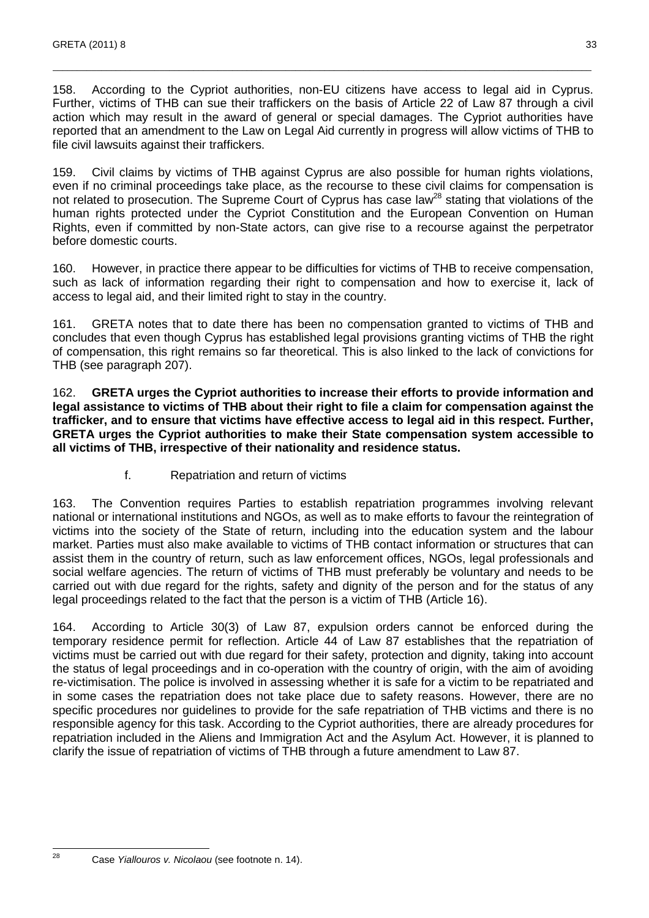158. According to the Cypriot authorities, non-EU citizens have access to legal aid in Cyprus. Further, victims of THB can sue their traffickers on the basis of Article 22 of Law 87 through a civil action which may result in the award of general or special damages. The Cypriot authorities have reported that an amendment to the Law on Legal Aid currently in progress will allow victims of THB to file civil lawsuits against their traffickers.

159. Civil claims by victims of THB against Cyprus are also possible for human rights violations, even if no criminal proceedings take place, as the recourse to these civil claims for compensation is not related to prosecution. The Supreme Court of Cyprus has case law[28] stating that violations of the human rights protected under the Cypriot Constitution and the European Convention on Human Rights, even if committed by non-State actors, can give rise to a recourse against the perpetrator before domestic courts.

160. However, in practice there appear to be difficulties for victims of THB to receive compensation, such as lack of information regarding their right to compensation and how to exercise it, lack of access to legal aid, and their limited right to stay in the country.

161. GRETA notes that to date there has been no compensation granted to victims of THB and concludes that even though Cyprus has established legal provisions granting victims of THB the right of compensation, this right remains so far theoretical. This is also linked to the lack of convictions for THB (see paragraph 207).

162. **GRETA urges the Cypriot authorities to increase their efforts to provide information and legal assistance to victims of THB about their right to file a claim for compensation against the trafficker, and to ensure that victims have effective access to legal aid in this respect. Further, GRETA urges the Cypriot authorities to make their State compensation system accessible to all victims of THB, irrespective of their nationality and residence status.**

### f. Repatriation and return of victims

163. The Convention requires Parties to establish repatriation programmes involving relevant national or international institutions and NGOs, as well as to make efforts to favour the reintegration of victims into the society of the State of return, including into the education system and the labour market. Parties must also make available to victims of THB contact information or structures that can assist them in the country of return, such as law enforcement offices, NGOs, legal professionals and social welfare agencies. The return of victims of THB must preferably be voluntary and needs to be carried out with due regard for the rights, safety and dignity of the person and for the status of any legal proceedings related to the fact that the person is a victim of THB (Article 16).

164. According to Article 30(3) of Law 87, expulsion orders cannot be enforced during the temporary residence permit for reflection. Article 44 of Law 87 establishes that the repatriation of victims must be carried out with due regard for their safety, protection and dignity, taking into account the status of legal proceedings and in co-operation with the country of origin, with the aim of avoiding re-victimisation. The police is involved in assessing whether it is safe for a victim to be repatriated and in some cases the repatriation does not take place due to safety reasons. However, there are no specific procedures nor guidelines to provide for the safe repatriation of THB victims and there is no responsible agency for this task. According to the Cypriot authorities, there are already procedures for repatriation included in the Aliens and Immigration Act and the Asylum Act. However, it is planned to clarify the issue of repatriation of victims of THB through a future amendment to Law 87.

---

[28] Case *Yiallouros v. Nicolaou* (see footnote n. 14).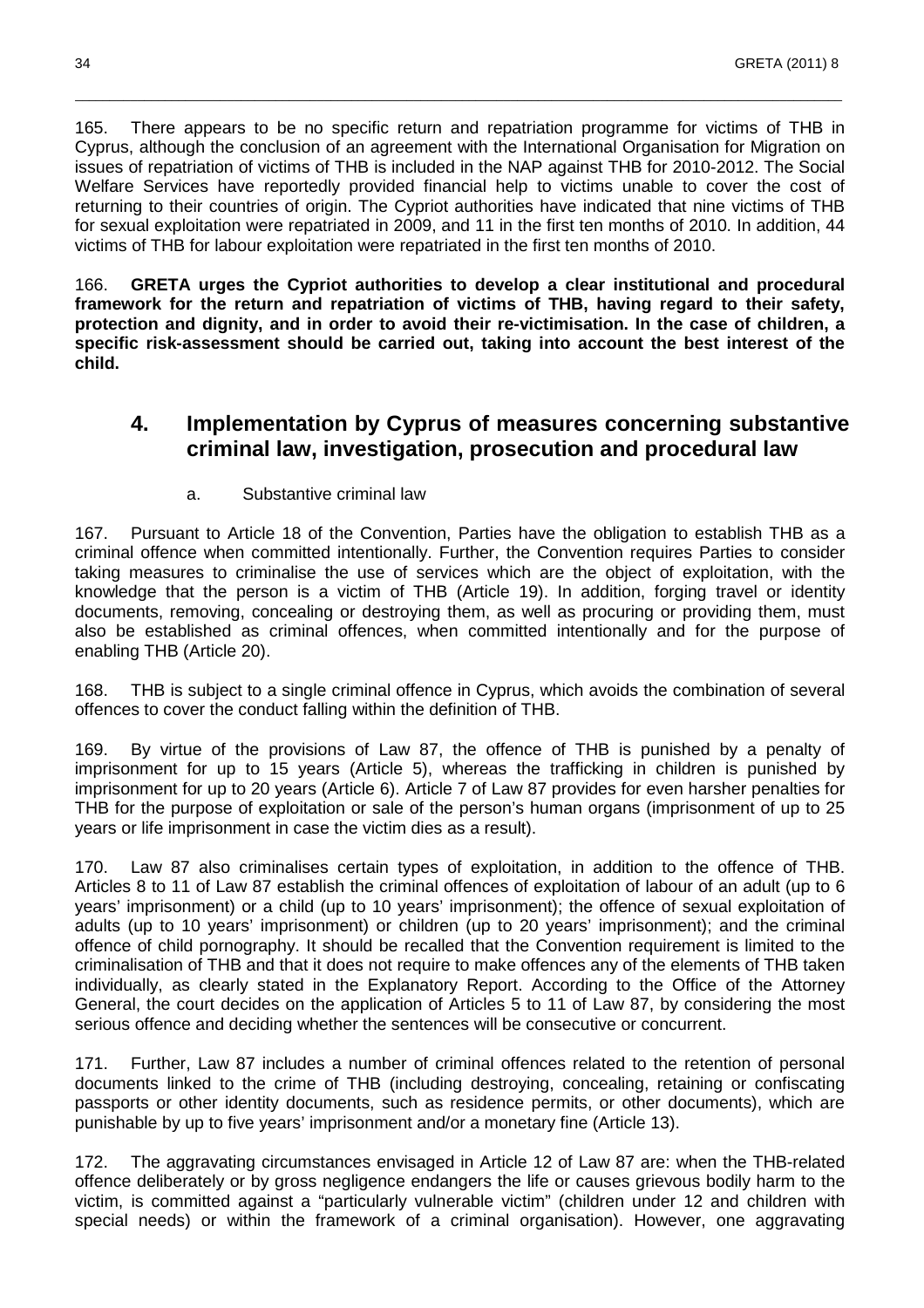165. There appears to be no specific return and repatriation programme for victims of THB in Cyprus, although the conclusion of an agreement with the International Organisation for Migration on issues of repatriation of victims of THB is included in the NAP against THB for 2010-2012. The Social Welfare Services have reportedly provided financial help to victims unable to cover the cost of returning to their countries of origin. The Cypriot authorities have indicated that nine victims of THB for sexual exploitation were repatriated in 2009, and 11 in the first ten months of 2010. In addition, 44 victims of THB for labour exploitation were repatriated in the first ten months of 2010.

166. **GRETA urges the Cypriot authorities to develop a clear institutional and procedural framework for the return and repatriation of victims of THB, having regard to their safety, protection and dignity, and in order to avoid their re-victimisation. In the case of children, a specific risk-assessment should be carried out, taking into account the best interest of the child.**

## 4. Implementation by Cyprus of measures concerning substantive criminal law, investigation, prosecution and procedural law

### a. Substantive criminal law

167. Pursuant to Article 18 of the Convention, Parties have the obligation to establish THB as a criminal offence when committed intentionally. Further, the Convention requires Parties to consider taking measures to criminalise the use of services which are the object of exploitation, with the knowledge that the person is a victim of THB (Article 19). In addition, forging travel or identity documents, removing, concealing or destroying them, as well as procuring or providing them, must also be established as criminal offences, when committed intentionally and for the purpose of enabling THB (Article 20).

168. THB is subject to a single criminal offence in Cyprus, which avoids the combination of several offences to cover the conduct falling within the definition of THB.

169. By virtue of the provisions of Law 87, the offence of THB is punished by a penalty of imprisonment for up to 15 years (Article 5), whereas the trafficking in children is punished by imprisonment for up to 20 years (Article 6). Article 7 of Law 87 provides for even harsher penalties for THB for the purpose of exploitation or sale of the person's human organs (imprisonment of up to 25 years or life imprisonment in case the victim dies as a result).

170. Law 87 also criminalises certain types of exploitation, in addition to the offence of THB. Articles 8 to 11 of Law 87 establish the criminal offences of exploitation of labour of an adult (up to 6 years' imprisonment) or a child (up to 10 years' imprisonment); the offence of sexual exploitation of adults (up to 10 years' imprisonment) or children (up to 20 years' imprisonment); and the criminal offence of child pornography. It should be recalled that the Convention requirement is limited to the criminalisation of THB and that it does not require to make offences any of the elements of THB taken individually, as clearly stated in the Explanatory Report. According to the Office of the Attorney General, the court decides on the application of Articles 5 to 11 of Law 87, by considering the most serious offence and deciding whether the sentences will be consecutive or concurrent.

171. Further, Law 87 includes a number of criminal offences related to the retention of personal documents linked to the crime of THB (including destroying, concealing, retaining or confiscating passports or other identity documents, such as residence permits, or other documents), which are punishable by up to five years' imprisonment and/or a monetary fine (Article 13).

172. The aggravating circumstances envisaged in Article 12 of Law 87 are: when the THB-related offence deliberately or by gross negligence endangers the life or causes grievous bodily harm to the victim, is committed against a "particularly vulnerable victim" (children under 12 and children with special needs) or within the framework of a criminal organisation). However, one aggravating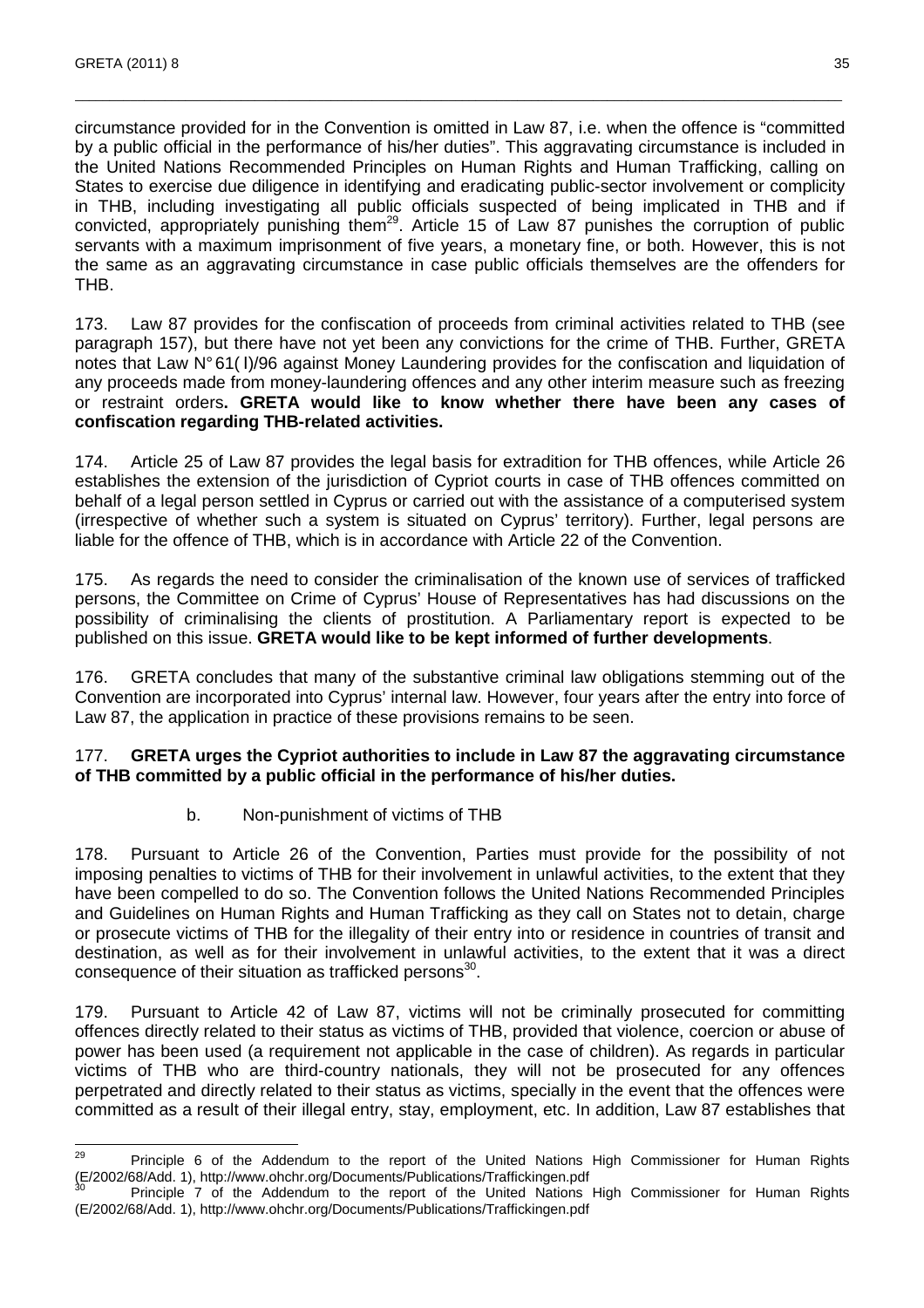circumstance provided for in the Convention is omitted in Law 87, i.e. when the offence is "committed by a public official in the performance of his/her duties". This aggravating circumstance is included in the United Nations Recommended Principles on Human Rights and Human Trafficking, calling on States to exercise due diligence in identifying and eradicating public-sector involvement or complicity in THB, including investigating all public officials suspected of being implicated in THB and if convicted, appropriately punishing them[29]. Article 15 of Law 87 punishes the corruption of public servants with a maximum imprisonment of five years, a monetary fine, or both. However, this is not the same as an aggravating circumstance in case public officials themselves are the offenders for THB.

173. Law 87 provides for the confiscation of proceeds from criminal activities related to THB (see paragraph 157), but there have not yet been any convictions for the crime of THB. Further, GRETA notes that Law N° 61( I)/96 against Money Laundering provides for the confiscation and liquidation of any proceeds made from money-laundering offences and any other interim measure such as freezing or restraint orders**. GRETA would like to know whether there have been any cases of confiscation regarding THB-related activities.**

174. Article 25 of Law 87 provides the legal basis for extradition for THB offences, while Article 26 establishes the extension of the jurisdiction of Cypriot courts in case of THB offences committed on behalf of a legal person settled in Cyprus or carried out with the assistance of a computerised system (irrespective of whether such a system is situated on Cyprus' territory). Further, legal persons are liable for the offence of THB, which is in accordance with Article 22 of the Convention.

175. As regards the need to consider the criminalisation of the known use of services of trafficked persons, the Committee on Crime of Cyprus' House of Representatives has had discussions on the possibility of criminalising the clients of prostitution. A Parliamentary report is expected to be published on this issue. **GRETA would like to be kept informed of further developments**.

176. GRETA concludes that many of the substantive criminal law obligations stemming out of the Convention are incorporated into Cyprus' internal law. However, four years after the entry into force of Law 87, the application in practice of these provisions remains to be seen.

177. **GRETA urges the Cypriot authorities to include in Law 87 the aggravating circumstance of THB committed by a public official in the performance of his/her duties.**

b. Non-punishment of victims of THB

178. Pursuant to Article 26 of the Convention, Parties must provide for the possibility of not imposing penalties to victims of THB for their involvement in unlawful activities, to the extent that they have been compelled to do so. The Convention follows the United Nations Recommended Principles and Guidelines on Human Rights and Human Trafficking as they call on States not to detain, charge or prosecute victims of THB for the illegality of their entry into or residence in countries of transit and destination, as well as for their involvement in unlawful activities, to the extent that it was a direct consequence of their situation as trafficked persons[30].

179. Pursuant to Article 42 of Law 87, victims will not be criminally prosecuted for committing offences directly related to their status as victims of THB, provided that violence, coercion or abuse of power has been used (a requirement not applicable in the case of children). As regards in particular victims of THB who are third-country nationals, they will not be prosecuted for any offences perpetrated and directly related to their status as victims, specially in the event that the offences were committed as a result of their illegal entry, stay, employment, etc. In addition, Law 87 establishes that

---

[29] Principle 6 of the Addendum to the report of the United Nations High Commissioner for Human Rights (E/2002/68/Add. 1), http://www.ohchr.org/Documents/Publications/Traffickingen.pdf

[30] Principle 7 of the Addendum to the report of the United Nations High Commissioner for Human Rights (E/2002/68/Add. 1), http://www.ohchr.org/Documents/Publications/Traffickingen.pdf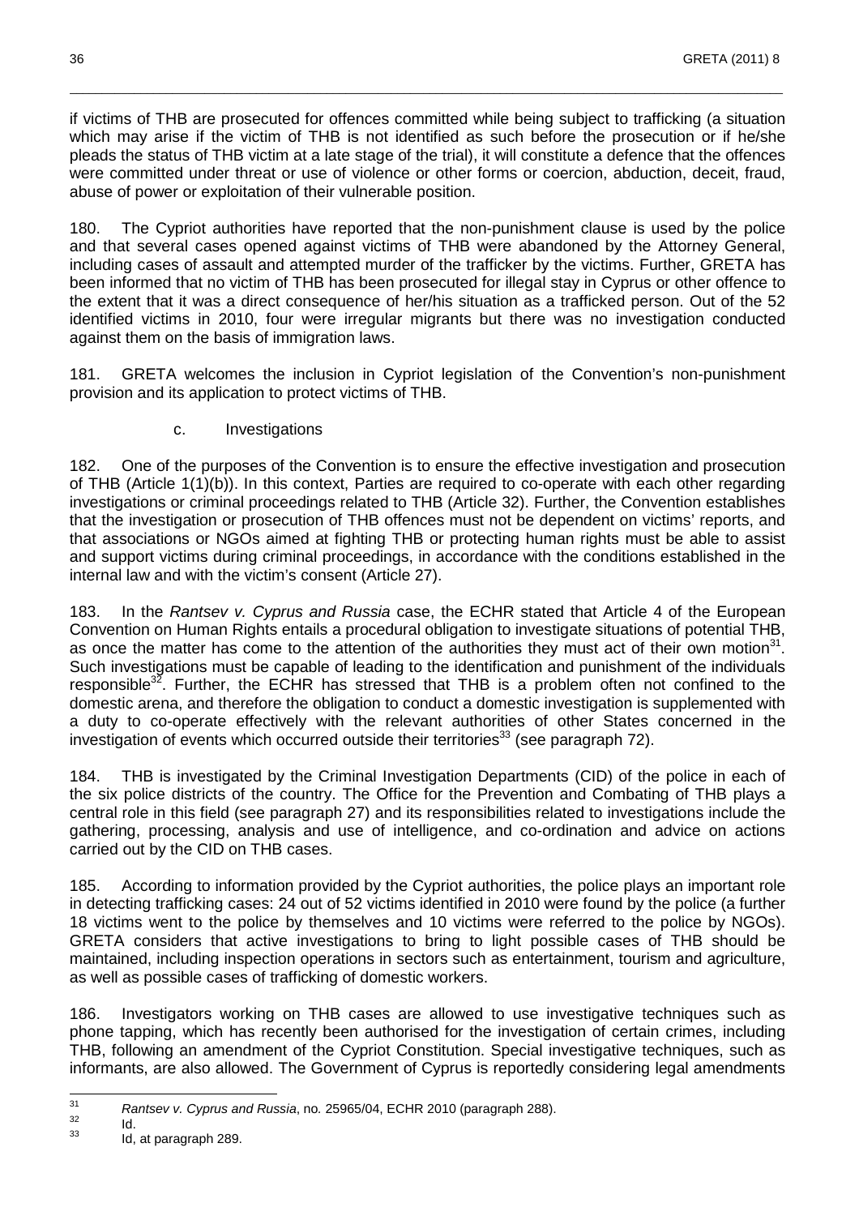if victims of THB are prosecuted for offences committed while being subject to trafficking (a situation which may arise if the victim of THB is not identified as such before the prosecution or if he/she pleads the status of THB victim at a late stage of the trial), it will constitute a defence that the offences were committed under threat or use of violence or other forms or coercion, abduction, deceit, fraud, abuse of power or exploitation of their vulnerable position.

180. The Cypriot authorities have reported that the non-punishment clause is used by the police and that several cases opened against victims of THB were abandoned by the Attorney General, including cases of assault and attempted murder of the trafficker by the victims. Further, GRETA has been informed that no victim of THB has been prosecuted for illegal stay in Cyprus or other offence to the extent that it was a direct consequence of her/his situation as a trafficked person. Out of the 52 identified victims in 2010, four were irregular migrants but there was no investigation conducted against them on the basis of immigration laws.

181. GRETA welcomes the inclusion in Cypriot legislation of the Convention's non-punishment provision and its application to protect victims of THB.

c. Investigations

182. One of the purposes of the Convention is to ensure the effective investigation and prosecution of THB (Article 1(1)(b)). In this context, Parties are required to co-operate with each other regarding investigations or criminal proceedings related to THB (Article 32). Further, the Convention establishes that the investigation or prosecution of THB offences must not be dependent on victims' reports, and that associations or NGOs aimed at fighting THB or protecting human rights must be able to assist and support victims during criminal proceedings, in accordance with the conditions established in the internal law and with the victim's consent (Article 27).

183. In the *Rantsev v. Cyprus and Russia* case, the ECHR stated that Article 4 of the European Convention on Human Rights entails a procedural obligation to investigate situations of potential THB, as once the matter has come to the attention of the authorities they must act of their own motion[31]. Such investigations must be capable of leading to the identification and punishment of the individuals responsible[32]. Further, the ECHR has stressed that THB is a problem often not confined to the domestic arena, and therefore the obligation to conduct a domestic investigation is supplemented with a duty to co-operate effectively with the relevant authorities of other States concerned in the investigation of events which occurred outside their territories[33] (see paragraph 72).

184. THB is investigated by the Criminal Investigation Departments (CID) of the police in each of the six police districts of the country. The Office for the Prevention and Combating of THB plays a central role in this field (see paragraph 27) and its responsibilities related to investigations include the gathering, processing, analysis and use of intelligence, and co-ordination and advice on actions carried out by the CID on THB cases.

185. According to information provided by the Cypriot authorities, the police plays an important role in detecting trafficking cases: 24 out of 52 victims identified in 2010 were found by the police (a further 18 victims went to the police by themselves and 10 victims were referred to the police by NGOs). GRETA considers that active investigations to bring to light possible cases of THB should be maintained, including inspection operations in sectors such as entertainment, tourism and agriculture, as well as possible cases of trafficking of domestic workers.

186. Investigators working on THB cases are allowed to use investigative techniques such as phone tapping, which has recently been authorised for the investigation of certain crimes, including THB, following an amendment of the Cypriot Constitution. Special investigative techniques, such as informants, are also allowed. The Government of Cyprus is reportedly considering legal amendments

---

[31] *Rantsev v. Cyprus and Russia*, no. 25965/04, ECHR 2010 (paragraph 288).

[32] Id.

[33] Id, at paragraph 289.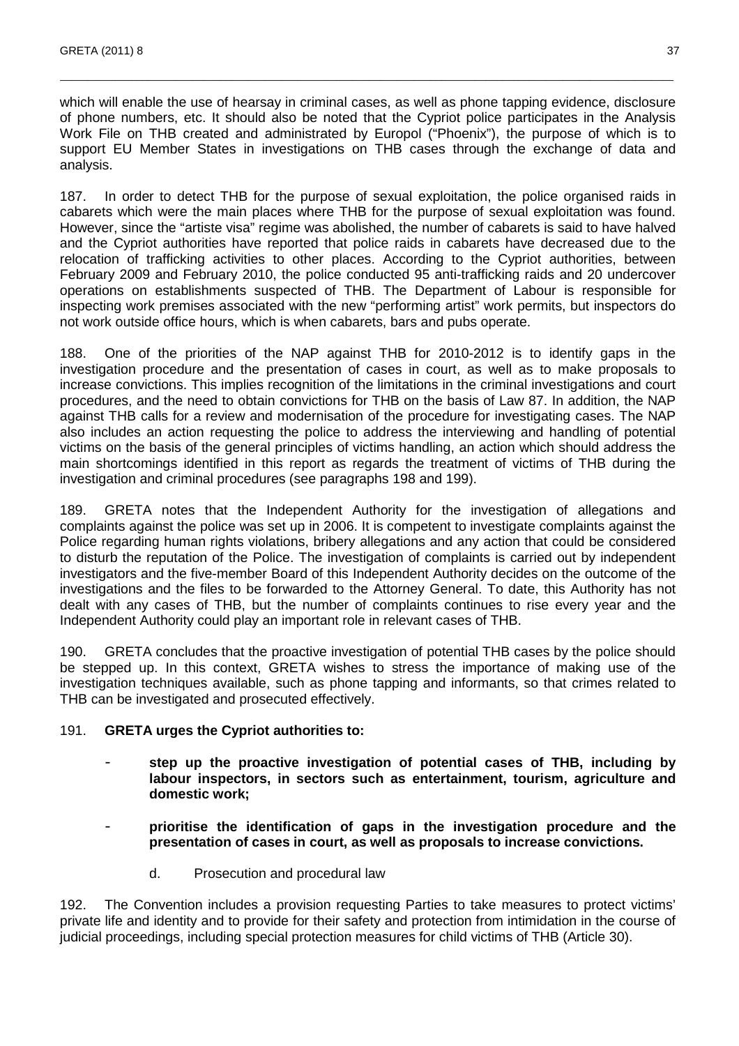which will enable the use of hearsay in criminal cases, as well as phone tapping evidence, disclosure of phone numbers, etc. It should also be noted that the Cypriot police participates in the Analysis Work File on THB created and administrated by Europol ("Phoenix"), the purpose of which is to support EU Member States in investigations on THB cases through the exchange of data and analysis.

187. In order to detect THB for the purpose of sexual exploitation, the police organised raids in cabarets which were the main places where THB for the purpose of sexual exploitation was found. However, since the "artiste visa" regime was abolished, the number of cabarets is said to have halved and the Cypriot authorities have reported that police raids in cabarets have decreased due to the relocation of trafficking activities to other places. According to the Cypriot authorities, between February 2009 and February 2010, the police conducted 95 anti-trafficking raids and 20 undercover operations on establishments suspected of THB. The Department of Labour is responsible for inspecting work premises associated with the new "performing artist" work permits, but inspectors do not work outside office hours, which is when cabarets, bars and pubs operate.

188. One of the priorities of the NAP against THB for 2010-2012 is to identify gaps in the investigation procedure and the presentation of cases in court, as well as to make proposals to increase convictions. This implies recognition of the limitations in the criminal investigations and court procedures, and the need to obtain convictions for THB on the basis of Law 87. In addition, the NAP against THB calls for a review and modernisation of the procedure for investigating cases. The NAP also includes an action requesting the police to address the interviewing and handling of potential victims on the basis of the general principles of victims handling, an action which should address the main shortcomings identified in this report as regards the treatment of victims of THB during the investigation and criminal procedures (see paragraphs 198 and 199).

189. GRETA notes that the Independent Authority for the investigation of allegations and complaints against the police was set up in 2006. It is competent to investigate complaints against the Police regarding human rights violations, bribery allegations and any action that could be considered to disturb the reputation of the Police. The investigation of complaints is carried out by independent investigators and the five-member Board of this Independent Authority decides on the outcome of the investigations and the files to be forwarded to the Attorney General. To date, this Authority has not dealt with any cases of THB, but the number of complaints continues to rise every year and the Independent Authority could play an important role in relevant cases of THB.

190. GRETA concludes that the proactive investigation of potential THB cases by the police should be stepped up. In this context, GRETA wishes to stress the importance of making use of the investigation techniques available, such as phone tapping and informants, so that crimes related to THB can be investigated and prosecuted effectively.

191. **GRETA urges the Cypriot authorities to:**

- **step up the proactive investigation of potential cases of THB, including by labour inspectors, in sectors such as entertainment, tourism, agriculture and domestic work;**
- **prioritise the identification of gaps in the investigation procedure and the presentation of cases in court, as well as proposals to increase convictions.**

### d. Prosecution and procedural law

192. The Convention includes a provision requesting Parties to take measures to protect victims' private life and identity and to provide for their safety and protection from intimidation in the course of judicial proceedings, including special protection measures for child victims of THB (Article 30).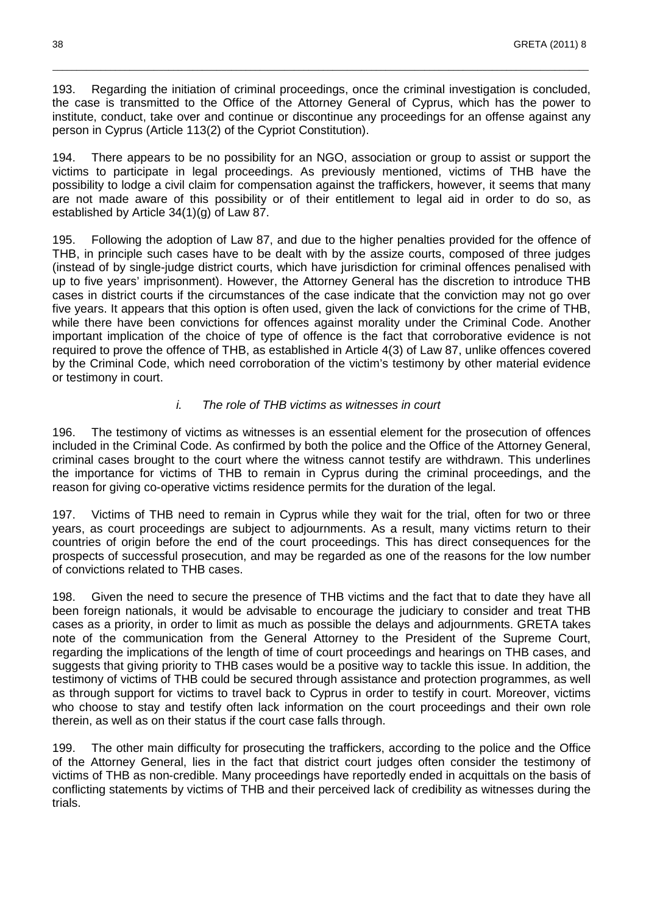193. Regarding the initiation of criminal proceedings, once the criminal investigation is concluded, the case is transmitted to the Office of the Attorney General of Cyprus, which has the power to institute, conduct, take over and continue or discontinue any proceedings for an offense against any person in Cyprus (Article 113(2) of the Cypriot Constitution).

194. There appears to be no possibility for an NGO, association or group to assist or support the victims to participate in legal proceedings. As previously mentioned, victims of THB have the possibility to lodge a civil claim for compensation against the traffickers, however, it seems that many are not made aware of this possibility or of their entitlement to legal aid in order to do so, as established by Article 34(1)(g) of Law 87.

195. Following the adoption of Law 87, and due to the higher penalties provided for the offence of THB, in principle such cases have to be dealt with by the assize courts, composed of three judges (instead of by single-judge district courts, which have jurisdiction for criminal offences penalised with up to five years' imprisonment). However, the Attorney General has the discretion to introduce THB cases in district courts if the circumstances of the case indicate that the conviction may not go over five years. It appears that this option is often used, given the lack of convictions for the crime of THB, while there have been convictions for offences against morality under the Criminal Code. Another important implication of the choice of type of offence is the fact that corroborative evidence is not required to prove the offence of THB, as established in Article 4(3) of Law 87, unlike offences covered by the Criminal Code, which need corroboration of the victim's testimony by other material evidence or testimony in court.

*i. The role of THB victims as witnesses in court*

196. The testimony of victims as witnesses is an essential element for the prosecution of offences included in the Criminal Code. As confirmed by both the police and the Office of the Attorney General, criminal cases brought to the court where the witness cannot testify are withdrawn. This underlines the importance for victims of THB to remain in Cyprus during the criminal proceedings, and the reason for giving co-operative victims residence permits for the duration of the legal.

197. Victims of THB need to remain in Cyprus while they wait for the trial, often for two or three years, as court proceedings are subject to adjournments. As a result, many victims return to their countries of origin before the end of the court proceedings. This has direct consequences for the prospects of successful prosecution, and may be regarded as one of the reasons for the low number of convictions related to THB cases.

198. Given the need to secure the presence of THB victims and the fact that to date they have all been foreign nationals, it would be advisable to encourage the judiciary to consider and treat THB cases as a priority, in order to limit as much as possible the delays and adjournments. GRETA takes note of the communication from the General Attorney to the President of the Supreme Court, regarding the implications of the length of time of court proceedings and hearings on THB cases, and suggests that giving priority to THB cases would be a positive way to tackle this issue. In addition, the testimony of victims of THB could be secured through assistance and protection programmes, as well as through support for victims to travel back to Cyprus in order to testify in court. Moreover, victims who choose to stay and testify often lack information on the court proceedings and their own role therein, as well as on their status if the court case falls through.

199. The other main difficulty for prosecuting the traffickers, according to the police and the Office of the Attorney General, lies in the fact that district court judges often consider the testimony of victims of THB as non-credible. Many proceedings have reportedly ended in acquittals on the basis of conflicting statements by victims of THB and their perceived lack of credibility as witnesses during the trials.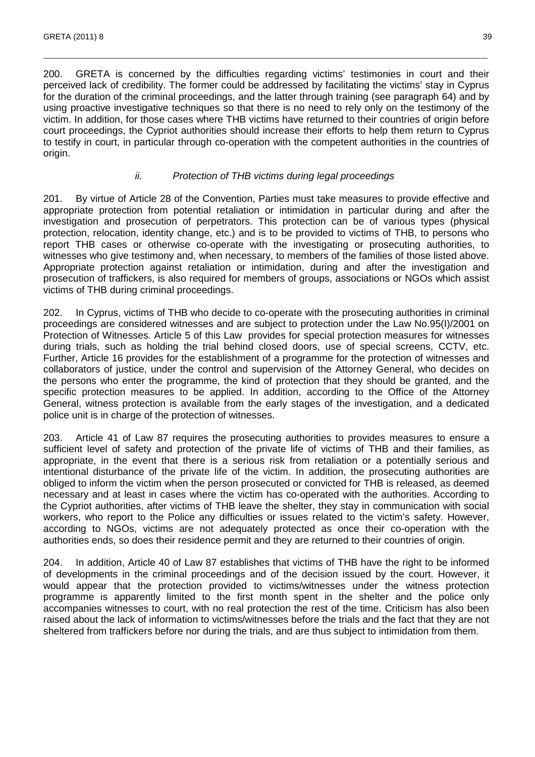200. GRETA is concerned by the difficulties regarding victims' testimonies in court and their perceived lack of credibility. The former could be addressed by facilitating the victims' stay in Cyprus for the duration of the criminal proceedings, and the latter through training (see paragraph 64) and by using proactive investigative techniques so that there is no need to rely only on the testimony of the victim. In addition, for those cases where THB victims have returned to their countries of origin before court proceedings, the Cypriot authorities should increase their efforts to help them return to Cyprus to testify in court, in particular through co-operation with the competent authorities in the countries of origin.

### *ii. Protection of THB victims during legal proceedings*

201. By virtue of Article 28 of the Convention, Parties must take measures to provide effective and appropriate protection from potential retaliation or intimidation in particular during and after the investigation and prosecution of perpetrators. This protection can be of various types (physical protection, relocation, identity change, etc.) and is to be provided to victims of THB, to persons who report THB cases or otherwise co-operate with the investigating or prosecuting authorities, to witnesses who give testimony and, when necessary, to members of the families of those listed above. Appropriate protection against retaliation or intimidation, during and after the investigation and prosecution of traffickers, is also required for members of groups, associations or NGOs which assist victims of THB during criminal proceedings.

202. In Cyprus, victims of THB who decide to co-operate with the prosecuting authorities in criminal proceedings are considered witnesses and are subject to protection under the Law No.95(I)/2001 on Protection of Witnesses. Article 5 of this Law provides for special protection measures for witnesses during trials, such as holding the trial behind closed doors, use of special screens, CCTV, etc. Further, Article 16 provides for the establishment of a programme for the protection of witnesses and collaborators of justice, under the control and supervision of the Attorney General, who decides on the persons who enter the programme, the kind of protection that they should be granted, and the specific protection measures to be applied. In addition, according to the Office of the Attorney General, witness protection is available from the early stages of the investigation, and a dedicated police unit is in charge of the protection of witnesses.

203. Article 41 of Law 87 requires the prosecuting authorities to provides measures to ensure a sufficient level of safety and protection of the private life of victims of THB and their families, as appropriate, in the event that there is a serious risk from retaliation or a potentially serious and intentional disturbance of the private life of the victim. In addition, the prosecuting authorities are obliged to inform the victim when the person prosecuted or convicted for THB is released, as deemed necessary and at least in cases where the victim has co-operated with the authorities. According to the Cypriot authorities, after victims of THB leave the shelter, they stay in communication with social workers, who report to the Police any difficulties or issues related to the victim's safety. However, according to NGOs, victims are not adequately protected as once their co-operation with the authorities ends, so does their residence permit and they are returned to their countries of origin.

204. In addition, Article 40 of Law 87 establishes that victims of THB have the right to be informed of developments in the criminal proceedings and of the decision issued by the court. However, it would appear that the protection provided to victims/witnesses under the witness protection programme is apparently limited to the first month spent in the shelter and the police only accompanies witnesses to court, with no real protection the rest of the time. Criticism has also been raised about the lack of information to victims/witnesses before the trials and the fact that they are not sheltered from traffickers before nor during the trials, and are thus subject to intimidation from them.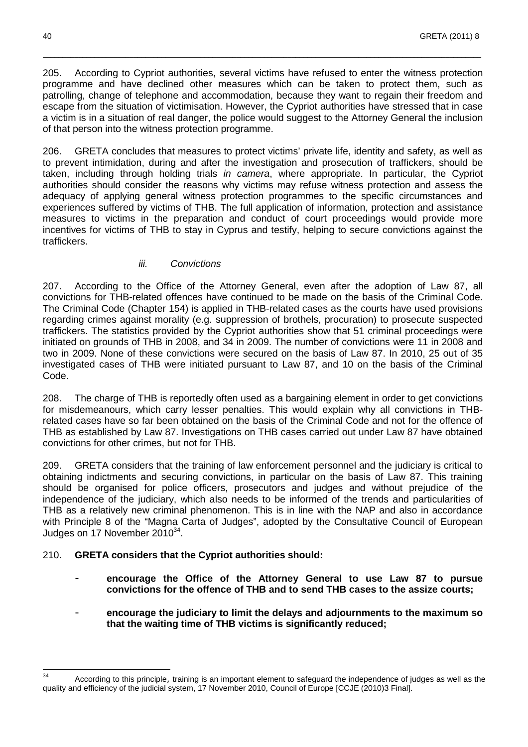205. According to Cypriot authorities, several victims have refused to enter the witness protection programme and have declined other measures which can be taken to protect them, such as patrolling, change of telephone and accommodation, because they want to regain their freedom and escape from the situation of victimisation. However, the Cypriot authorities have stressed that in case a victim is in a situation of real danger, the police would suggest to the Attorney General the inclusion of that person into the witness protection programme.

206. GRETA concludes that measures to protect victims' private life, identity and safety, as well as to prevent intimidation, during and after the investigation and prosecution of traffickers, should be taken, including through holding trials *in camera*, where appropriate. In particular, the Cypriot authorities should consider the reasons why victims may refuse witness protection and assess the adequacy of applying general witness protection programmes to the specific circumstances and experiences suffered by victims of THB. The full application of information, protection and assistance measures to victims in the preparation and conduct of court proceedings would provide more incentives for victims of THB to stay in Cyprus and testify, helping to secure convictions against the traffickers.

#### *iii. Convictions*

207. According to the Office of the Attorney General, even after the adoption of Law 87, all convictions for THB-related offences have continued to be made on the basis of the Criminal Code. The Criminal Code (Chapter 154) is applied in THB-related cases as the courts have used provisions regarding crimes against morality (e.g. suppression of brothels, procuration) to prosecute suspected traffickers. The statistics provided by the Cypriot authorities show that 51 criminal proceedings were initiated on grounds of THB in 2008, and 34 in 2009. The number of convictions were 11 in 2008 and two in 2009. None of these convictions were secured on the basis of Law 87. In 2010, 25 out of 35 investigated cases of THB were initiated pursuant to Law 87, and 10 on the basis of the Criminal Code.

208. The charge of THB is reportedly often used as a bargaining element in order to get convictions for misdemeanours, which carry lesser penalties. This would explain why all convictions in THB-related cases have so far been obtained on the basis of the Criminal Code and not for the offence of THB as established by Law 87. Investigations on THB cases carried out under Law 87 have obtained convictions for other crimes, but not for THB.

209. GRETA considers that the training of law enforcement personnel and the judiciary is critical to obtaining indictments and securing convictions, in particular on the basis of Law 87. This training should be organised for police officers, prosecutors and judges and without prejudice of the independence of the judiciary, which also needs to be informed of the trends and particularities of THB as a relatively new criminal phenomenon. This is in line with the NAP and also in accordance with Principle 8 of the "Magna Carta of Judges", adopted by the Consultative Council of European Judges on 17 November 2010[34].

210. **GRETA considers that the Cypriot authorities should:**

- **encourage the Office of the Attorney General to use Law 87 to pursue convictions for the offence of THB and to send THB cases to the assize courts;**
- **encourage the judiciary to limit the delays and adjournments to the maximum so that the waiting time of THB victims is significantly reduced;**

[34] According to this principle, training is an important element to safeguard the independence of judges as well as the quality and efficiency of the judicial system, 17 November 2010, Council of Europe [CCJE (2010)3 Final].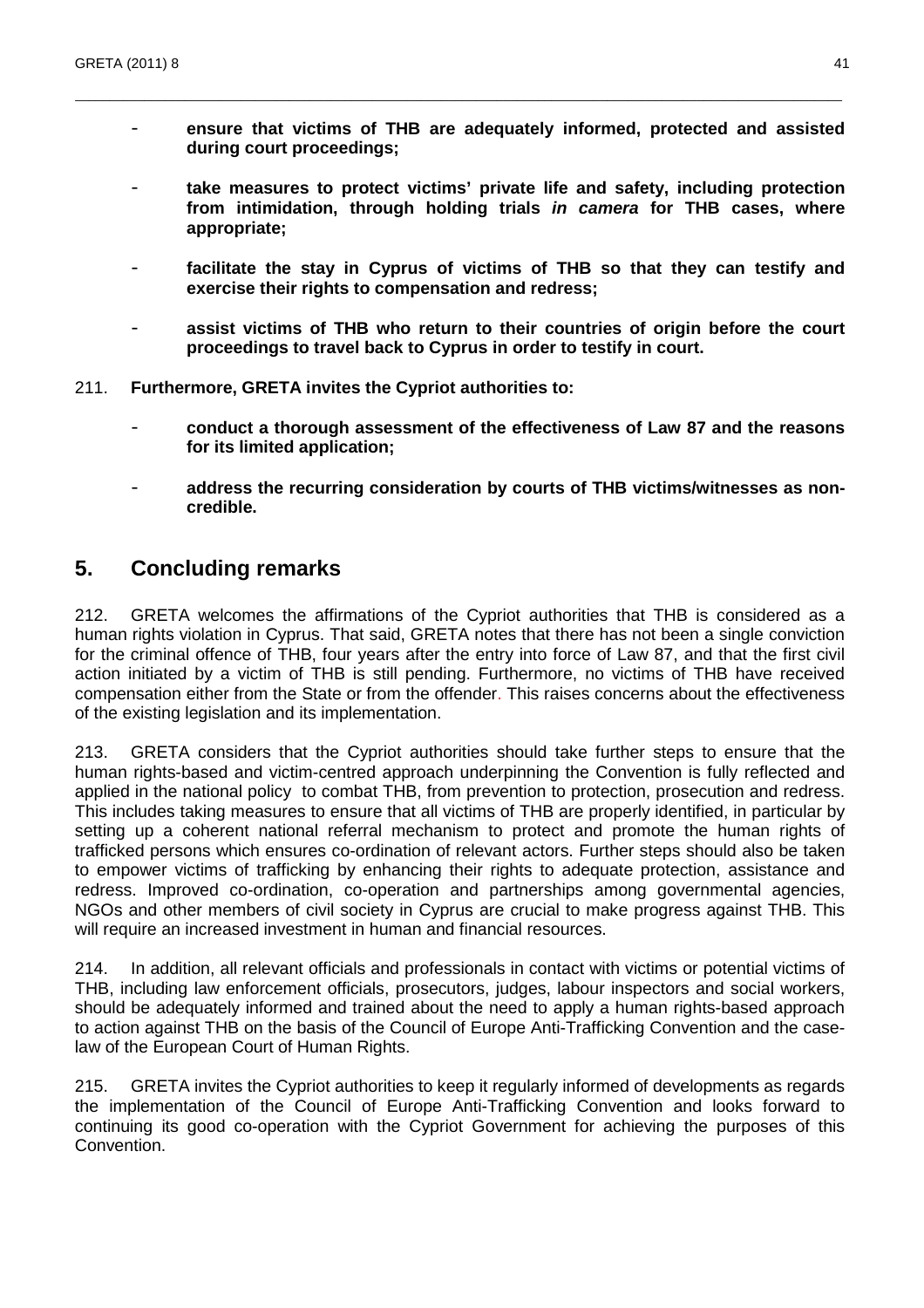- **ensure that victims of THB are adequately informed, protected and assisted during court proceedings;**

- **take measures to protect victims' private life and safety, including protection from intimidation, through holding trials *in camera* for THB cases, where appropriate;**

- **facilitate the stay in Cyprus of victims of THB so that they can testify and exercise their rights to compensation and redress;**

- **assist victims of THB who return to their countries of origin before the court proceedings to travel back to Cyprus in order to testify in court.**

211. **Furthermore, GRETA invites the Cypriot authorities to:**

- **conduct a thorough assessment of the effectiveness of Law 87 and the reasons for its limited application;**

- **address the recurring consideration by courts of THB victims/witnesses as non-credible.**

## 5. Concluding remarks

212. GRETA welcomes the affirmations of the Cypriot authorities that THB is considered as a human rights violation in Cyprus. That said, GRETA notes that there has not been a single conviction for the criminal offence of THB, four years after the entry into force of Law 87, and that the first civil action initiated by a victim of THB is still pending. Furthermore, no victims of THB have received compensation either from the State or from the offender. This raises concerns about the effectiveness of the existing legislation and its implementation.

213. GRETA considers that the Cypriot authorities should take further steps to ensure that the human rights-based and victim-centred approach underpinning the Convention is fully reflected and applied in the national policy to combat THB, from prevention to protection, prosecution and redress. This includes taking measures to ensure that all victims of THB are properly identified, in particular by setting up a coherent national referral mechanism to protect and promote the human rights of trafficked persons which ensures co-ordination of relevant actors. Further steps should also be taken to empower victims of trafficking by enhancing their rights to adequate protection, assistance and redress. Improved co-ordination, co-operation and partnerships among governmental agencies, NGOs and other members of civil society in Cyprus are crucial to make progress against THB. This will require an increased investment in human and financial resources.

214. In addition, all relevant officials and professionals in contact with victims or potential victims of THB, including law enforcement officials, prosecutors, judges, labour inspectors and social workers, should be adequately informed and trained about the need to apply a human rights-based approach to action against THB on the basis of the Council of Europe Anti-Trafficking Convention and the case-law of the European Court of Human Rights.

215. GRETA invites the Cypriot authorities to keep it regularly informed of developments as regards the implementation of the Council of Europe Anti-Trafficking Convention and looks forward to continuing its good co-operation with the Cypriot Government for achieving the purposes of this Convention.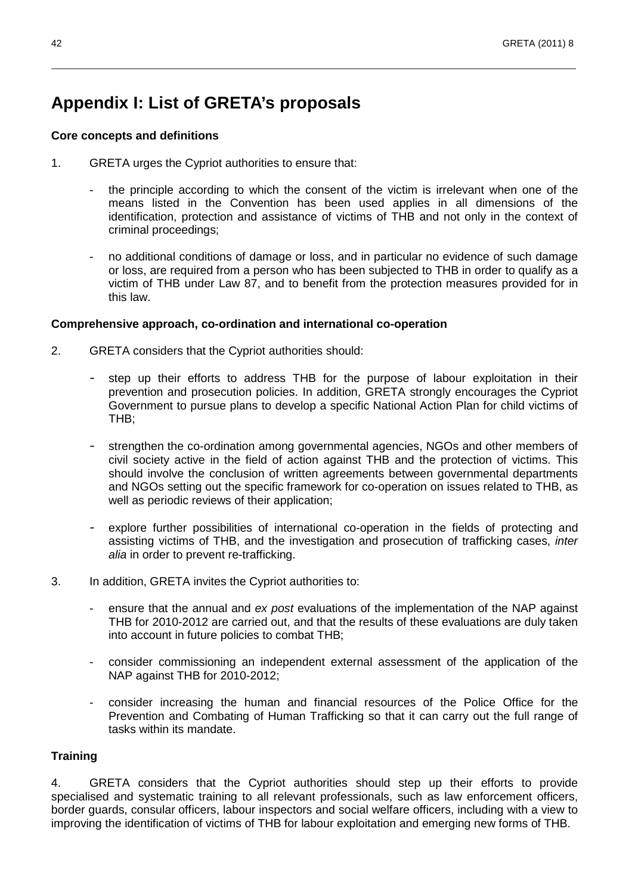# Appendix I: List of GRETA's proposals

**Core concepts and definitions**

1. GRETA urges the Cypriot authorities to ensure that:

   - the principle according to which the consent of the victim is irrelevant when one of the means listed in the Convention has been used applies in all dimensions of the identification, protection and assistance of victims of THB and not only in the context of criminal proceedings;

   - no additional conditions of damage or loss, and in particular no evidence of such damage or loss, are required from a person who has been subjected to THB in order to qualify as a victim of THB under Law 87, and to benefit from the protection measures provided for in this law.

**Comprehensive approach, co-ordination and international co-operation**

2. GRETA considers that the Cypriot authorities should:

   - step up their efforts to address THB for the purpose of labour exploitation in their prevention and prosecution policies. In addition, GRETA strongly encourages the Cypriot Government to pursue plans to develop a specific National Action Plan for child victims of THB;

   - strengthen the co-ordination among governmental agencies, NGOs and other members of civil society active in the field of action against THB and the protection of victims. This should involve the conclusion of written agreements between governmental departments and NGOs setting out the specific framework for co-operation on issues related to THB, as well as periodic reviews of their application;

   - explore further possibilities of international co-operation in the fields of protecting and assisting victims of THB, and the investigation and prosecution of trafficking cases, *inter alia* in order to prevent re-trafficking.

3. In addition, GRETA invites the Cypriot authorities to:

   - ensure that the annual and *ex post* evaluations of the implementation of the NAP against THB for 2010-2012 are carried out, and that the results of these evaluations are duly taken into account in future policies to combat THB;

   - consider commissioning an independent external assessment of the application of the NAP against THB for 2010-2012;

   - consider increasing the human and financial resources of the Police Office for the Prevention and Combating of Human Trafficking so that it can carry out the full range of tasks within its mandate.

**Training**

4. GRETA considers that the Cypriot authorities should step up their efforts to provide specialised and systematic training to all relevant professionals, such as law enforcement officers, border guards, consular officers, labour inspectors and social welfare officers, including with a view to improving the identification of victims of THB for labour exploitation and emerging new forms of THB.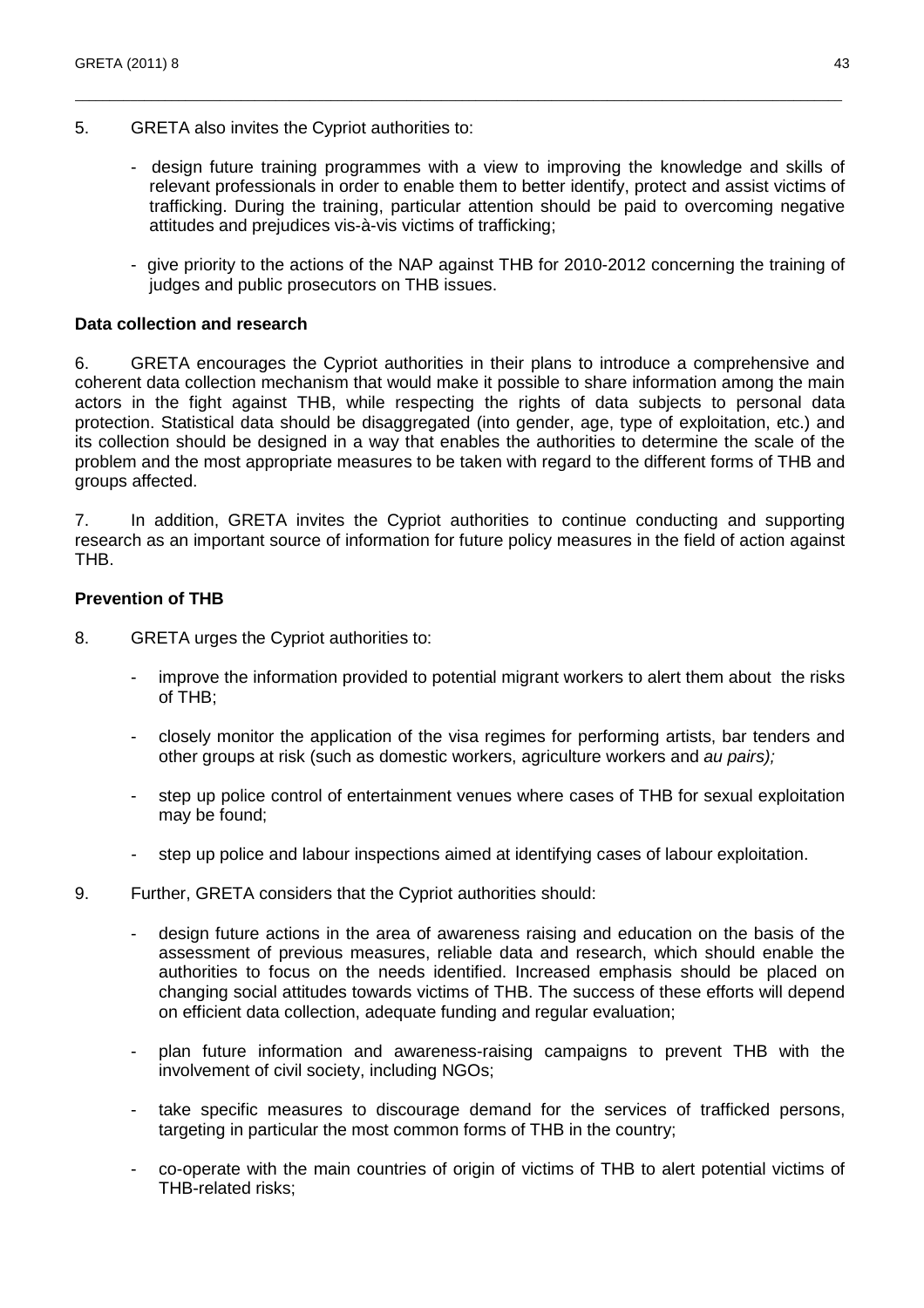5. GRETA also invites the Cypriot authorities to:

- design future training programmes with a view to improving the knowledge and skills of relevant professionals in order to enable them to better identify, protect and assist victims of trafficking. During the training, particular attention should be paid to overcoming negative attitudes and prejudices vis-à-vis victims of trafficking;

- give priority to the actions of the NAP against THB for 2010-2012 concerning the training of judges and public prosecutors on THB issues.

**Data collection and research**

6. GRETA encourages the Cypriot authorities in their plans to introduce a comprehensive and coherent data collection mechanism that would make it possible to share information among the main actors in the fight against THB, while respecting the rights of data subjects to personal data protection. Statistical data should be disaggregated (into gender, age, type of exploitation, etc.) and its collection should be designed in a way that enables the authorities to determine the scale of the problem and the most appropriate measures to be taken with regard to the different forms of THB and groups affected.

7. In addition, GRETA invites the Cypriot authorities to continue conducting and supporting research as an important source of information for future policy measures in the field of action against THB.

**Prevention of THB**

8. GRETA urges the Cypriot authorities to:

- improve the information provided to potential migrant workers to alert them about the risks of THB;

- closely monitor the application of the visa regimes for performing artists, bar tenders and other groups at risk (such as domestic workers, agriculture workers and *au pairs);*

- step up police control of entertainment venues where cases of THB for sexual exploitation may be found;

- step up police and labour inspections aimed at identifying cases of labour exploitation.

9. Further, GRETA considers that the Cypriot authorities should:

- design future actions in the area of awareness raising and education on the basis of the assessment of previous measures, reliable data and research, which should enable the authorities to focus on the needs identified. Increased emphasis should be placed on changing social attitudes towards victims of THB. The success of these efforts will depend on efficient data collection, adequate funding and regular evaluation;

- plan future information and awareness-raising campaigns to prevent THB with the involvement of civil society, including NGOs;

- take specific measures to discourage demand for the services of trafficked persons, targeting in particular the most common forms of THB in the country;

- co-operate with the main countries of origin of victims of THB to alert potential victims of THB-related risks;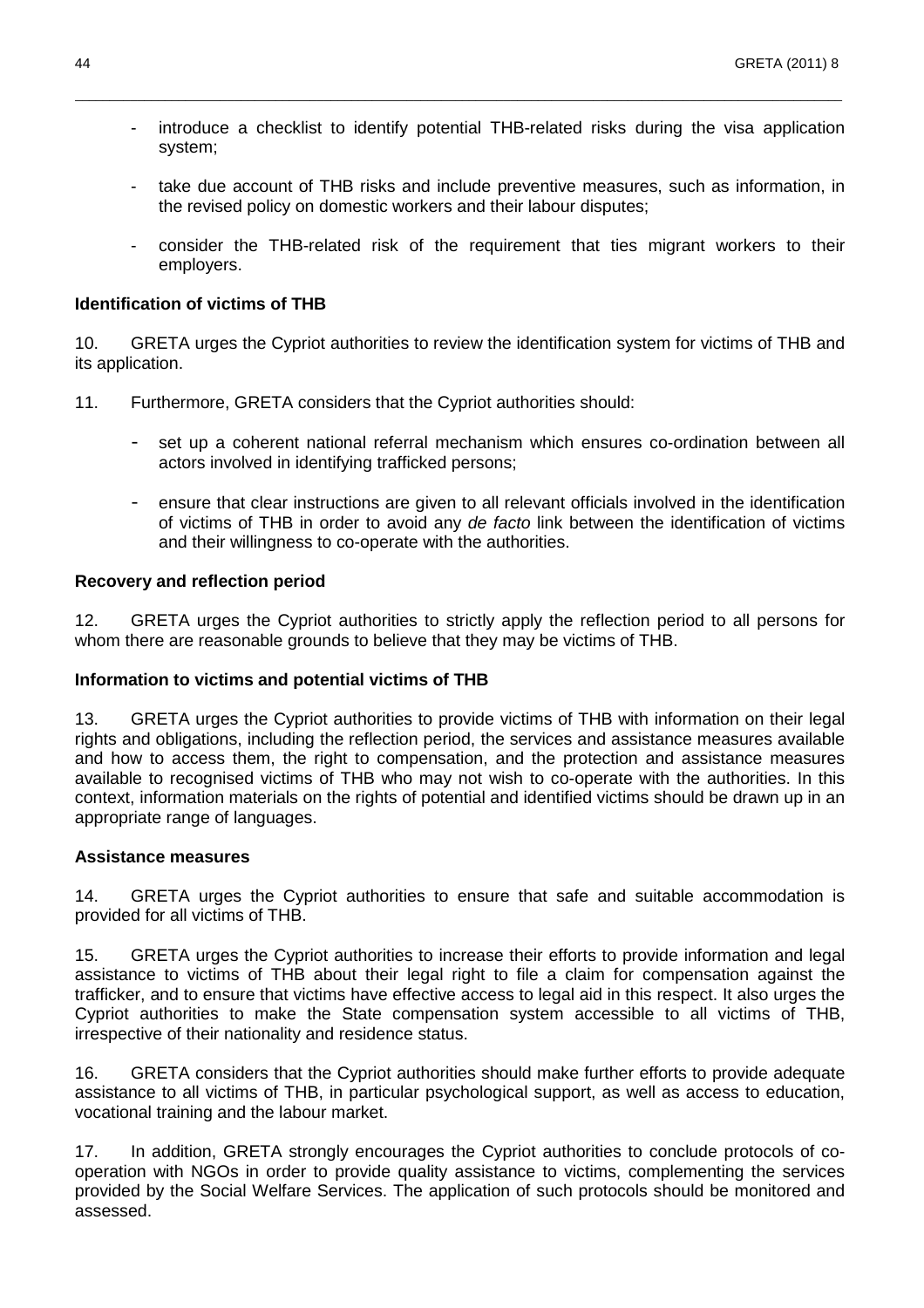- introduce a checklist to identify potential THB-related risks during the visa application system;

- take due account of THB risks and include preventive measures, such as information, in the revised policy on domestic workers and their labour disputes;

- consider the THB-related risk of the requirement that ties migrant workers to their employers.

**Identification of victims of THB**

10. GRETA urges the Cypriot authorities to review the identification system for victims of THB and its application.

11. Furthermore, GRETA considers that the Cypriot authorities should:

- set up a coherent national referral mechanism which ensures co-ordination between all actors involved in identifying trafficked persons;

- ensure that clear instructions are given to all relevant officials involved in the identification of victims of THB in order to avoid any *de facto* link between the identification of victims and their willingness to co-operate with the authorities.

**Recovery and reflection period**

12. GRETA urges the Cypriot authorities to strictly apply the reflection period to all persons for whom there are reasonable grounds to believe that they may be victims of THB.

**Information to victims and potential victims of THB**

13. GRETA urges the Cypriot authorities to provide victims of THB with information on their legal rights and obligations, including the reflection period, the services and assistance measures available and how to access them, the right to compensation, and the protection and assistance measures available to recognised victims of THB who may not wish to co-operate with the authorities. In this context, information materials on the rights of potential and identified victims should be drawn up in an appropriate range of languages.

**Assistance measures**

14. GRETA urges the Cypriot authorities to ensure that safe and suitable accommodation is provided for all victims of THB.

15. GRETA urges the Cypriot authorities to increase their efforts to provide information and legal assistance to victims of THB about their legal right to file a claim for compensation against the trafficker, and to ensure that victims have effective access to legal aid in this respect. It also urges the Cypriot authorities to make the State compensation system accessible to all victims of THB, irrespective of their nationality and residence status.

16. GRETA considers that the Cypriot authorities should make further efforts to provide adequate assistance to all victims of THB, in particular psychological support, as well as access to education, vocational training and the labour market.

17. In addition, GRETA strongly encourages the Cypriot authorities to conclude protocols of co-operation with NGOs in order to provide quality assistance to victims, complementing the services provided by the Social Welfare Services. The application of such protocols should be monitored and assessed.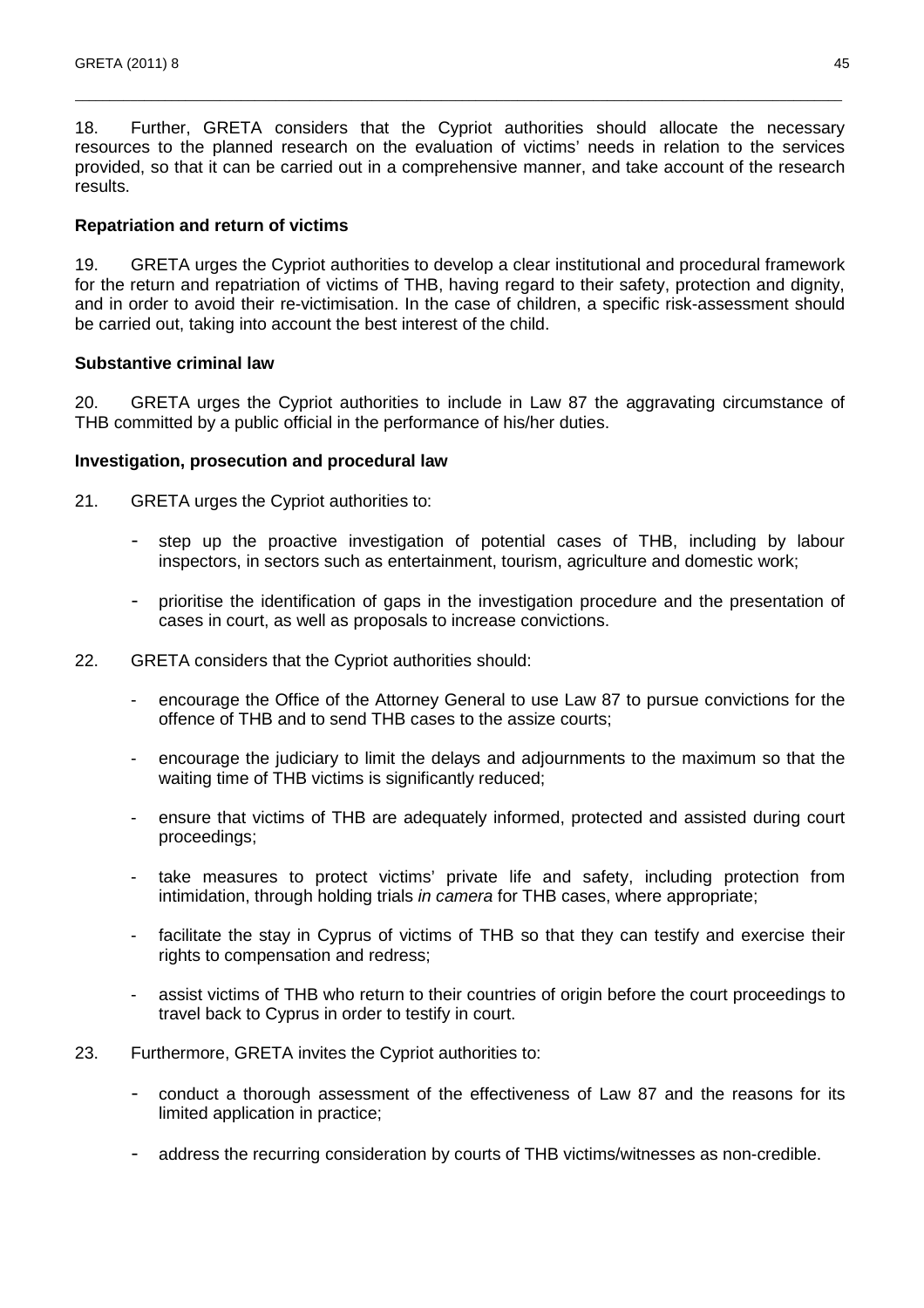18. Further, GRETA considers that the Cypriot authorities should allocate the necessary resources to the planned research on the evaluation of victims' needs in relation to the services provided, so that it can be carried out in a comprehensive manner, and take account of the research results.

**Repatriation and return of victims**

19. GRETA urges the Cypriot authorities to develop a clear institutional and procedural framework for the return and repatriation of victims of THB, having regard to their safety, protection and dignity, and in order to avoid their re-victimisation. In the case of children, a specific risk-assessment should be carried out, taking into account the best interest of the child.

**Substantive criminal law**

20. GRETA urges the Cypriot authorities to include in Law 87 the aggravating circumstance of THB committed by a public official in the performance of his/her duties.

**Investigation, prosecution and procedural law**

21. GRETA urges the Cypriot authorities to:

- step up the proactive investigation of potential cases of THB, including by labour inspectors, in sectors such as entertainment, tourism, agriculture and domestic work;

- prioritise the identification of gaps in the investigation procedure and the presentation of cases in court, as well as proposals to increase convictions.

22. GRETA considers that the Cypriot authorities should:

- encourage the Office of the Attorney General to use Law 87 to pursue convictions for the offence of THB and to send THB cases to the assize courts;

- encourage the judiciary to limit the delays and adjournments to the maximum so that the waiting time of THB victims is significantly reduced;

- ensure that victims of THB are adequately informed, protected and assisted during court proceedings;

- take measures to protect victims' private life and safety, including protection from intimidation, through holding trials *in camera* for THB cases, where appropriate;

- facilitate the stay in Cyprus of victims of THB so that they can testify and exercise their rights to compensation and redress;

- assist victims of THB who return to their countries of origin before the court proceedings to travel back to Cyprus in order to testify in court.

23. Furthermore, GRETA invites the Cypriot authorities to:

- conduct a thorough assessment of the effectiveness of Law 87 and the reasons for its limited application in practice;

- address the recurring consideration by courts of THB victims/witnesses as non-credible.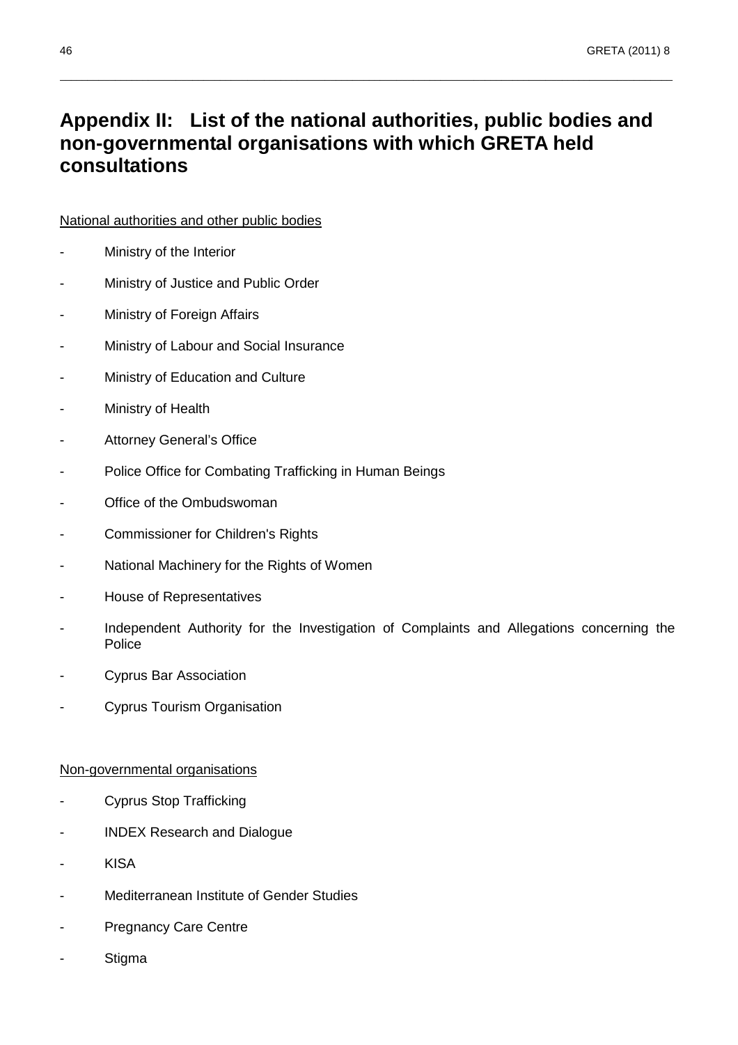# Appendix II: List of the national authorities, public bodies and non-governmental organisations with which GRETA held consultations

National authorities and other public bodies

- Ministry of the Interior
- Ministry of Justice and Public Order
- Ministry of Foreign Affairs
- Ministry of Labour and Social Insurance
- Ministry of Education and Culture
- Ministry of Health
- Attorney General's Office
- Police Office for Combating Trafficking in Human Beings
- Office of the Ombudswoman
- Commissioner for Children's Rights
- National Machinery for the Rights of Women
- House of Representatives
- Independent Authority for the Investigation of Complaints and Allegations concerning the Police
- Cyprus Bar Association
- Cyprus Tourism Organisation

Non-governmental organisations

- Cyprus Stop Trafficking
- INDEX Research and Dialogue
- KISA
- Mediterranean Institute of Gender Studies
- Pregnancy Care Centre
- Stigma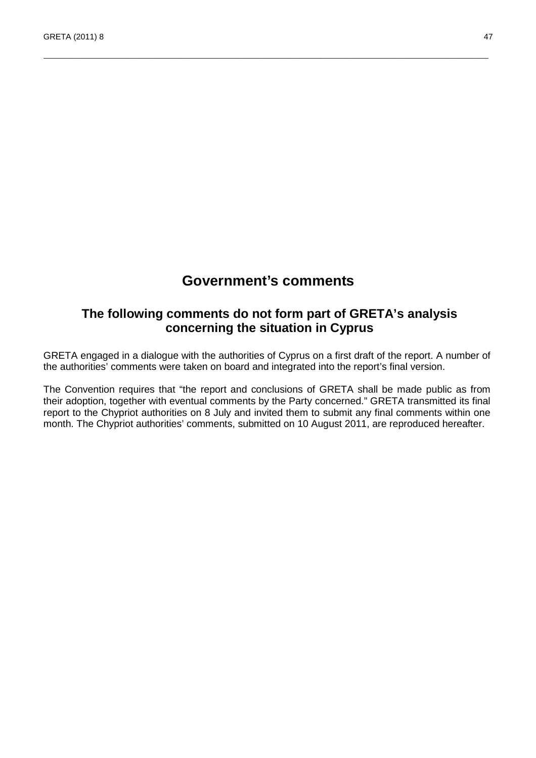# Government's comments

## The following comments do not form part of GRETA's analysis concerning the situation in Cyprus

GRETA engaged in a dialogue with the authorities of Cyprus on a first draft of the report. A number of the authorities' comments were taken on board and integrated into the report's final version.

The Convention requires that "the report and conclusions of GRETA shall be made public as from their adoption, together with eventual comments by the Party concerned." GRETA transmitted its final report to the Chypriot authorities on 8 July and invited them to submit any final comments within one month. The Chypriot authorities' comments, submitted on 10 August 2011, are reproduced hereafter.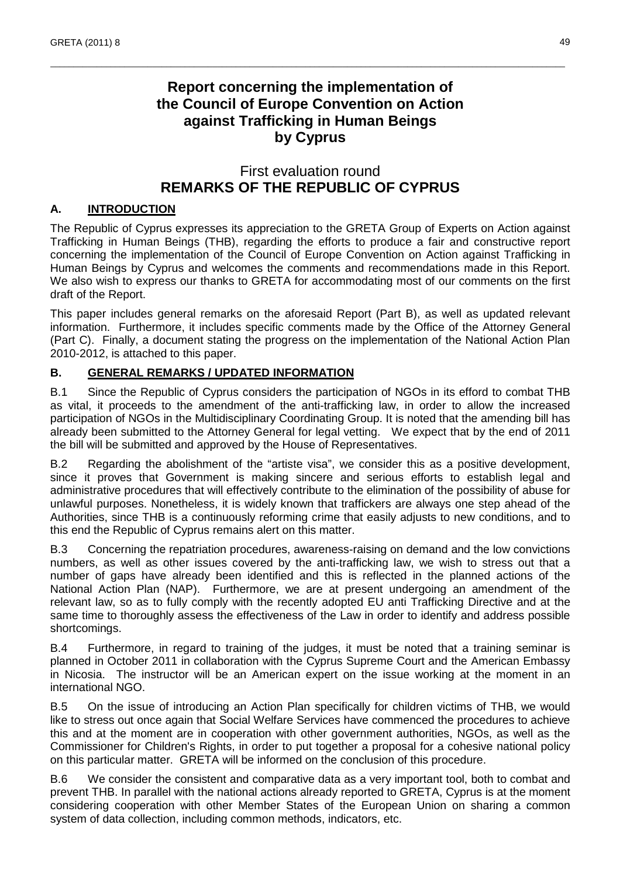# Report concerning the implementation of the Council of Europe Convention on Action against Trafficking in Human Beings by Cyprus

## First evaluation round
## REMARKS OF THE REPUBLIC OF CYPRUS

### A. INTRODUCTION

The Republic of Cyprus expresses its appreciation to the GRETA Group of Experts on Action against Trafficking in Human Beings (THB), regarding the efforts to produce a fair and constructive report concerning the implementation of the Council of Europe Convention on Action against Trafficking in Human Beings by Cyprus and welcomes the comments and recommendations made in this Report. We also wish to express our thanks to GRETA for accommodating most of our comments on the first draft of the Report.

This paper includes general remarks on the aforesaid Report (Part B), as well as updated relevant information. Furthermore, it includes specific comments made by the Office of the Attorney General (Part C). Finally, a document stating the progress on the implementation of the National Action Plan 2010-2012, is attached to this paper.

### B. GENERAL REMARKS / UPDATED INFORMATION

B.1 Since the Republic of Cyprus considers the participation of NGOs in its efford to combat THB as vital, it proceeds to the amendment of the anti-trafficking law, in order to allow the increased participation of NGOs in the Multidisciplinary Coordinating Group. It is noted that the amending bill has already been submitted to the Attorney General for legal vetting. We expect that by the end of 2011 the bill will be submitted and approved by the House of Representatives.

B.2 Regarding the abolishment of the "artiste visa", we consider this as a positive development, since it proves that Government is making sincere and serious efforts to establish legal and administrative procedures that will effectively contribute to the elimination of the possibility of abuse for unlawful purposes. Nonetheless, it is widely known that traffickers are always one step ahead of the Authorities, since THB is a continuously reforming crime that easily adjusts to new conditions, and to this end the Republic of Cyprus remains alert on this matter.

B.3 Concerning the repatriation procedures, awareness-raising on demand and the low convictions numbers, as well as other issues covered by the anti-trafficking law, we wish to stress out that a number of gaps have already been identified and this is reflected in the planned actions of the National Action Plan (NAP). Furthermore, we are at present undergoing an amendment of the relevant law, so as to fully comply with the recently adopted EU anti Trafficking Directive and at the same time to thoroughly assess the effectiveness of the Law in order to identify and address possible shortcomings.

B.4 Furthermore, in regard to training of the judges, it must be noted that a training seminar is planned in October 2011 in collaboration with the Cyprus Supreme Court and the American Embassy in Nicosia. The instructor will be an American expert on the issue working at the moment in an international NGO.

B.5 On the issue of introducing an Action Plan specifically for children victims of THB, we would like to stress out once again that Social Welfare Services have commenced the procedures to achieve this and at the moment are in cooperation with other government authorities, NGOs, as well as the Commissioner for Children's Rights, in order to put together a proposal for a cohesive national policy on this particular matter. GRETA will be informed on the conclusion of this procedure.

B.6 We consider the consistent and comparative data as a very important tool, both to combat and prevent THB. In parallel with the national actions already reported to GRETA, Cyprus is at the moment considering cooperation with other Member States of the European Union on sharing a common system of data collection, including common methods, indicators, etc.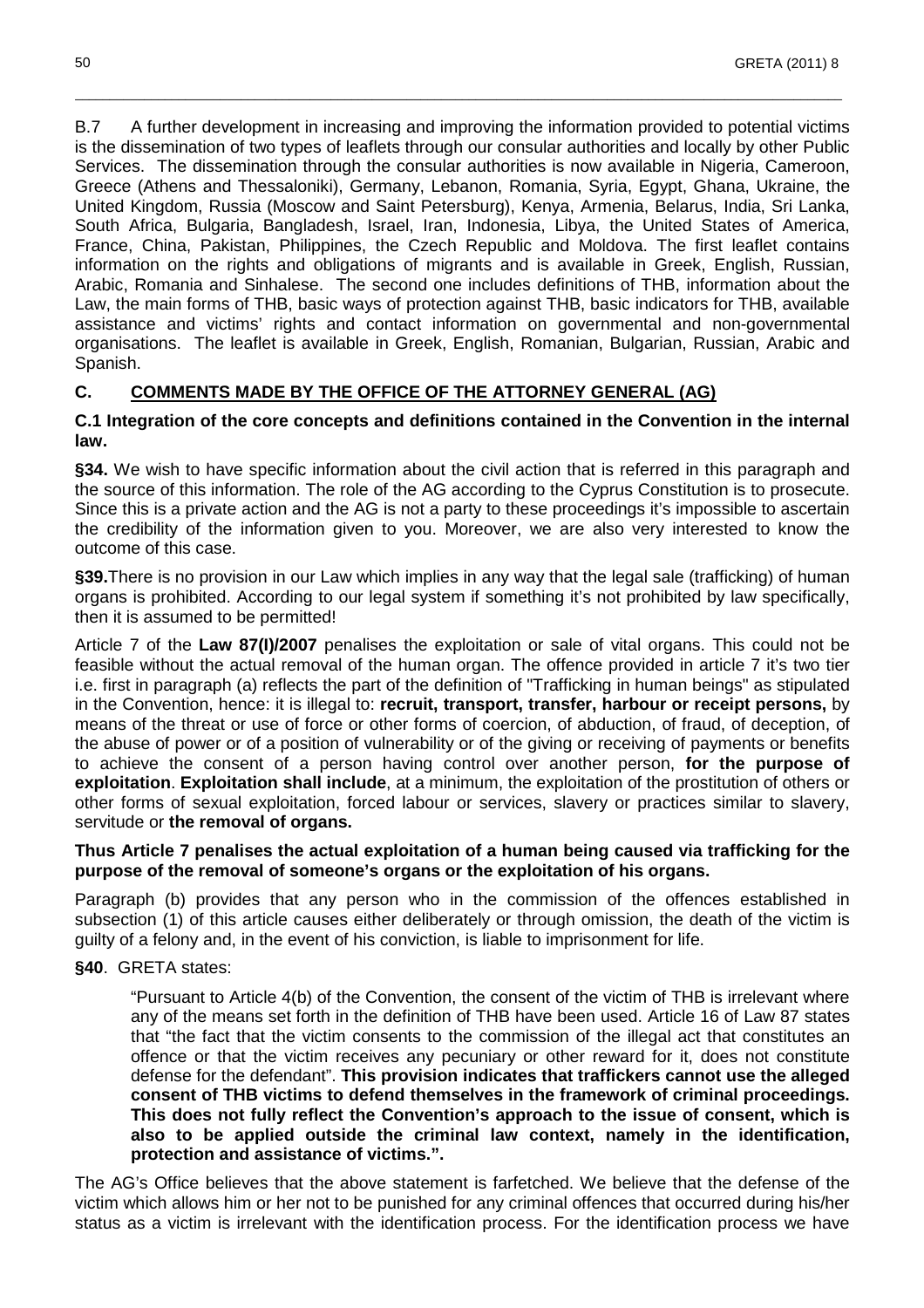B.7 A further development in increasing and improving the information provided to potential victims is the dissemination of two types of leaflets through our consular authorities and locally by other Public Services. The dissemination through the consular authorities is now available in Nigeria, Cameroon, Greece (Athens and Thessaloniki), Germany, Lebanon, Romania, Syria, Egypt, Ghana, Ukraine, the United Kingdom, Russia (Moscow and Saint Petersburg), Kenya, Armenia, Belarus, India, Sri Lanka, South Africa, Bulgaria, Bangladesh, Israel, Iran, Indonesia, Libya, the United States of America, France, China, Pakistan, Philippines, the Czech Republic and Moldova. The first leaflet contains information on the rights and obligations of migrants and is available in Greek, English, Russian, Arabic, Romania and Sinhalese. The second one includes definitions of THB, information about the Law, the main forms of THB, basic ways of protection against THB, basic indicators for THB, available assistance and victims' rights and contact information on governmental and non-governmental organisations. The leaflet is available in Greek, English, Romanian, Bulgarian, Russian, Arabic and Spanish.

## C. COMMENTS MADE BY THE OFFICE OF THE ATTORNEY GENERAL (AG)

### C.1 Integration of the core concepts and definitions contained in the Convention in the internal law.

**§34.** We wish to have specific information about the civil action that is referred in this paragraph and the source of this information. The role of the AG according to the Cyprus Constitution is to prosecute. Since this is a private action and the AG is not a party to these proceedings it's impossible to ascertain the credibility of the information given to you. Moreover, we are also very interested to know the outcome of this case.

**§39.** There is no provision in our Law which implies in any way that the legal sale (trafficking) of human organs is prohibited. According to our legal system if something it's not prohibited by law specifically, then it is assumed to be permitted!

Article 7 of the **Law 87(I)/2007** penalises the exploitation or sale of vital organs. This could not be feasible without the actual removal of the human organ. The offence provided in article 7 it's two tier i.e. first in paragraph (a) reflects the part of the definition of "Trafficking in human beings" as stipulated in the Convention, hence: it is illegal to: **recruit, transport, transfer, harbour or receipt persons,** by means of the threat or use of force or other forms of coercion, of abduction, of fraud, of deception, of the abuse of power or of a position of vulnerability or of the giving or receiving of payments or benefits to achieve the consent of a person having control over another person, **for the purpose of exploitation**. **Exploitation shall include**, at a minimum, the exploitation of the prostitution of others or other forms of sexual exploitation, forced labour or services, slavery or practices similar to slavery, servitude or **the removal of organs.**

**Thus Article 7 penalises the actual exploitation of a human being caused via trafficking for the purpose of the removal of someone's organs or the exploitation of his organs.**

Paragraph (b) provides that any person who in the commission of the offences established in subsection (1) of this article causes either deliberately or through omission, the death of the victim is guilty of a felony and, in the event of his conviction, is liable to imprisonment for life.

**§40**. GRETA states:

> "Pursuant to Article 4(b) of the Convention, the consent of the victim of THB is irrelevant where any of the means set forth in the definition of THB have been used. Article 16 of Law 87 states that "the fact that the victim consents to the commission of the illegal act that constitutes an offence or that the victim receives any pecuniary or other reward for it, does not constitute defense for the defendant". **This provision indicates that traffickers cannot use the alleged consent of THB victims to defend themselves in the framework of criminal proceedings. This does not fully reflect the Convention's approach to the issue of consent, which is also to be applied outside the criminal law context, namely in the identification, protection and assistance of victims.".**

The AG's Office believes that the above statement is farfetched. We believe that the defense of the victim which allows him or her not to be punished for any criminal offences that occurred during his/her status as a victim is irrelevant with the identification process. For the identification process we have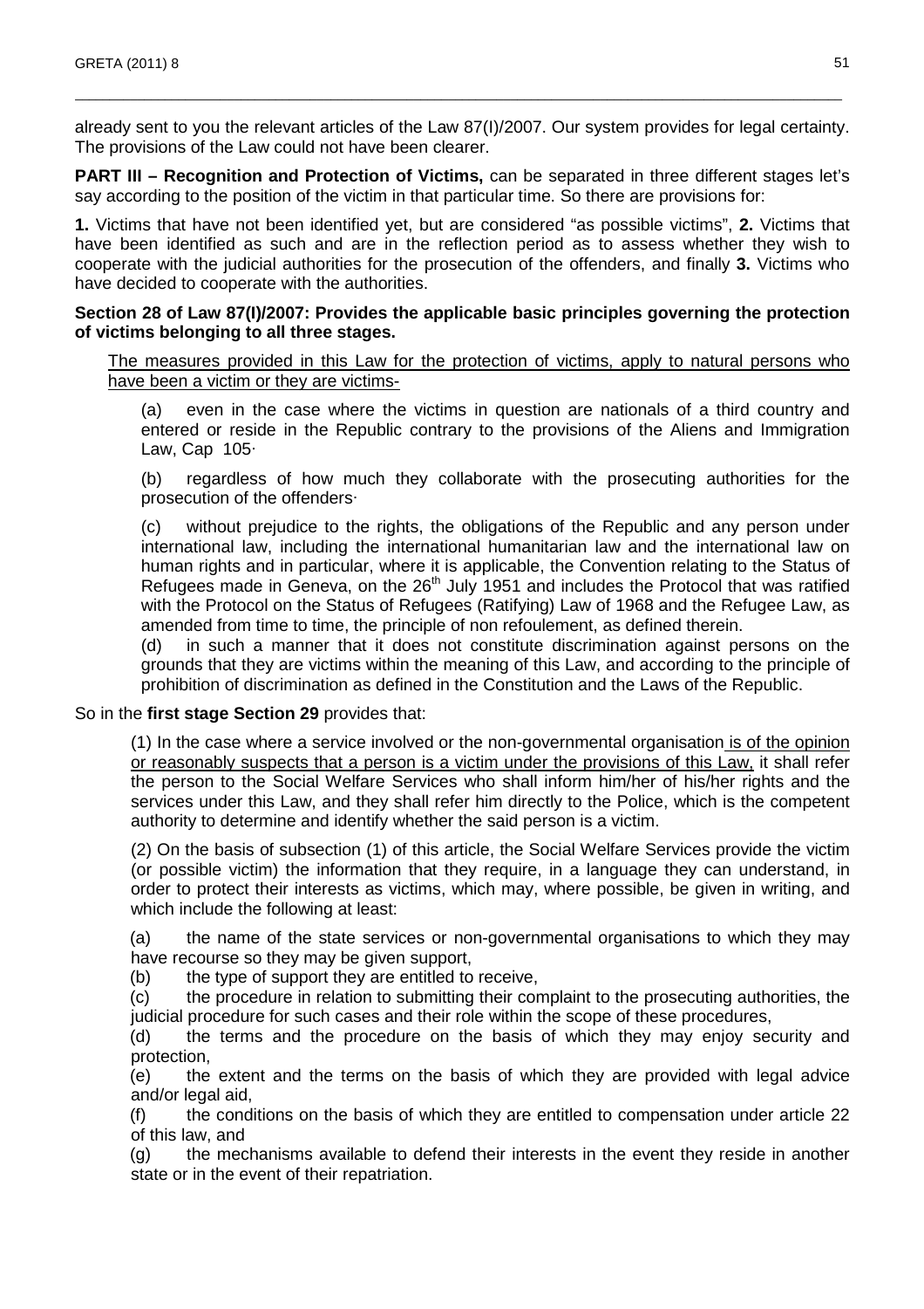already sent to you the relevant articles of the Law 87(I)/2007. Our system provides for legal certainty. The provisions of the Law could not have been clearer.

**PART III – Recognition and Protection of Victims,** can be separated in three different stages let's say according to the position of the victim in that particular time. So there are provisions for:

**1.** Victims that have not been identified yet, but are considered "as possible victims", **2.** Victims that have been identified as such and are in the reflection period as to assess whether they wish to cooperate with the judicial authorities for the prosecution of the offenders, and finally **3.** Victims who have decided to cooperate with the authorities.

**Section 28 of Law 87(I)/2007: Provides the applicable basic principles governing the protection of victims belonging to all three stages.**

> <u>The measures provided in this Law for the protection of victims, apply to natural persons who have been a victim or they are victims-</u>
>
> (a) even in the case where the victims in question are nationals of a third country and entered or reside in the Republic contrary to the provisions of the Aliens and Immigration Law, Cap 105·
>
> (b) regardless of how much they collaborate with the prosecuting authorities for the prosecution of the offenders·
>
> (c) without prejudice to the rights, the obligations of the Republic and any person under international law, including the international humanitarian law and the international law on human rights and in particular, where it is applicable, the Convention relating to the Status of Refugees made in Geneva, on the 26th July 1951 and includes the Protocol that was ratified with the Protocol on the Status of Refugees (Ratifying) Law of 1968 and the Refugee Law, as amended from time to time, the principle of non refoulement, as defined therein.
>
> (d) in such a manner that it does not constitute discrimination against persons on the grounds that they are victims within the meaning of this Law, and according to the principle of prohibition of discrimination as defined in the Constitution and the Laws of the Republic.

So in the **first stage Section 29** provides that:

> (1) In the case where a service involved or the non-governmental organisation <u>is of the opinion or reasonably suspects that a person is a victim under the provisions of this Law,</u> it shall refer the person to the Social Welfare Services who shall inform him/her of his/her rights and the services under this Law, and they shall refer him directly to the Police, which is the competent authority to determine and identify whether the said person is a victim.
>
> (2) On the basis of subsection (1) of this article, the Social Welfare Services provide the victim (or possible victim) the information that they require, in a language they can understand, in order to protect their interests as victims, which may, where possible, be given in writing, and which include the following at least:
>
> (a) the name of the state services or non-governmental organisations to which they may have recourse so they may be given support,
>
> (b) the type of support they are entitled to receive,
>
> (c) the procedure in relation to submitting their complaint to the prosecuting authorities, the judicial procedure for such cases and their role within the scope of these procedures,
>
> (d) the terms and the procedure on the basis of which they may enjoy security and protection,
>
> (e) the extent and the terms on the basis of which they are provided with legal advice and/or legal aid,
>
> (f) the conditions on the basis of which they are entitled to compensation under article 22 of this law, and
>
> (g) the mechanisms available to defend their interests in the event they reside in another state or in the event of their repatriation.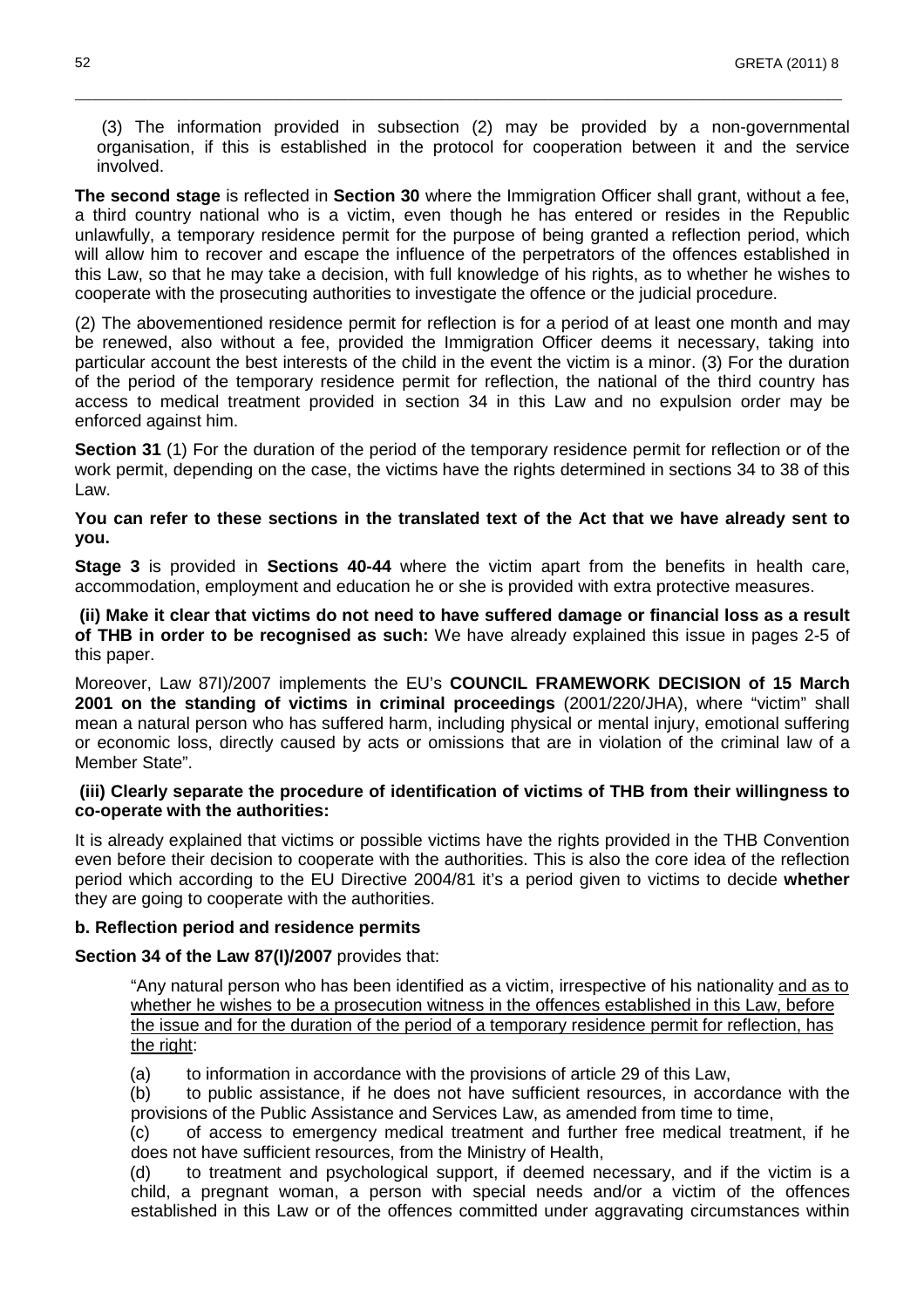(3) The information provided in subsection (2) may be provided by a non-governmental organisation, if this is established in the protocol for cooperation between it and the service involved.

**The second stage** is reflected in **Section 30** where the Immigration Officer shall grant, without a fee, a third country national who is a victim, even though he has entered or resides in the Republic unlawfully, a temporary residence permit for the purpose of being granted a reflection period, which will allow him to recover and escape the influence of the perpetrators of the offences established in this Law, so that he may take a decision, with full knowledge of his rights, as to whether he wishes to cooperate with the prosecuting authorities to investigate the offence or the judicial procedure.

(2) The abovementioned residence permit for reflection is for a period of at least one month and may be renewed, also without a fee, provided the Immigration Officer deems it necessary, taking into particular account the best interests of the child in the event the victim is a minor. (3) For the duration of the period of the temporary residence permit for reflection, the national of the third country has access to medical treatment provided in section 34 in this Law and no expulsion order may be enforced against him.

**Section 31** (1) For the duration of the period of the temporary residence permit for reflection or of the work permit, depending on the case, the victims have the rights determined in sections 34 to 38 of this Law.

**You can refer to these sections in the translated text of the Act that we have already sent to you.**

**Stage 3** is provided in **Sections 40-44** where the victim apart from the benefits in health care, accommodation, employment and education he or she is provided with extra protective measures.

**(ii) Make it clear that victims do not need to have suffered damage or financial loss as a result of THB in order to be recognised as such:** We have already explained this issue in pages 2-5 of this paper.

Moreover, Law 87I)/2007 implements the EU's **COUNCIL FRAMEWORK DECISION of 15 March 2001 on the standing of victims in criminal proceedings** (2001/220/JHA), where "victim" shall mean a natural person who has suffered harm, including physical or mental injury, emotional suffering or economic loss, directly caused by acts or omissions that are in violation of the criminal law of a Member State".

**(iii) Clearly separate the procedure of identification of victims of THB from their willingness to co-operate with the authorities:**

It is already explained that victims or possible victims have the rights provided in the THB Convention even before their decision to cooperate with the authorities. This is also the core idea of the reflection period which according to the EU Directive 2004/81 it's a period given to victims to decide **whether** they are going to cooperate with the authorities.

**b. Reflection period and residence permits**

**Section 34 of the Law 87(I)/2007** provides that:

> "Any natural person who has been identified as a victim, irrespective of his nationality and as to whether he wishes to be a prosecution witness in the offences established in this Law, before the issue and for the duration of the period of a temporary residence permit for reflection, has the right:
>
> (a) to information in accordance with the provisions of article 29 of this Law,
>
> (b) to public assistance, if he does not have sufficient resources, in accordance with the provisions of the Public Assistance and Services Law, as amended from time to time,
>
> (c) of access to emergency medical treatment and further free medical treatment, if he does not have sufficient resources, from the Ministry of Health,
>
> (d) to treatment and psychological support, if deemed necessary, and if the victim is a child, a pregnant woman, a person with special needs and/or a victim of the offences established in this Law or of the offences committed under aggravating circumstances within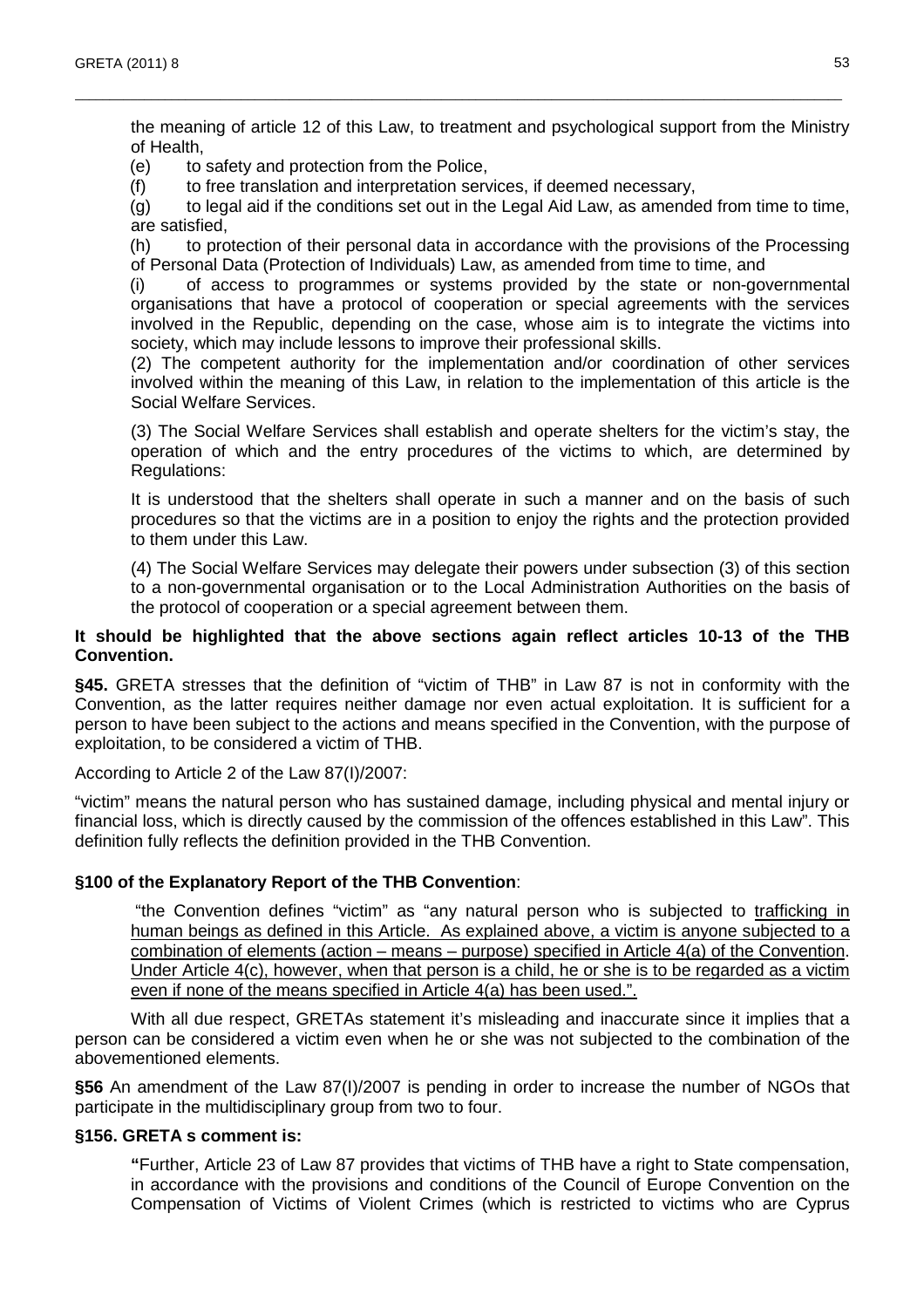the meaning of article 12 of this Law, to treatment and psychological support from the Ministry of Health,

(e) to safety and protection from the Police,

(f) to free translation and interpretation services, if deemed necessary,

(g) to legal aid if the conditions set out in the Legal Aid Law, as amended from time to time, are satisfied,

(h) to protection of their personal data in accordance with the provisions of the Processing of Personal Data (Protection of Individuals) Law, as amended from time to time, and

(i) of access to programmes or systems provided by the state or non-governmental organisations that have a protocol of cooperation or special agreements with the services involved in the Republic, depending on the case, whose aim is to integrate the victims into society, which may include lessons to improve their professional skills.

(2) The competent authority for the implementation and/or coordination of other services involved within the meaning of this Law, in relation to the implementation of this article is the Social Welfare Services.

(3) The Social Welfare Services shall establish and operate shelters for the victim's stay, the operation of which and the entry procedures of the victims to which, are determined by Regulations:

It is understood that the shelters shall operate in such a manner and on the basis of such procedures so that the victims are in a position to enjoy the rights and the protection provided to them under this Law.

(4) The Social Welfare Services may delegate their powers under subsection (3) of this section to a non-governmental organisation or to the Local Administration Authorities on the basis of the protocol of cooperation or a special agreement between them.

**It should be highlighted that the above sections again reflect articles 10-13 of the THB Convention.**

**§45.** GRETA stresses that the definition of "victim of THB" in Law 87 is not in conformity with the Convention, as the latter requires neither damage nor even actual exploitation. It is sufficient for a person to have been subject to the actions and means specified in the Convention, with the purpose of exploitation, to be considered a victim of THB.

According to Article 2 of the Law 87(I)/2007:

"victim" means the natural person who has sustained damage, including physical and mental injury or financial loss, which is directly caused by the commission of the offences established in this Law". This definition fully reflects the definition provided in the THB Convention.

**§100 of the Explanatory Report of the THB Convention**:

"the Convention defines "victim" as "any natural person who is subjected to <u>trafficking in human beings as defined in this Article. As explained above, a victim is anyone subjected to a combination of elements (action – means – purpose) specified in Article 4(a) of the Convention. Under Article 4(c), however, when that person is a child, he or she is to be regarded as a victim even if none of the means specified in Article 4(a) has been used.".</u>

With all due respect, GRETAs statement it's misleading and inaccurate since it implies that a person can be considered a victim even when he or she was not subjected to the combination of the abovementioned elements.

**§56** An amendment of the Law 87(I)/2007 is pending in order to increase the number of NGOs that participate in the multidisciplinary group from two to four.

**§156. GRETA s comment is:**

**"**Further, Article 23 of Law 87 provides that victims of THB have a right to State compensation, in accordance with the provisions and conditions of the Council of Europe Convention on the Compensation of Victims of Violent Crimes (which is restricted to victims who are Cyprus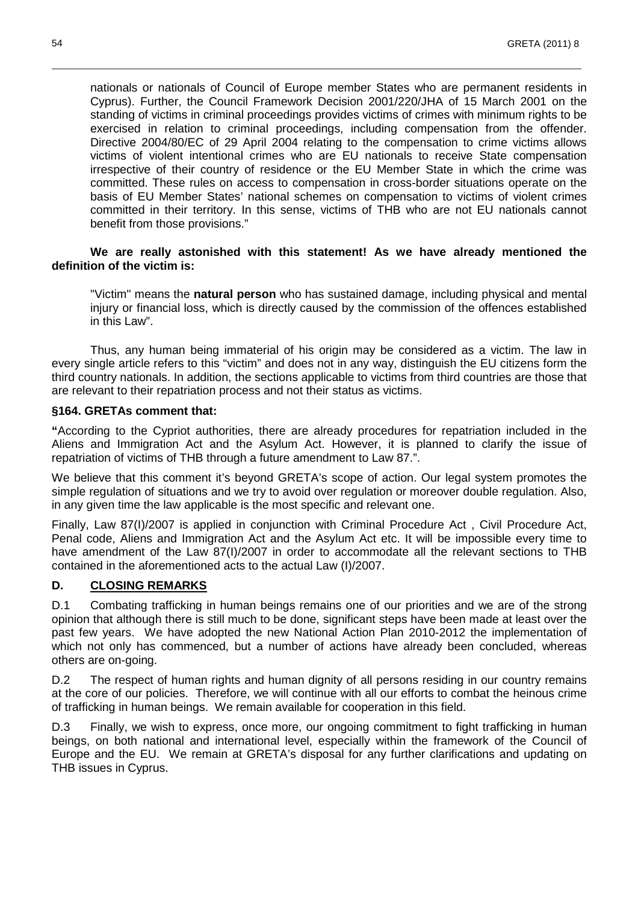> nationals or nationals of Council of Europe member States who are permanent residents in Cyprus). Further, the Council Framework Decision 2001/220/JHA of 15 March 2001 on the standing of victims in criminal proceedings provides victims of crimes with minimum rights to be exercised in relation to criminal proceedings, including compensation from the offender. Directive 2004/80/EC of 29 April 2004 relating to the compensation to crime victims allows victims of violent intentional crimes who are EU nationals to receive State compensation irrespective of their country of residence or the EU Member State in which the crime was committed. These rules on access to compensation in cross-border situations operate on the basis of EU Member States' national schemes on compensation to victims of violent crimes committed in their territory. In this sense, victims of THB who are not EU nationals cannot benefit from those provisions."

**We are really astonished with this statement! As we have already mentioned the definition of the victim is:**

> "Victim" means the **natural person** who has sustained damage, including physical and mental injury or financial loss, which is directly caused by the commission of the offences established in this Law".

Thus, any human being immaterial of his origin may be considered as a victim. The law in every single article refers to this "victim" and does not in any way, distinguish the EU citizens form the third country nationals. In addition, the sections applicable to victims from third countries are those that are relevant to their repatriation process and not their status as victims.

**§164. GRETAs comment that:**

**"**According to the Cypriot authorities, there are already procedures for repatriation included in the Aliens and Immigration Act and the Asylum Act. However, it is planned to clarify the issue of repatriation of victims of THB through a future amendment to Law 87.".

We believe that this comment it's beyond GRETA's scope of action. Our legal system promotes the simple regulation of situations and we try to avoid over regulation or moreover double regulation. Also, in any given time the law applicable is the most specific and relevant one.

Finally, Law 87(I)/2007 is applied in conjunction with Criminal Procedure Act , Civil Procedure Act, Penal code, Aliens and Immigration Act and the Asylum Act etc. It will be impossible every time to have amendment of the Law 87(I)/2007 in order to accommodate all the relevant sections to THB contained in the aforementioned acts to the actual Law (I)/2007.

## D. CLOSING REMARKS

D.1 Combating trafficking in human beings remains one of our priorities and we are of the strong opinion that although there is still much to be done, significant steps have been made at least over the past few years. We have adopted the new National Action Plan 2010-2012 the implementation of which not only has commenced, but a number of actions have already been concluded, whereas others are on-going.

D.2 The respect of human rights and human dignity of all persons residing in our country remains at the core of our policies. Therefore, we will continue with all our efforts to combat the heinous crime of trafficking in human beings. We remain available for cooperation in this field.

D.3 Finally, we wish to express, once more, our ongoing commitment to fight trafficking in human beings, on both national and international level, especially within the framework of the Council of Europe and the EU. We remain at GRETA's disposal for any further clarifications and updating on THB issues in Cyprus.